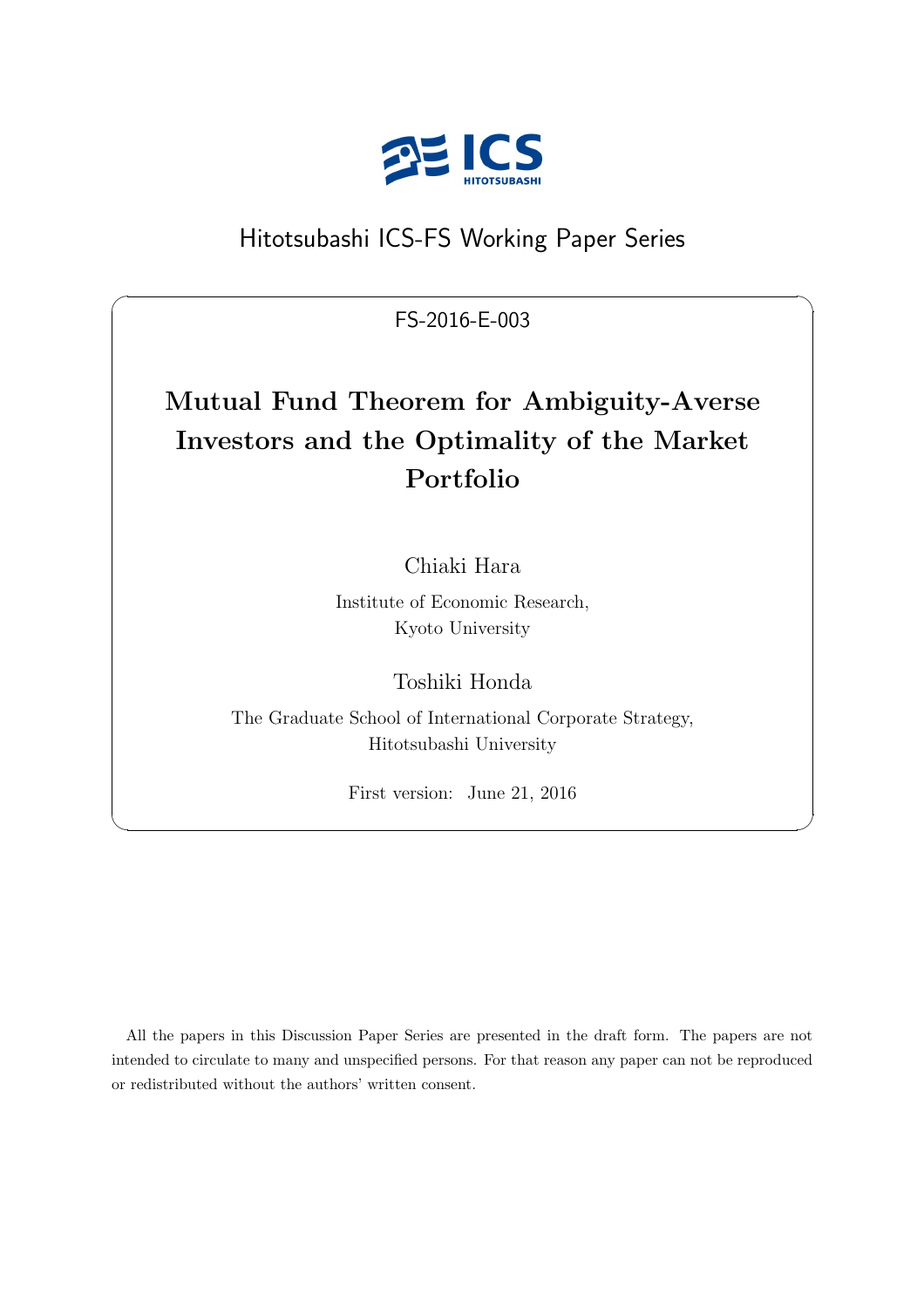Hitotsubashi ICS-FS Working Paper Series

FS-2016-E-003

# Mutual Fund Theorem for Ambiguity-Averse Investors and the Optimality of the Market Portfolio

Chiaki Hara

Institute of Economic Research,
Kyoto University

Toshiki Honda

The Graduate School of International Corporate Strategy,
Hitotsubashi University

First version: June 21, 2016

All the papers in this Discussion Paper Series are presented in the draft form. The papers are not intended to circulate to many and unspecified persons. For that reason any paper can not be reproduced or redistributed without the authors' written consent.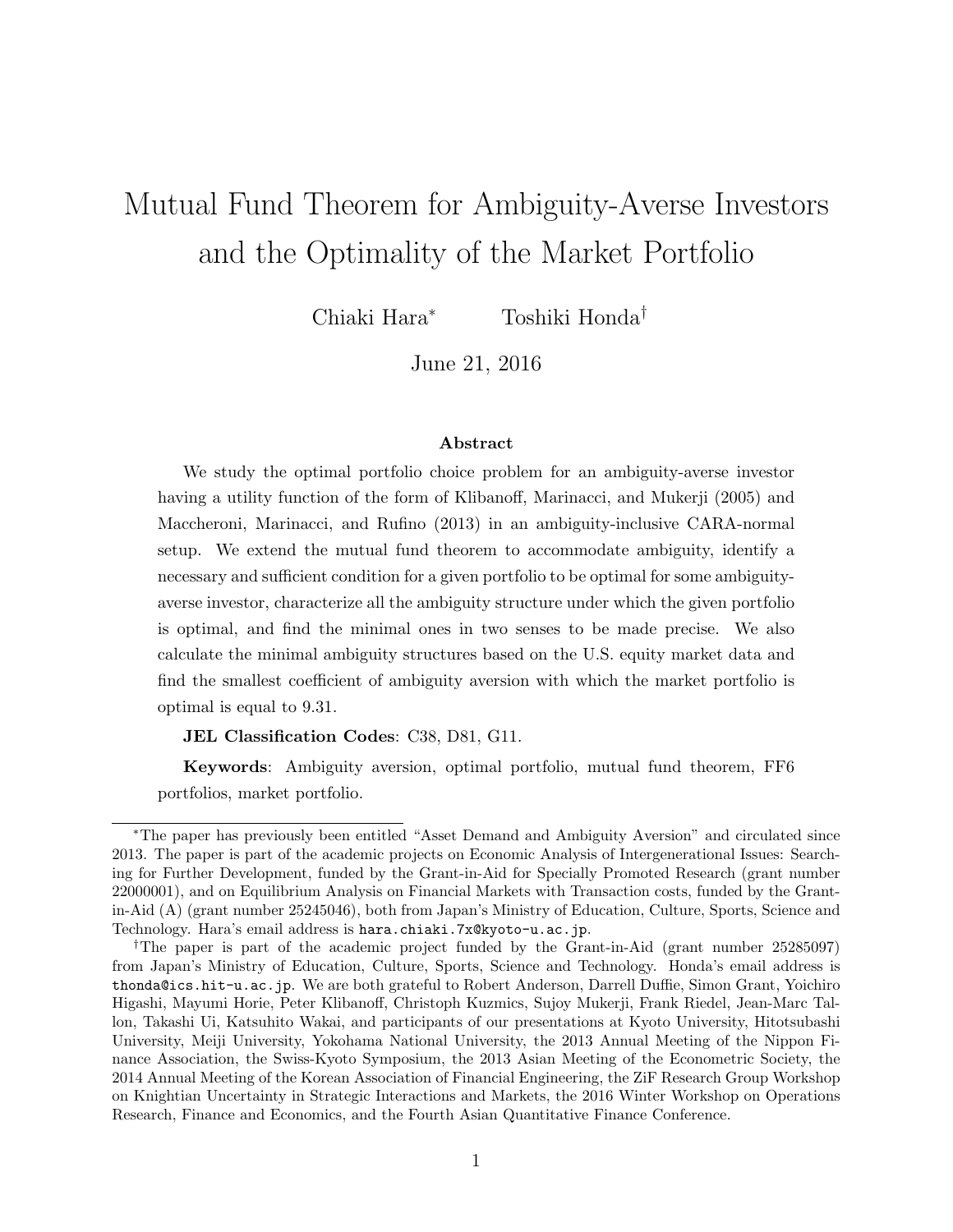# Mutual Fund Theorem for Ambiguity-Averse Investors and the Optimality of the Market Portfolio

Chiaki Hara[*] Toshiki Honda[†]

June 21, 2016

### Abstract

We study the optimal portfolio choice problem for an ambiguity-averse investor having a utility function of the form of Klibanoff, Marinacci, and Mukerji (2005) and Maccheroni, Marinacci, and Rufino (2013) in an ambiguity-inclusive CARA-normal setup. We extend the mutual fund theorem to accommodate ambiguity, identify a necessary and sufficient condition for a given portfolio to be optimal for some ambiguity-averse investor, characterize all the ambiguity structure under which the given portfolio is optimal, and find the minimal ones in two senses to be made precise. We also calculate the minimal ambiguity structures based on the U.S. equity market data and find the smallest coefficient of ambiguity aversion with which the market portfolio is optimal is equal to 9.31.

**JEL Classification Codes**: C38, D81, G11.

**Keywords**: Ambiguity aversion, optimal portfolio, mutual fund theorem, FF6 portfolios, market portfolio.

---

[*]The paper has previously been entitled "Asset Demand and Ambiguity Aversion" and circulated since 2013. The paper is part of the academic projects on Economic Analysis of Intergenerational Issues: Searching for Further Development, funded by the Grant-in-Aid for Specially Promoted Research (grant number 22000001), and on Equilibrium Analysis on Financial Markets with Transaction costs, funded by the Grant-in-Aid (A) (grant number 25245046), both from Japan's Ministry of Education, Culture, Sports, Science and Technology. Hara's email address is hara.chiaki.7x@kyoto-u.ac.jp.

[†]The paper is part of the academic project funded by the Grant-in-Aid (grant number 25285097) from Japan's Ministry of Education, Culture, Sports, Science and Technology. Honda's email address is thonda@ics.hit-u.ac.jp. We are both grateful to Robert Anderson, Darrell Duffie, Simon Grant, Yoichiro Higashi, Mayumi Horie, Peter Klibanoff, Christoph Kuzmics, Sujoy Mukerji, Frank Riedel, Jean-Marc Tallon, Takashi Ui, Katsuhito Wakai, and participants of our presentations at Kyoto University, Hitotsubashi University, Meiji University, Yokohama National University, the 2013 Annual Meeting of the Nippon Finance Association, the Swiss-Kyoto Symposium, the 2013 Asian Meeting of the Econometric Society, the 2014 Annual Meeting of the Korean Association of Financial Engineering, the ZiF Research Group Workshop on Knightian Uncertainty in Strategic Interactions and Markets, the 2016 Winter Workshop on Operations Research, Finance and Economics, and the Fourth Asian Quantitative Finance Conference.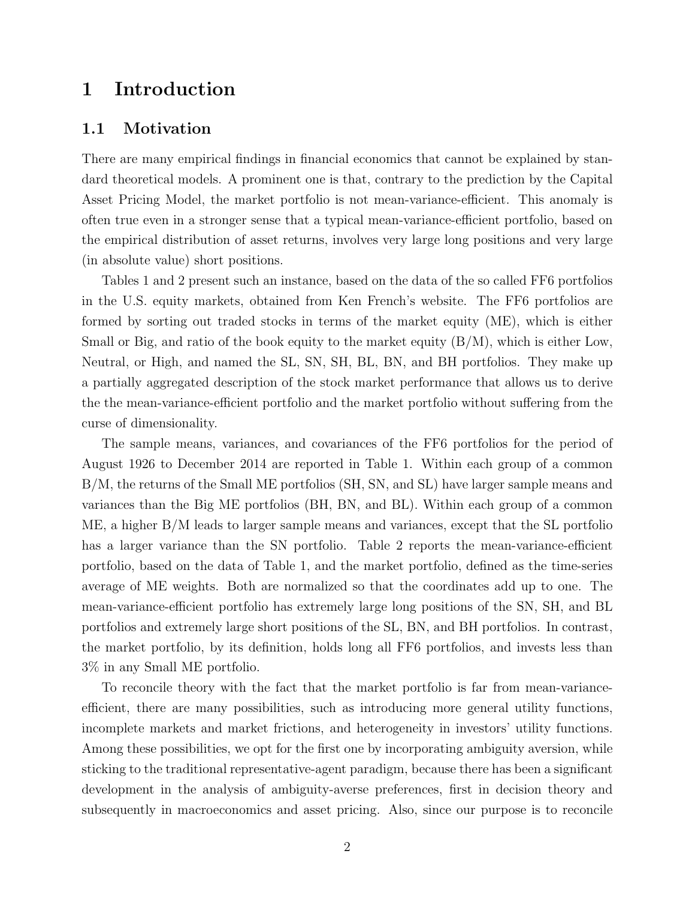# 1 Introduction

## 1.1 Motivation

There are many empirical findings in financial economics that cannot be explained by standard theoretical models. A prominent one is that, contrary to the prediction by the Capital Asset Pricing Model, the market portfolio is not mean-variance-efficient. This anomaly is often true even in a stronger sense that a typical mean-variance-efficient portfolio, based on the empirical distribution of asset returns, involves very large long positions and very large (in absolute value) short positions.

Tables 1 and 2 present such an instance, based on the data of the so called FF6 portfolios in the U.S. equity markets, obtained from Ken French's website. The FF6 portfolios are formed by sorting out traded stocks in terms of the market equity (ME), which is either Small or Big, and ratio of the book equity to the market equity (B/M), which is either Low, Neutral, or High, and named the SL, SN, SH, BL, BN, and BH portfolios. They make up a partially aggregated description of the stock market performance that allows us to derive the the mean-variance-efficient portfolio and the market portfolio without suffering from the curse of dimensionality.

The sample means, variances, and covariances of the FF6 portfolios for the period of August 1926 to December 2014 are reported in Table 1. Within each group of a common B/M, the returns of the Small ME portfolios (SH, SN, and SL) have larger sample means and variances than the Big ME portfolios (BH, BN, and BL). Within each group of a common ME, a higher B/M leads to larger sample means and variances, except that the SL portfolio has a larger variance than the SN portfolio. Table 2 reports the mean-variance-efficient portfolio, based on the data of Table 1, and the market portfolio, defined as the time-series average of ME weights. Both are normalized so that the coordinates add up to one. The mean-variance-efficient portfolio has extremely large long positions of the SN, SH, and BL portfolios and extremely large short positions of the SL, BN, and BH portfolios. In contrast, the market portfolio, by its definition, holds long all FF6 portfolios, and invests less than 3% in any Small ME portfolio.

To reconcile theory with the fact that the market portfolio is far from mean-variance-efficient, there are many possibilities, such as introducing more general utility functions, incomplete markets and market frictions, and heterogeneity in investors' utility functions. Among these possibilities, we opt for the first one by incorporating ambiguity aversion, while sticking to the traditional representative-agent paradigm, because there has been a significant development in the analysis of ambiguity-averse preferences, first in decision theory and subsequently in macroeconomics and asset pricing. Also, since our purpose is to reconcile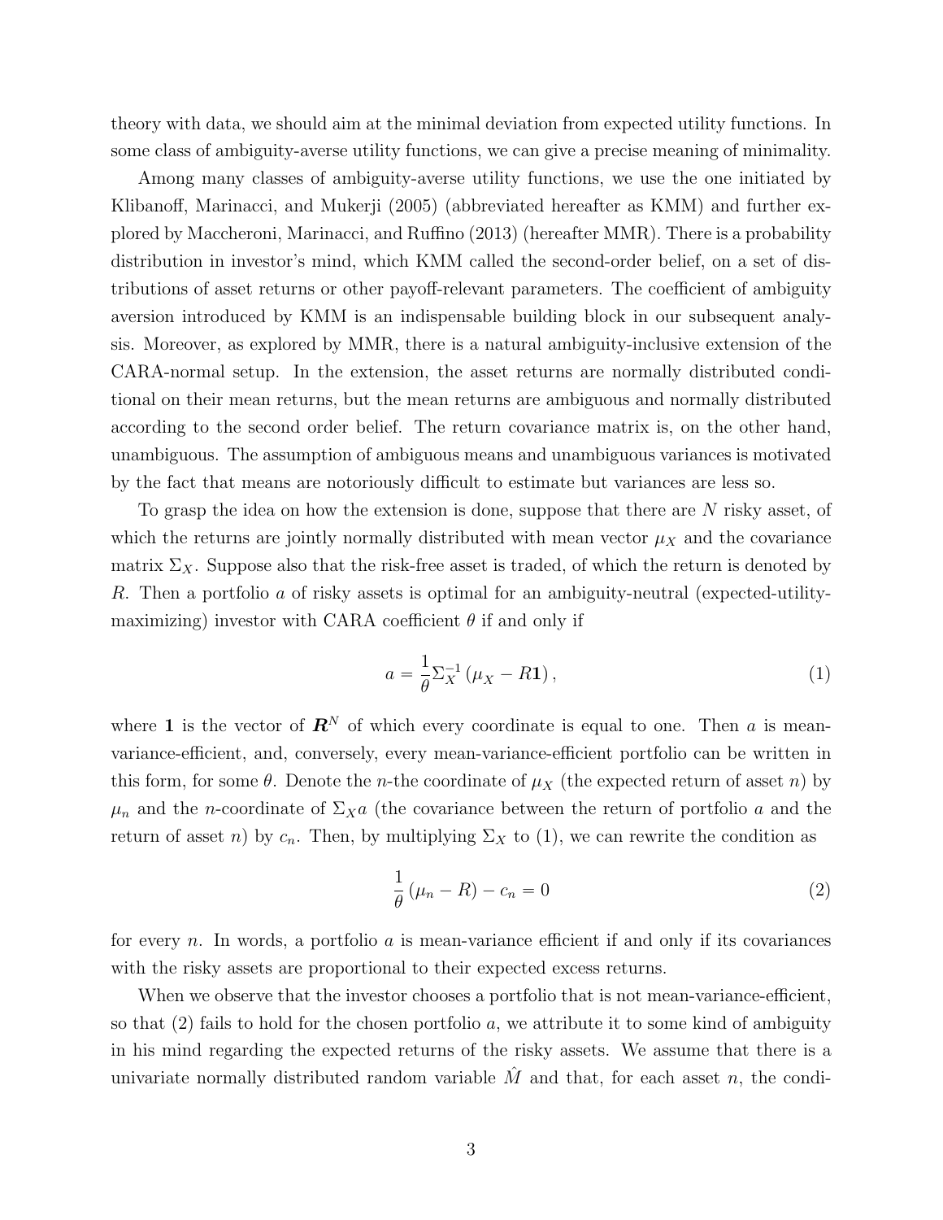theory with data, we should aim at the minimal deviation from expected utility functions. In some class of ambiguity-averse utility functions, we can give a precise meaning of minimality.

Among many classes of ambiguity-averse utility functions, we use the one initiated by Klibanoff, Marinacci, and Mukerji (2005) (abbreviated hereafter as KMM) and further explored by Maccheroni, Marinacci, and Ruffino (2013) (hereafter MMR). There is a probability distribution in investor's mind, which KMM called the second-order belief, on a set of distributions of asset returns or other payoff-relevant parameters. The coefficient of ambiguity aversion introduced by KMM is an indispensable building block in our subsequent analysis. Moreover, as explored by MMR, there is a natural ambiguity-inclusive extension of the CARA-normal setup. In the extension, the asset returns are normally distributed conditional on their mean returns, but the mean returns are ambiguous and normally distributed according to the second order belief. The return covariance matrix is, on the other hand, unambiguous. The assumption of ambiguous means and unambiguous variances is motivated by the fact that means are notoriously difficult to estimate but variances are less so.

To grasp the idea on how the extension is done, suppose that there are $N$ risky asset, of which the returns are jointly normally distributed with mean vector $\mu_X$ and the covariance matrix $\Sigma_X$. Suppose also that the risk-free asset is traded, of which the return is denoted by $R$. Then a portfolio $a$ of risky assets is optimal for an ambiguity-neutral (expected-utility-maximizing) investor with CARA coefficient $\theta$ if and only if

$$a = \frac{1}{\theta}\Sigma_X^{-1}\left(\mu_X - R\mathbf{1}\right), \tag{1}$$

where $\mathbf{1}$ is the vector of $\boldsymbol{R}^N$ of which every coordinate is equal to one. Then $a$ is mean-variance-efficient, and, conversely, every mean-variance-efficient portfolio can be written in this form, for some $\theta$. Denote the $n$-the coordinate of $\mu_X$ (the expected return of asset $n$) by $\mu_n$ and the $n$-coordinate of $\Sigma_X a$ (the covariance between the return of portfolio $a$ and the return of asset $n$) by $c_n$. Then, by multiplying $\Sigma_X$ to (1), we can rewrite the condition as

$$\frac{1}{\theta}\left(\mu_n - R\right) - c_n = 0 \tag{2}$$

for every $n$. In words, a portfolio $a$ is mean-variance efficient if and only if its covariances with the risky assets are proportional to their expected excess returns.

When we observe that the investor chooses a portfolio that is not mean-variance-efficient, so that (2) fails to hold for the chosen portfolio $a$, we attribute it to some kind of ambiguity in his mind regarding the expected returns of the risky assets. We assume that there is a univariate normally distributed random variable $\hat{M}$ and that, for each asset $n$, the condi-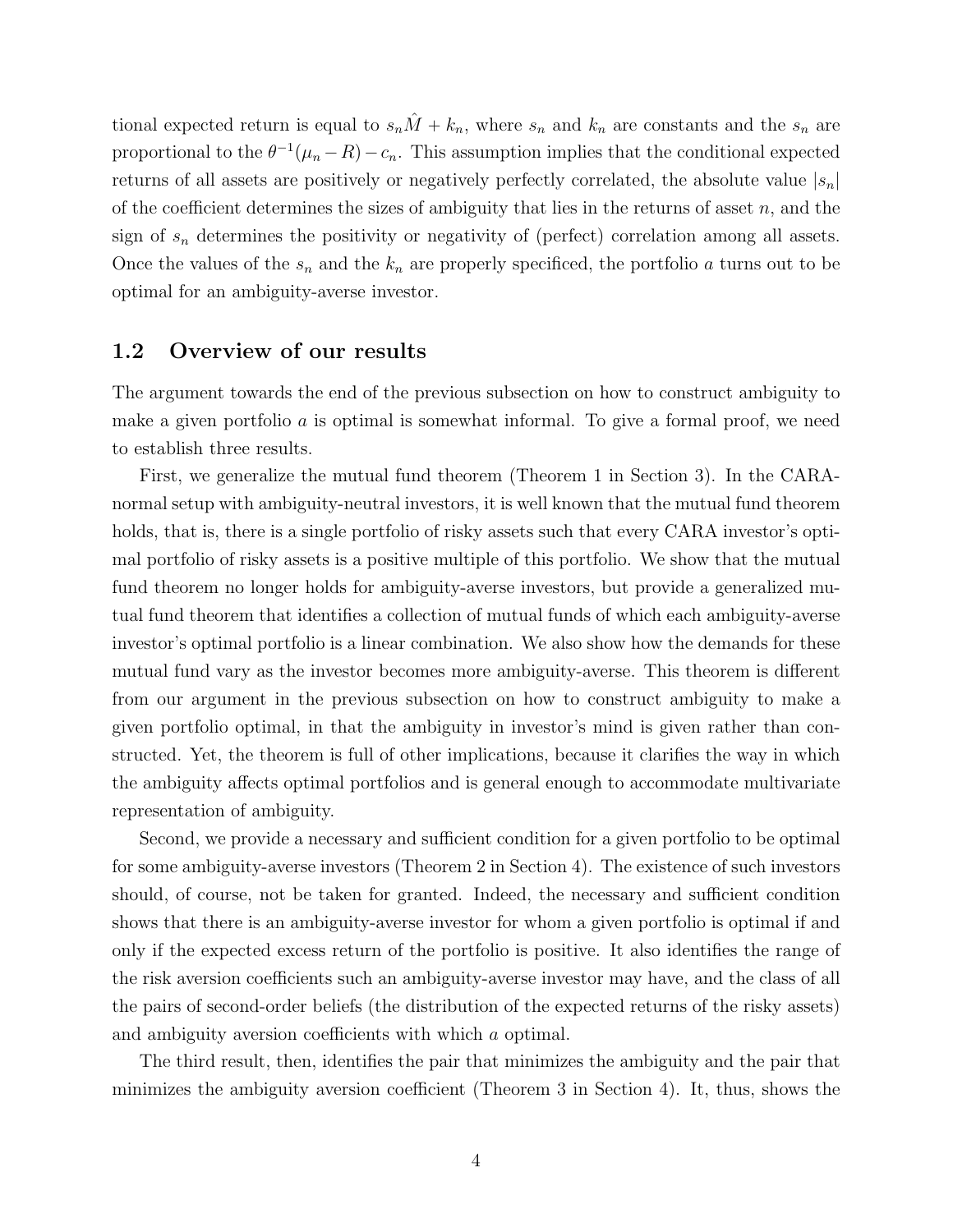tional expected return is equal to $s_n \hat{M} + k_n$, where $s_n$ and $k_n$ are constants and the $s_n$ are proportional to the $\theta^{-1}(\mu_n - R) - c_n$. This assumption implies that the conditional expected returns of all assets are positively or negatively perfectly correlated, the absolute value $|s_n|$ of the coefficient determines the sizes of ambiguity that lies in the returns of asset $n$, and the sign of $s_n$ determines the positivity or negativity of (perfect) correlation among all assets. Once the values of the $s_n$ and the $k_n$ are properly specificed, the portfolio $a$ turns out to be optimal for an ambiguity-averse investor.

## 1.2 Overview of our results

The argument towards the end of the previous subsection on how to construct ambiguity to make a given portfolio $a$ is optimal is somewhat informal. To give a formal proof, we need to establish three results.

First, we generalize the mutual fund theorem (Theorem 1 in Section 3). In the CARA-normal setup with ambiguity-neutral investors, it is well known that the mutual fund theorem holds, that is, there is a single portfolio of risky assets such that every CARA investor's optimal portfolio of risky assets is a positive multiple of this portfolio. We show that the mutual fund theorem no longer holds for ambiguity-averse investors, but provide a generalized mutual fund theorem that identifies a collection of mutual funds of which each ambiguity-averse investor's optimal portfolio is a linear combination. We also show how the demands for these mutual fund vary as the investor becomes more ambiguity-averse. This theorem is different from our argument in the previous subsection on how to construct ambiguity to make a given portfolio optimal, in that the ambiguity in investor's mind is given rather than constructed. Yet, the theorem is full of other implications, because it clarifies the way in which the ambiguity affects optimal portfolios and is general enough to accommodate multivariate representation of ambiguity.

Second, we provide a necessary and sufficient condition for a given portfolio to be optimal for some ambiguity-averse investors (Theorem 2 in Section 4). The existence of such investors should, of course, not be taken for granted. Indeed, the necessary and sufficient condition shows that there is an ambiguity-averse investor for whom a given portfolio is optimal if and only if the expected excess return of the portfolio is positive. It also identifies the range of the risk aversion coefficients such an ambiguity-averse investor may have, and the class of all the pairs of second-order beliefs (the distribution of the expected returns of the risky assets) and ambiguity aversion coefficients with which $a$ optimal.

The third result, then, identifies the pair that minimizes the ambiguity and the pair that minimizes the ambiguity aversion coefficient (Theorem 3 in Section 4). It, thus, shows the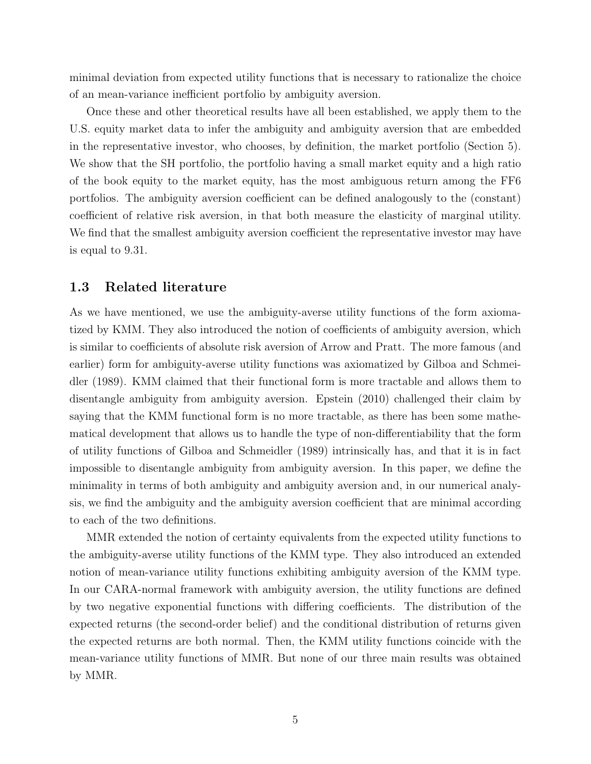minimal deviation from expected utility functions that is necessary to rationalize the choice of an mean-variance inefficient portfolio by ambiguity aversion.

Once these and other theoretical results have all been established, we apply them to the U.S. equity market data to infer the ambiguity and ambiguity aversion that are embedded in the representative investor, who chooses, by definition, the market portfolio (Section 5). We show that the SH portfolio, the portfolio having a small market equity and a high ratio of the book equity to the market equity, has the most ambiguous return among the FF6 portfolios. The ambiguity aversion coefficient can be defined analogously to the (constant) coefficient of relative risk aversion, in that both measure the elasticity of marginal utility. We find that the smallest ambiguity aversion coefficient the representative investor may have is equal to 9.31.

### 1.3 Related literature

As we have mentioned, we use the ambiguity-averse utility functions of the form axiomatized by KMM. They also introduced the notion of coefficients of ambiguity aversion, which is similar to coefficients of absolute risk aversion of Arrow and Pratt. The more famous (and earlier) form for ambiguity-averse utility functions was axiomatized by Gilboa and Schmeidler (1989). KMM claimed that their functional form is more tractable and allows them to disentangle ambiguity from ambiguity aversion. Epstein (2010) challenged their claim by saying that the KMM functional form is no more tractable, as there has been some mathematical development that allows us to handle the type of non-differentiability that the form of utility functions of Gilboa and Schmeidler (1989) intrinsically has, and that it is in fact impossible to disentangle ambiguity from ambiguity aversion. In this paper, we define the minimality in terms of both ambiguity and ambiguity aversion and, in our numerical analysis, we find the ambiguity and the ambiguity aversion coefficient that are minimal according to each of the two definitions.

MMR extended the notion of certainty equivalents from the expected utility functions to the ambiguity-averse utility functions of the KMM type. They also introduced an extended notion of mean-variance utility functions exhibiting ambiguity aversion of the KMM type. In our CARA-normal framework with ambiguity aversion, the utility functions are defined by two negative exponential functions with differing coefficients. The distribution of the expected returns (the second-order belief) and the conditional distribution of returns given the expected returns are both normal. Then, the KMM utility functions coincide with the mean-variance utility functions of MMR. But none of our three main results was obtained by MMR.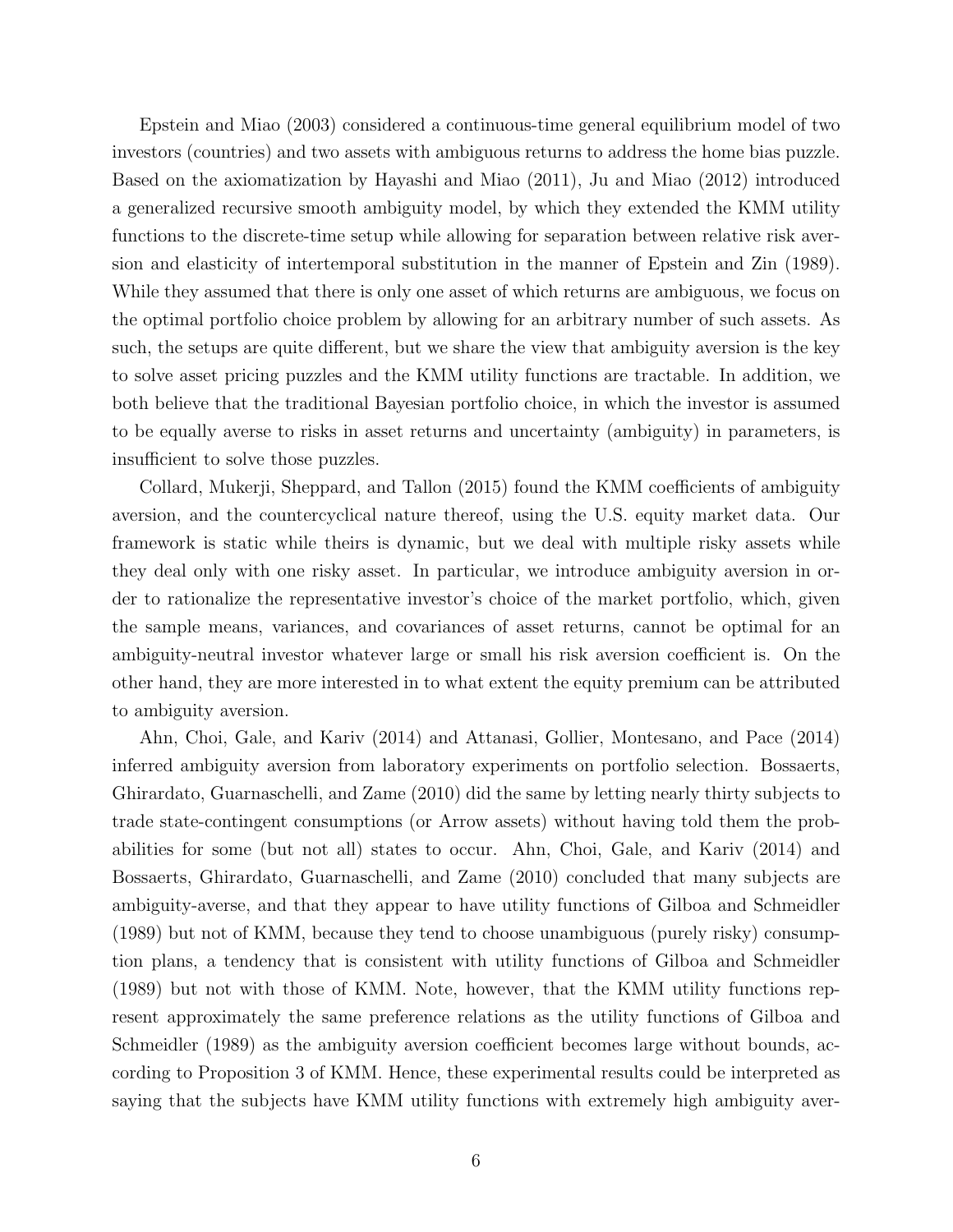Epstein and Miao (2003) considered a continuous-time general equilibrium model of two investors (countries) and two assets with ambiguous returns to address the home bias puzzle. Based on the axiomatization by Hayashi and Miao (2011), Ju and Miao (2012) introduced a generalized recursive smooth ambiguity model, by which they extended the KMM utility functions to the discrete-time setup while allowing for separation between relative risk aversion and elasticity of intertemporal substitution in the manner of Epstein and Zin (1989). While they assumed that there is only one asset of which returns are ambiguous, we focus on the optimal portfolio choice problem by allowing for an arbitrary number of such assets. As such, the setups are quite different, but we share the view that ambiguity aversion is the key to solve asset pricing puzzles and the KMM utility functions are tractable. In addition, we both believe that the traditional Bayesian portfolio choice, in which the investor is assumed to be equally averse to risks in asset returns and uncertainty (ambiguity) in parameters, is insufficient to solve those puzzles.

Collard, Mukerji, Sheppard, and Tallon (2015) found the KMM coefficients of ambiguity aversion, and the countercyclical nature thereof, using the U.S. equity market data. Our framework is static while theirs is dynamic, but we deal with multiple risky assets while they deal only with one risky asset. In particular, we introduce ambiguity aversion in order to rationalize the representative investor's choice of the market portfolio, which, given the sample means, variances, and covariances of asset returns, cannot be optimal for an ambiguity-neutral investor whatever large or small his risk aversion coefficient is. On the other hand, they are more interested in to what extent the equity premium can be attributed to ambiguity aversion.

Ahn, Choi, Gale, and Kariv (2014) and Attanasi, Gollier, Montesano, and Pace (2014) inferred ambiguity aversion from laboratory experiments on portfolio selection. Bossaerts, Ghirardato, Guarnaschelli, and Zame (2010) did the same by letting nearly thirty subjects to trade state-contingent consumptions (or Arrow assets) without having told them the probabilities for some (but not all) states to occur. Ahn, Choi, Gale, and Kariv (2014) and Bossaerts, Ghirardato, Guarnaschelli, and Zame (2010) concluded that many subjects are ambiguity-averse, and that they appear to have utility functions of Gilboa and Schmeidler (1989) but not of KMM, because they tend to choose unambiguous (purely risky) consumption plans, a tendency that is consistent with utility functions of Gilboa and Schmeidler (1989) but not with those of KMM. Note, however, that the KMM utility functions represent approximately the same preference relations as the utility functions of Gilboa and Schmeidler (1989) as the ambiguity aversion coefficient becomes large without bounds, according to Proposition 3 of KMM. Hence, these experimental results could be interpreted as saying that the subjects have KMM utility functions with extremely high ambiguity aver-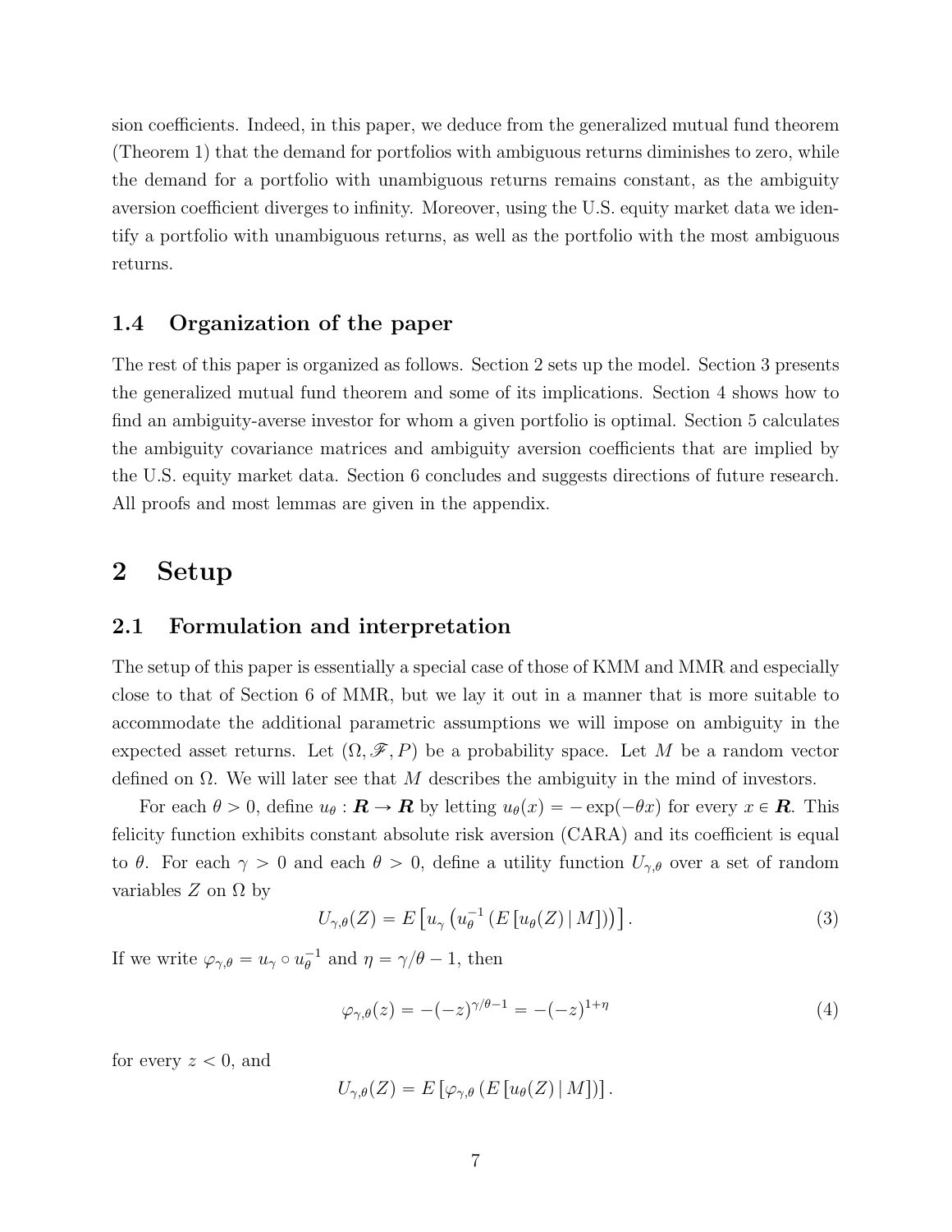sion coefficients. Indeed, in this paper, we deduce from the generalized mutual fund theorem (Theorem 1) that the demand for portfolios with ambiguous returns diminishes to zero, while the demand for a portfolio with unambiguous returns remains constant, as the ambiguity aversion coefficient diverges to infinity. Moreover, using the U.S. equity market data we identify a portfolio with unambiguous returns, as well as the portfolio with the most ambiguous returns.

### 1.4 Organization of the paper

The rest of this paper is organized as follows. Section 2 sets up the model. Section 3 presents the generalized mutual fund theorem and some of its implications. Section 4 shows how to find an ambiguity-averse investor for whom a given portfolio is optimal. Section 5 calculates the ambiguity covariance matrices and ambiguity aversion coefficients that are implied by the U.S. equity market data. Section 6 concludes and suggests directions of future research. All proofs and most lemmas are given in the appendix.

# 2 Setup

## 2.1 Formulation and interpretation

The setup of this paper is essentially a special case of those of KMM and MMR and especially close to that of Section 6 of MMR, but we lay it out in a manner that is more suitable to accommodate the additional parametric assumptions we will impose on ambiguity in the expected asset returns. Let $(\Omega, \mathscr{F}, P)$ be a probability space. Let $M$ be a random vector defined on $\Omega$. We will later see that $M$ describes the ambiguity in the mind of investors.

For each $\theta > 0$, define $u_\theta : \boldsymbol{R} \to \boldsymbol{R}$ by letting $u_\theta(x) = -\exp(-\theta x)$ for every $x \in \boldsymbol{R}$. This felicity function exhibits constant absolute risk aversion (CARA) and its coefficient is equal to $\theta$. For each $\gamma > 0$ and each $\theta > 0$, define a utility function $U_{\gamma,\theta}$ over a set of random variables $Z$ on $\Omega$ by

$$U_{\gamma,\theta}(Z) = E\left[u_\gamma\left(u_\theta^{-1}\left(E\left[u_\theta(Z) \mid M\right]\right)\right)\right]. \tag{3}$$

If we write $\varphi_{\gamma,\theta} = u_\gamma \circ u_\theta^{-1}$ and $\eta = \gamma/\theta - 1$, then

$$\varphi_{\gamma,\theta}(z) = -(-z)^{\gamma/\theta - 1} = -(-z)^{1+\eta} \tag{4}$$

for every $z < 0$, and

$$U_{\gamma,\theta}(Z) = E\left[\varphi_{\gamma,\theta}\left(E\left[u_\theta(Z) \mid M\right]\right)\right].$$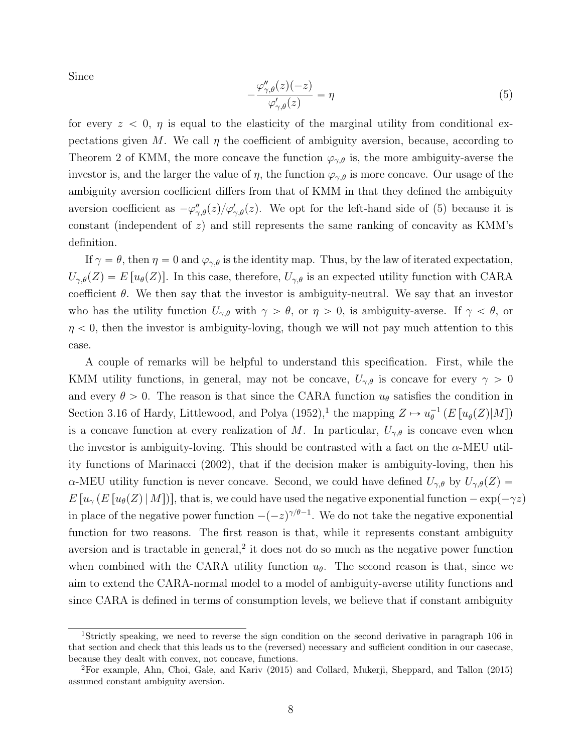Since

$$-\frac{\varphi''_{\gamma,\theta}(z)(-z)}{\varphi'_{\gamma,\theta}(z)} = \eta \tag{5}$$

for every $z < 0$, $\eta$ is equal to the elasticity of the marginal utility from conditional expectations given $M$. We call $\eta$ the coefficient of ambiguity aversion, because, according to Theorem 2 of KMM, the more concave the function $\varphi_{\gamma,\theta}$ is, the more ambiguity-averse the investor is, and the larger the value of $\eta$, the function $\varphi_{\gamma,\theta}$ is more concave. Our usage of the ambiguity aversion coefficient differs from that of KMM in that they defined the ambiguity aversion coefficient as $-\varphi''_{\gamma,\theta}(z)/\varphi'_{\gamma,\theta}(z)$. We opt for the left-hand side of (5) because it is constant (independent of $z$) and still represents the same ranking of concavity as KMM's definition.

If $\gamma = \theta$, then $\eta = 0$ and $\varphi_{\gamma,\theta}$ is the identity map. Thus, by the law of iterated expectation, $U_{\gamma,\theta}(Z) = E\left[u_\theta(Z)\right]$. In this case, therefore, $U_{\gamma,\theta}$ is an expected utility function with CARA coefficient $\theta$. We then say that the investor is ambiguity-neutral. We say that an investor who has the utility function $U_{\gamma,\theta}$ with $\gamma > \theta$, or $\eta > 0$, is ambiguity-averse. If $\gamma < \theta$, or $\eta < 0$, then the investor is ambiguity-loving, though we will not pay much attention to this case.

A couple of remarks will be helpful to understand this specification. First, while the KMM utility functions, in general, may not be concave, $U_{\gamma,\theta}$ is concave for every $\gamma > 0$ and every $\theta > 0$. The reason is that since the CARA function $u_\theta$ satisfies the condition in Section 3.16 of Hardy, Littlewood, and Polya (1952),[1] the mapping $Z \mapsto u_\theta^{-1}\left(E\left[u_\theta(Z)|M\right]\right)$ is a concave function at every realization of $M$. In particular, $U_{\gamma,\theta}$ is concave even when the investor is ambiguity-loving. This should be contrasted with a fact on the $\alpha$-MEU utility functions of Marinacci (2002), that if the decision maker is ambiguity-loving, then his $\alpha$-MEU utility function is never concave. Second, we could have defined $U_{\gamma,\theta}$ by $U_{\gamma,\theta}(Z) = E\left[u_\gamma\left(E\left[u_\theta(Z)\,|\,M\right]\right)\right]$, that is, we could have used the negative exponential function $-\exp(-\gamma z)$ in place of the negative power function $-(-z)^{\gamma/\theta-1}$. We do not take the negative exponential function for two reasons. The first reason is that, while it represents constant ambiguity aversion and is tractable in general,[2] it does not do so much as the negative power function when combined with the CARA utility function $u_\theta$. The second reason is that, since we aim to extend the CARA-normal model to a model of ambiguity-averse utility functions and since CARA is defined in terms of consumption levels, we believe that if constant ambiguity

---

[1] Strictly speaking, we need to reverse the sign condition on the second derivative in paragraph 106 in that section and check that this leads us to the (reversed) necessary and sufficient condition in our casecase, because they dealt with convex, not concave, functions.

[2] For example, Ahn, Choi, Gale, and Kariv (2015) and Collard, Mukerji, Sheppard, and Tallon (2015) assumed constant ambiguity aversion.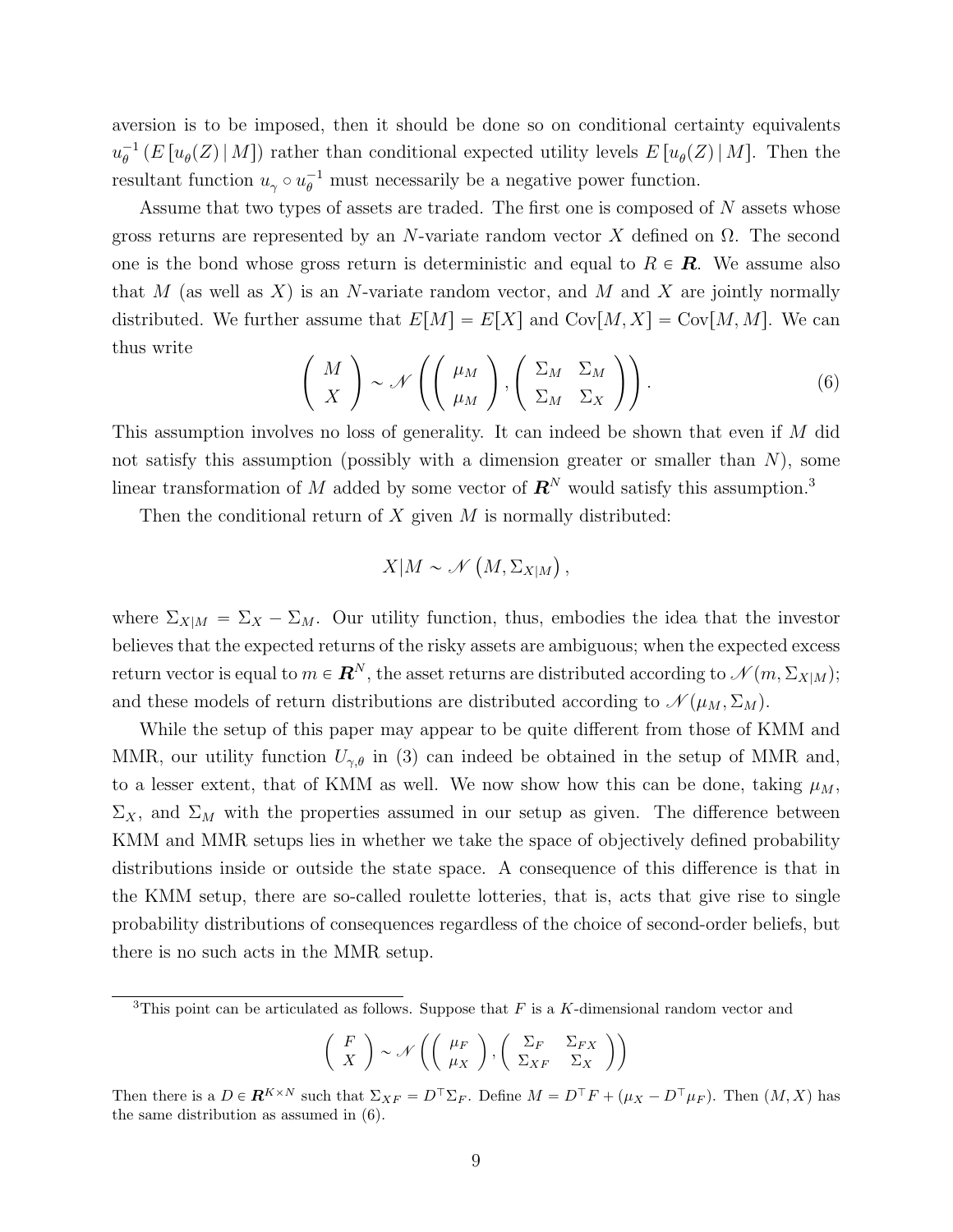aversion is to be imposed, then it should be done so on conditional certainty equivalents $u_\theta^{-1}\left(E\left[u_\theta(Z)\,|\,M\right]\right)$ rather than conditional expected utility levels $E\left[u_\theta(Z)\,|\,M\right]$. Then the resultant function $u_\gamma \circ u_\theta^{-1}$ must necessarily be a negative power function.

Assume that two types of assets are traded. The first one is composed of $N$ assets whose gross returns are represented by an $N$-variate random vector $X$ defined on $\Omega$. The second one is the bond whose gross return is deterministic and equal to $R \in \boldsymbol{R}$. We assume also that $M$ (as well as $X$) is an $N$-variate random vector, and $M$ and $X$ are jointly normally distributed. We further assume that $E[M] = E[X]$ and $\mathrm{Cov}[M, X] = \mathrm{Cov}[M, M]$. We can thus write

$$\begin{pmatrix} M \\ X \end{pmatrix} \sim \mathscr{N}\left( \begin{pmatrix} \mu_M \\ \mu_M \end{pmatrix}, \begin{pmatrix} \Sigma_M & \Sigma_M \\ \Sigma_M & \Sigma_X \end{pmatrix} \right). \tag{6}$$

This assumption involves no loss of generality. It can indeed be shown that even if $M$ did not satisfy this assumption (possibly with a dimension greater or smaller than $N$), some linear transformation of $M$ added by some vector of $\boldsymbol{R}^N$ would satisfy this assumption.[3]

Then the conditional return of $X$ given $M$ is normally distributed:

$$X|M \sim \mathscr{N}\left(M, \Sigma_{X|M}\right),$$

where $\Sigma_{X|M} = \Sigma_X - \Sigma_M$. Our utility function, thus, embodies the idea that the investor believes that the expected returns of the risky assets are ambiguous; when the expected excess return vector is equal to $m \in \boldsymbol{R}^N$, the asset returns are distributed according to $\mathscr{N}(m, \Sigma_{X|M})$; and these models of return distributions are distributed according to $\mathscr{N}(\mu_M, \Sigma_M)$.

While the setup of this paper may appear to be quite different from those of KMM and MMR, our utility function $U_{\gamma,\theta}$ in (3) can indeed be obtained in the setup of MMR and, to a lesser extent, that of KMM as well. We now show how this can be done, taking $\mu_M$, $\Sigma_X$, and $\Sigma_M$ with the properties assumed in our setup as given. The difference between KMM and MMR setups lies in whether we take the space of objectively defined probability distributions inside or outside the state space. A consequence of this difference is that in the KMM setup, there are so-called roulette lotteries, that is, acts that give rise to single probability distributions of consequences regardless of the choice of second-order beliefs, but there is no such acts in the MMR setup.

---

[3] This point can be articulated as follows. Suppose that $F$ is a $K$-dimensional random vector and

$$\begin{pmatrix} F \\ X \end{pmatrix} \sim \mathscr{N}\left( \begin{pmatrix} \mu_F \\ \mu_X \end{pmatrix}, \begin{pmatrix} \Sigma_F & \Sigma_{FX} \\ \Sigma_{XF} & \Sigma_X \end{pmatrix} \right)$$

Then there is a $D \in \boldsymbol{R}^{K \times N}$ such that $\Sigma_{XF} = D^\top \Sigma_F$. Define $M = D^\top F + (\mu_X - D^\top \mu_F)$. Then $(M, X)$ has the same distribution as assumed in (6).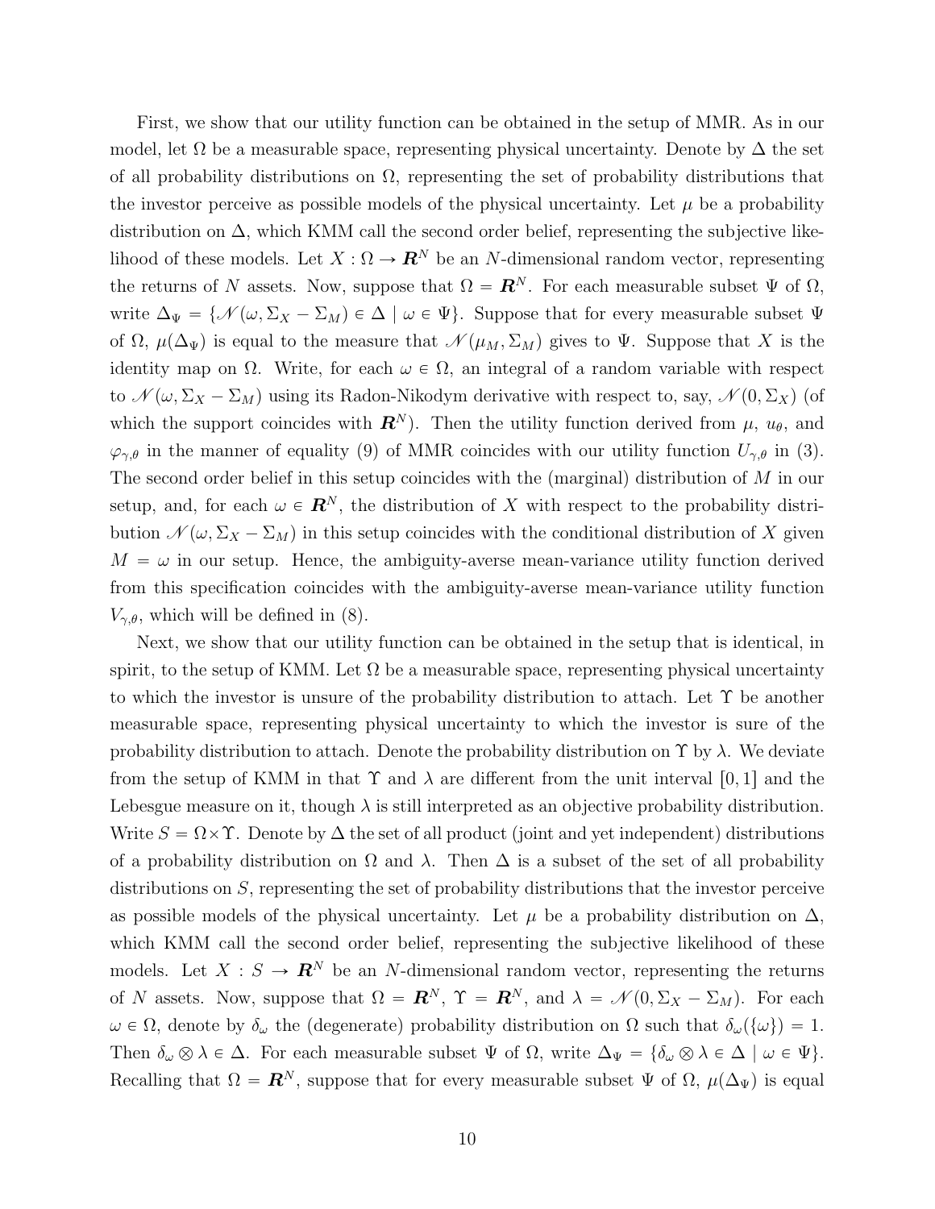First, we show that our utility function can be obtained in the setup of MMR. As in our model, let $\Omega$ be a measurable space, representing physical uncertainty. Denote by $\Delta$ the set of all probability distributions on $\Omega$, representing the set of probability distributions that the investor perceive as possible models of the physical uncertainty. Let $\mu$ be a probability distribution on $\Delta$, which KMM call the second order belief, representing the subjective likelihood of these models. Let $X : \Omega \to \boldsymbol{R}^N$ be an $N$-dimensional random vector, representing the returns of $N$ assets. Now, suppose that $\Omega = \boldsymbol{R}^N$. For each measurable subset $\Psi$ of $\Omega$, write $\Delta_\Psi = \{\mathscr{N}(\omega, \Sigma_X - \Sigma_M) \in \Delta \mid \omega \in \Psi\}$. Suppose that for every measurable subset $\Psi$ of $\Omega$, $\mu(\Delta_\Psi)$ is equal to the measure that $\mathscr{N}(\mu_M, \Sigma_M)$ gives to $\Psi$. Suppose that $X$ is the identity map on $\Omega$. Write, for each $\omega \in \Omega$, an integral of a random variable with respect to $\mathscr{N}(\omega, \Sigma_X - \Sigma_M)$ using its Radon-Nikodym derivative with respect to, say, $\mathscr{N}(0, \Sigma_X)$ (of which the support coincides with $\boldsymbol{R}^N$). Then the utility function derived from $\mu$, $u_\theta$, and $\varphi_{\gamma,\theta}$ in the manner of equality (9) of MMR coincides with our utility function $U_{\gamma,\theta}$ in (3). The second order belief in this setup coincides with the (marginal) distribution of $M$ in our setup, and, for each $\omega \in \boldsymbol{R}^N$, the distribution of $X$ with respect to the probability distribution $\mathscr{N}(\omega, \Sigma_X - \Sigma_M)$ in this setup coincides with the conditional distribution of $X$ given $M = \omega$ in our setup. Hence, the ambiguity-averse mean-variance utility function derived from this specification coincides with the ambiguity-averse mean-variance utility function $V_{\gamma,\theta}$, which will be defined in (8).

Next, we show that our utility function can be obtained in the setup that is identical, in spirit, to the setup of KMM. Let $\Omega$ be a measurable space, representing physical uncertainty to which the investor is unsure of the probability distribution to attach. Let $\Upsilon$ be another measurable space, representing physical uncertainty to which the investor is sure of the probability distribution to attach. Denote the probability distribution on $\Upsilon$ by $\lambda$. We deviate from the setup of KMM in that $\Upsilon$ and $\lambda$ are different from the unit interval $[0, 1]$ and the Lebesgue measure on it, though $\lambda$ is still interpreted as an objective probability distribution. Write $S = \Omega \times \Upsilon$. Denote by $\Delta$ the set of all product (joint and yet independent) distributions of a probability distribution on $\Omega$ and $\lambda$. Then $\Delta$ is a subset of the set of all probability distributions on $S$, representing the set of probability distributions that the investor perceive as possible models of the physical uncertainty. Let $\mu$ be a probability distribution on $\Delta$, which KMM call the second order belief, representing the subjective likelihood of these models. Let $X : S \to \boldsymbol{R}^N$ be an $N$-dimensional random vector, representing the returns of $N$ assets. Now, suppose that $\Omega = \boldsymbol{R}^N$, $\Upsilon = \boldsymbol{R}^N$, and $\lambda = \mathscr{N}(0, \Sigma_X - \Sigma_M)$. For each $\omega \in \Omega$, denote by $\delta_\omega$ the (degenerate) probability distribution on $\Omega$ such that $\delta_\omega(\{\omega\}) = 1$. Then $\delta_\omega \otimes \lambda \in \Delta$. For each measurable subset $\Psi$ of $\Omega$, write $\Delta_\Psi = \{\delta_\omega \otimes \lambda \in \Delta \mid \omega \in \Psi\}$. Recalling that $\Omega = \boldsymbol{R}^N$, suppose that for every measurable subset $\Psi$ of $\Omega$, $\mu(\Delta_\Psi)$ is equal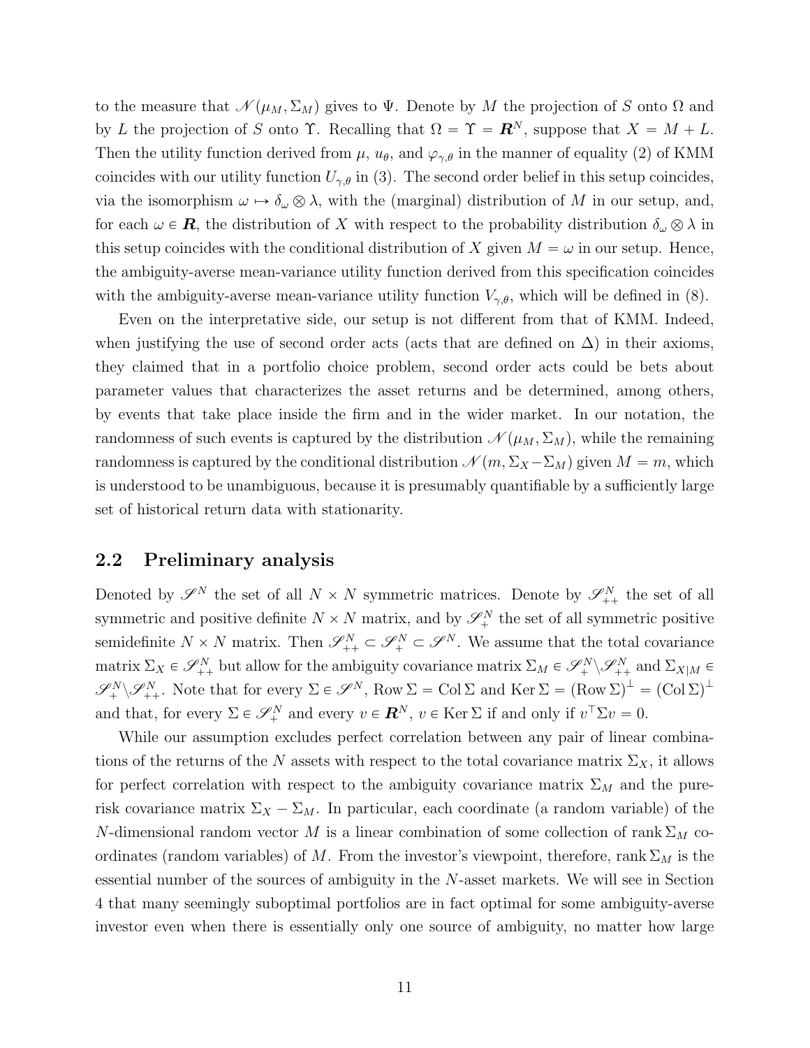to the measure that $\mathscr{N}(\mu_M, \Sigma_M)$ gives to $\Psi$. Denote by $M$ the projection of $S$ onto $\Omega$ and by $L$ the projection of $S$ onto $\Upsilon$. Recalling that $\Omega = \Upsilon = \boldsymbol{R}^N$, suppose that $X = M + L$. Then the utility function derived from $\mu$, $u_\theta$, and $\varphi_{\gamma,\theta}$ in the manner of equality (2) of KMM coincides with our utility function $U_{\gamma,\theta}$ in (3). The second order belief in this setup coincides, via the isomorphism $\omega \mapsto \delta_\omega \otimes \lambda$, with the (marginal) distribution of $M$ in our setup, and, for each $\omega \in \boldsymbol{R}$, the distribution of $X$ with respect to the probability distribution $\delta_\omega \otimes \lambda$ in this setup coincides with the conditional distribution of $X$ given $M = \omega$ in our setup. Hence, the ambiguity-averse mean-variance utility function derived from this specification coincides with the ambiguity-averse mean-variance utility function $V_{\gamma,\theta}$, which will be defined in (8).

Even on the interpretative side, our setup is not different from that of KMM. Indeed, when justifying the use of second order acts (acts that are defined on $\Delta$) in their axioms, they claimed that in a portfolio choice problem, second order acts could be bets about parameter values that characterizes the asset returns and be determined, among others, by events that take place inside the firm and in the wider market. In our notation, the randomness of such events is captured by the distribution $\mathscr{N}(\mu_M, \Sigma_M)$, while the remaining randomness is captured by the conditional distribution $\mathscr{N}(m, \Sigma_X - \Sigma_M)$ given $M = m$, which is understood to be unambiguous, because it is presumably quantifiable by a sufficiently large set of historical return data with stationarity.

## 2.2 Preliminary analysis

Denoted by $\mathscr{S}^N$ the set of all $N \times N$ symmetric matrices. Denote by $\mathscr{S}^N_{++}$ the set of all symmetric and positive definite $N \times N$ matrix, and by $\mathscr{S}^N_{+}$ the set of all symmetric positive semidefinite $N \times N$ matrix. Then $\mathscr{S}^N_{++} \subset \mathscr{S}^N_{+} \subset \mathscr{S}^N$. We assume that the total covariance matrix $\Sigma_X \in \mathscr{S}^N_{++}$ but allow for the ambiguity covariance matrix $\Sigma_M \in \mathscr{S}^N_{+} \backslash \mathscr{S}^N_{++}$ and $\Sigma_{X|M} \in \mathscr{S}^N_{+} \backslash \mathscr{S}^N_{++}$. Note that for every $\Sigma \in \mathscr{S}^N$, $\operatorname{Row} \Sigma = \operatorname{Col} \Sigma$ and $\operatorname{Ker} \Sigma = (\operatorname{Row} \Sigma)^\perp = (\operatorname{Col} \Sigma)^\perp$ and that, for every $\Sigma \in \mathscr{S}^N_{+}$ and every $v \in \boldsymbol{R}^N$, $v \in \operatorname{Ker} \Sigma$ if and only if $v^\top \Sigma v = 0$.

While our assumption excludes perfect correlation between any pair of linear combinations of the returns of the $N$ assets with respect to the total covariance matrix $\Sigma_X$, it allows for perfect correlation with respect to the ambiguity covariance matrix $\Sigma_M$ and the pure-risk covariance matrix $\Sigma_X - \Sigma_M$. In particular, each coordinate (a random variable) of the $N$-dimensional random vector $M$ is a linear combination of some collection of $\operatorname{rank} \Sigma_M$ coordinates (random variables) of $M$. From the investor's viewpoint, therefore, $\operatorname{rank} \Sigma_M$ is the essential number of the sources of ambiguity in the $N$-asset markets. We will see in Section 4 that many seemingly suboptimal portfolios are in fact optimal for some ambiguity-averse investor even when there is essentially only one source of ambiguity, no matter how large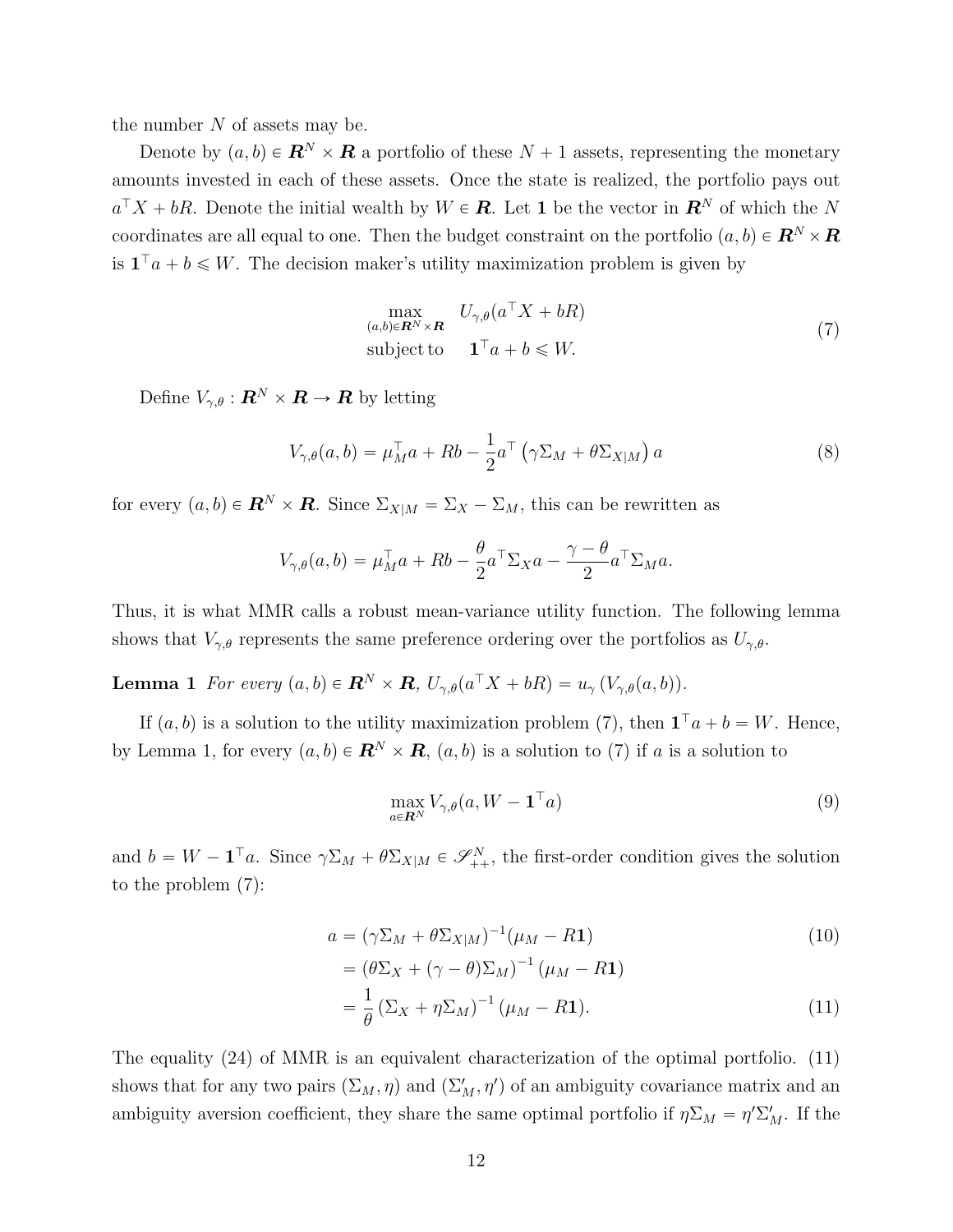the number $N$ of assets may be.

Denote by $(a, b) \in \boldsymbol{R}^N \times \boldsymbol{R}$ a portfolio of these $N + 1$ assets, representing the monetary amounts invested in each of these assets. Once the state is realized, the portfolio pays out $a^\top X + bR$. Denote the initial wealth by $W \in \boldsymbol{R}$. Let $\mathbf{1}$ be the vector in $\boldsymbol{R}^N$ of which the $N$ coordinates are all equal to one. Then the budget constraint on the portfolio $(a, b) \in \boldsymbol{R}^N \times \boldsymbol{R}$ is $\mathbf{1}^\top a + b \leqslant W$. The decision maker's utility maximization problem is given by

$$
\begin{aligned}
\max_{(a,b)\in \boldsymbol{R}^N \times \boldsymbol{R}} \quad & U_{\gamma,\theta}(a^\top X + bR) \\
\text{subject to} \quad & \mathbf{1}^\top a + b \leqslant W.
\end{aligned}
\tag{7}
$$

Define $V_{\gamma,\theta} : \boldsymbol{R}^N \times \boldsymbol{R} \to \boldsymbol{R}$ by letting

$$
V_{\gamma,\theta}(a, b) = \mu_M^\top a + Rb - \frac{1}{2} a^\top \left(\gamma \Sigma_M + \theta \Sigma_{X|M}\right) a \tag{8}
$$

for every $(a, b) \in \boldsymbol{R}^N \times \boldsymbol{R}$. Since $\Sigma_{X|M} = \Sigma_X - \Sigma_M$, this can be rewritten as

$$
V_{\gamma,\theta}(a, b) = \mu_M^\top a + Rb - \frac{\theta}{2} a^\top \Sigma_X a - \frac{\gamma - \theta}{2} a^\top \Sigma_M a.
$$

Thus, it is what MMR calls a robust mean-variance utility function. The following lemma shows that $V_{\gamma,\theta}$ represents the same preference ordering over the portfolios as $U_{\gamma,\theta}$.

**Lemma 1** *For every $(a, b) \in \boldsymbol{R}^N \times \boldsymbol{R}$, $U_{\gamma,\theta}(a^\top X + bR) = u_\gamma\left(V_{\gamma,\theta}(a, b)\right)$.*

If $(a, b)$ is a solution to the utility maximization problem (7), then $\mathbf{1}^\top a + b = W$. Hence, by Lemma 1, for every $(a, b) \in \boldsymbol{R}^N \times \boldsymbol{R}$, $(a, b)$ is a solution to (7) if $a$ is a solution to

$$
\max_{a \in \boldsymbol{R}^N} V_{\gamma,\theta}(a, W - \mathbf{1}^\top a) \tag{9}
$$

and $b = W - \mathbf{1}^\top a$. Since $\gamma \Sigma_M + \theta \Sigma_{X|M} \in \mathscr{S}^N_{++}$, the first-order condition gives the solution to the problem (7):

$$
\begin{aligned}
a &= (\gamma \Sigma_M + \theta \Sigma_{X|M})^{-1}(\mu_M - R\mathbf{1}) & (10) \\
&= \left(\theta \Sigma_X + (\gamma - \theta)\Sigma_M\right)^{-1}(\mu_M - R\mathbf{1}) \\
&= \frac{1}{\theta}\left(\Sigma_X + \eta \Sigma_M\right)^{-1}(\mu_M - R\mathbf{1}). & (11)
\end{aligned}
$$

The equality (24) of MMR is an equivalent characterization of the optimal portfolio. (11) shows that for any two pairs $(\Sigma_M, \eta)$ and $(\Sigma'_M, \eta')$ of an ambiguity covariance matrix and an ambiguity aversion coefficient, they share the same optimal portfolio if $\eta \Sigma_M = \eta' \Sigma'_M$. If the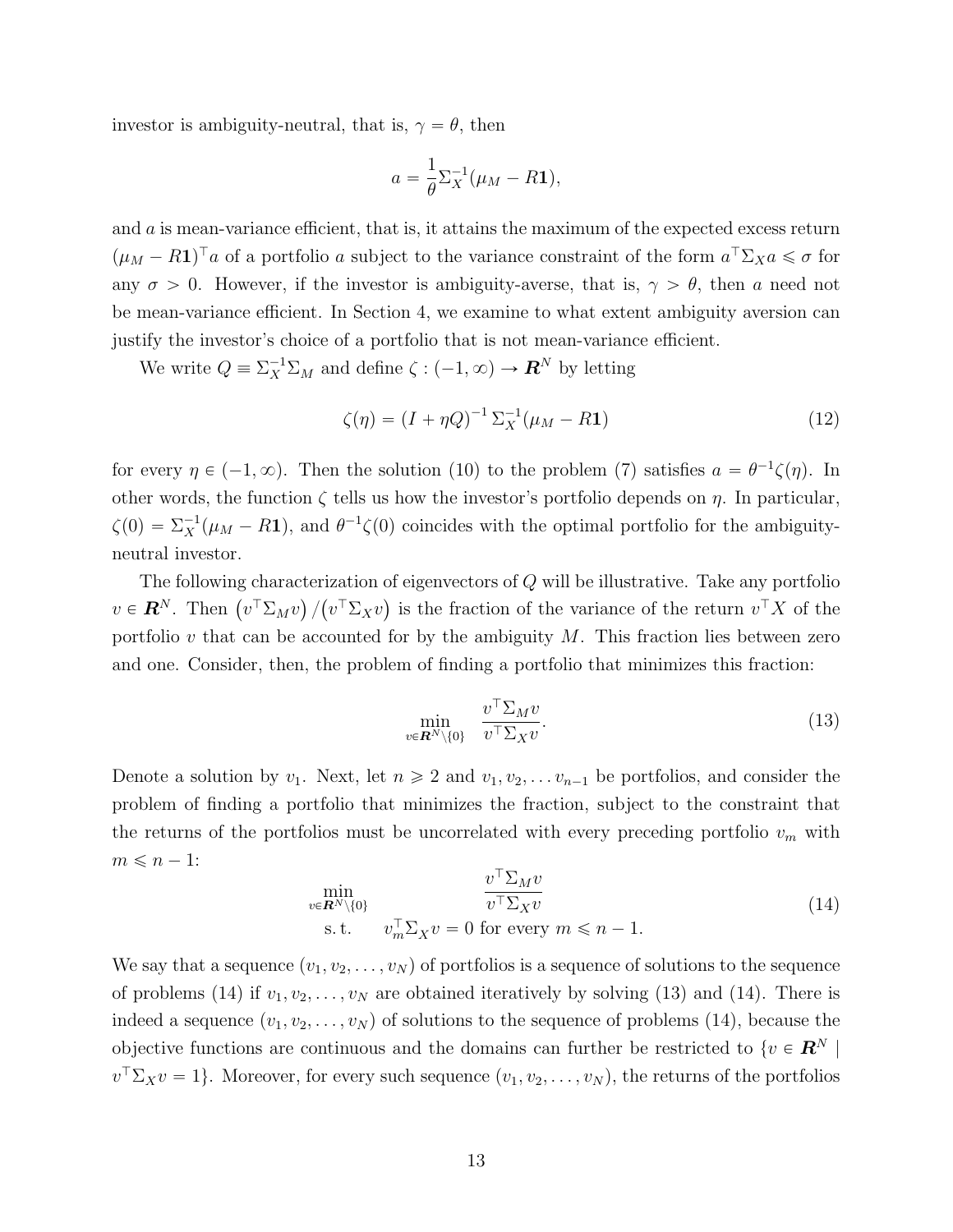investor is ambiguity-neutral, that is, $\gamma = \theta$, then

$$a = \frac{1}{\theta}\Sigma_X^{-1}(\mu_M - R\mathbf{1}),$$

and $a$ is mean-variance efficient, that is, it attains the maximum of the expected excess return $(\mu_M - R\mathbf{1})^\top a$ of a portfolio $a$ subject to the variance constraint of the form $a^\top \Sigma_X a \leqslant \sigma$ for any $\sigma > 0$. However, if the investor is ambiguity-averse, that is, $\gamma > \theta$, then $a$ need not be mean-variance efficient. In Section 4, we examine to what extent ambiguity aversion can justify the investor's choice of a portfolio that is not mean-variance efficient.

We write $Q \equiv \Sigma_X^{-1}\Sigma_M$ and define $\zeta : (-1, \infty) \to \boldsymbol{R}^N$ by letting

$$\zeta(\eta) = (I + \eta Q)^{-1}\,\Sigma_X^{-1}(\mu_M - R\mathbf{1}) \tag{12}$$

for every $\eta \in (-1, \infty)$. Then the solution (10) to the problem (7) satisfies $a = \theta^{-1}\zeta(\eta)$. In other words, the function $\zeta$ tells us how the investor's portfolio depends on $\eta$. In particular, $\zeta(0) = \Sigma_X^{-1}(\mu_M - R\mathbf{1})$, and $\theta^{-1}\zeta(0)$ coincides with the optimal portfolio for the ambiguity-neutral investor.

The following characterization of eigenvectors of $Q$ will be illustrative. Take any portfolio $v \in \boldsymbol{R}^N$. Then $\left(v^\top \Sigma_M v\right)/\left(v^\top \Sigma_X v\right)$ is the fraction of the variance of the return $v^\top X$ of the portfolio $v$ that can be accounted for by the ambiguity $M$. This fraction lies between zero and one. Consider, then, the problem of finding a portfolio that minimizes this fraction:

$$\min_{v \in \boldsymbol{R}^N \setminus \{0\}} \frac{v^\top \Sigma_M v}{v^\top \Sigma_X v}. \tag{13}$$

Denote a solution by $v_1$. Next, let $n \geqslant 2$ and $v_1, v_2, \ldots v_{n-1}$ be portfolios, and consider the problem of finding a portfolio that minimizes the fraction, subject to the constraint that the returns of the portfolios must be uncorrelated with every preceding portfolio $v_m$ with $m \leqslant n-1$:

$$\begin{aligned} \min_{v \in \boldsymbol{R}^N \setminus \{0\}} \quad & \frac{v^\top \Sigma_M v}{v^\top \Sigma_X v} \\ \text{s.t.} \quad & v_m^\top \Sigma_X v = 0 \text{ for every } m \leqslant n-1. \end{aligned} \tag{14}$$

We say that a sequence $(v_1, v_2, \ldots, v_N)$ of portfolios is a sequence of solutions to the sequence of problems (14) if $v_1, v_2, \ldots, v_N$ are obtained iteratively by solving (13) and (14). There is indeed a sequence $(v_1, v_2, \ldots, v_N)$ of solutions to the sequence of problems (14), because the objective functions are continuous and the domains can further be restricted to $\{v \in \boldsymbol{R}^N \mid v^\top \Sigma_X v = 1\}$. Moreover, for every such sequence $(v_1, v_2, \ldots, v_N)$, the returns of the portfolios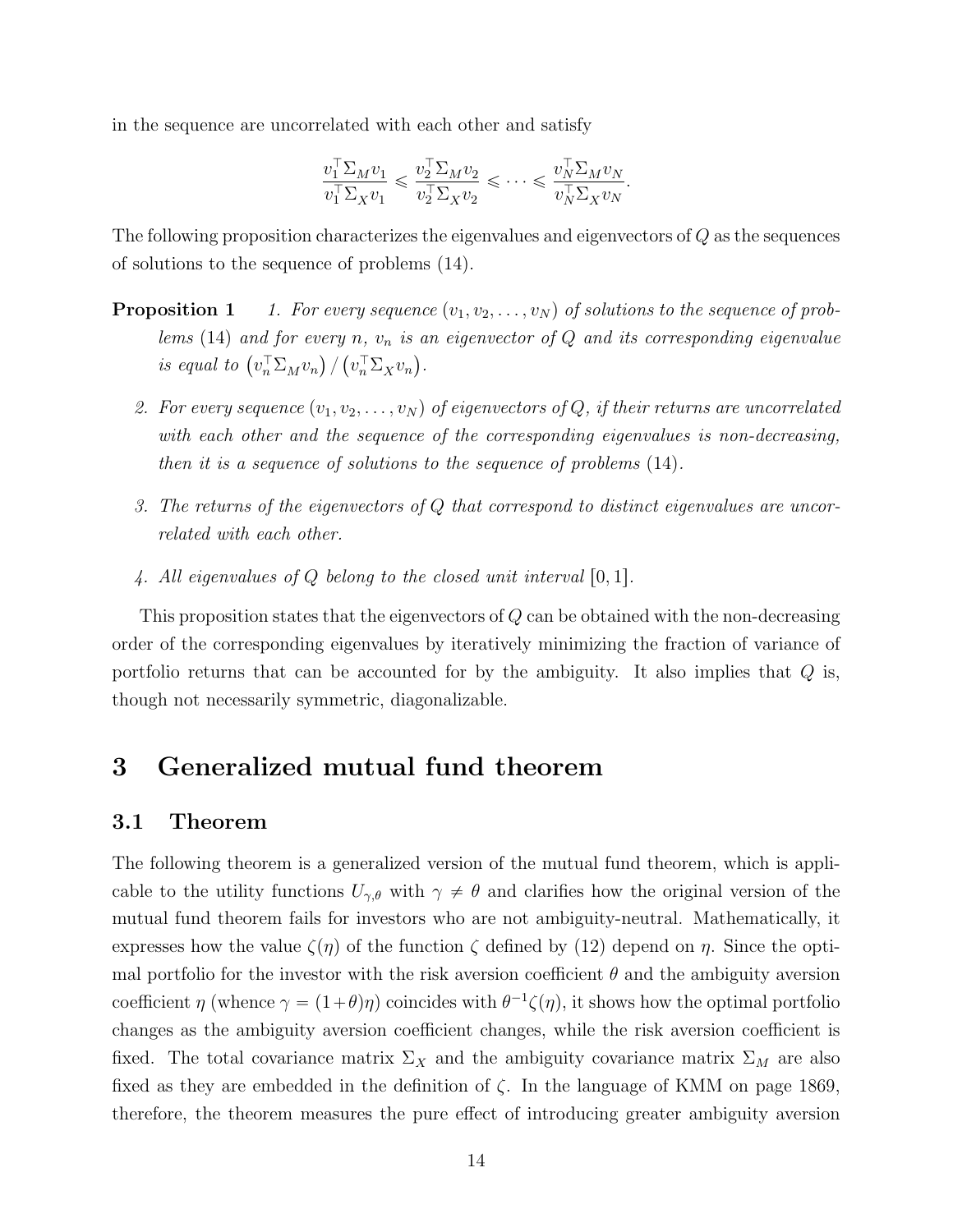in the sequence are uncorrelated with each other and satisfy

$$\frac{v_1^\top \Sigma_M v_1}{v_1^\top \Sigma_X v_1} \leqslant \frac{v_2^\top \Sigma_M v_2}{v_2^\top \Sigma_X v_2} \leqslant \cdots \leqslant \frac{v_N^\top \Sigma_M v_N}{v_N^\top \Sigma_X v_N}.$$

The following proposition characterizes the eigenvalues and eigenvectors of $Q$ as the sequences of solutions to the sequence of problems (14).

**Proposition 1** *1. For every sequence $(v_1, v_2, \ldots, v_N)$ of solutions to the sequence of problems (14) and for every $n$, $v_n$ is an eigenvector of $Q$ and its corresponding eigenvalue is equal to $\left(v_n^\top \Sigma_M v_n\right) / \left(v_n^\top \Sigma_X v_n\right)$.*

*2. For every sequence $(v_1, v_2, \ldots, v_N)$ of eigenvectors of $Q$, if their returns are uncorrelated with each other and the sequence of the corresponding eigenvalues is non-decreasing, then it is a sequence of solutions to the sequence of problems (14).*

*3. The returns of the eigenvectors of $Q$ that correspond to distinct eigenvalues are uncorrelated with each other.*

*4. All eigenvalues of $Q$ belong to the closed unit interval $[0, 1]$.*

This proposition states that the eigenvectors of $Q$ can be obtained with the non-decreasing order of the corresponding eigenvalues by iteratively minimizing the fraction of variance of portfolio returns that can be accounted for by the ambiguity. It also implies that $Q$ is, though not necessarily symmetric, diagonalizable.

# 3 Generalized mutual fund theorem

## 3.1 Theorem

The following theorem is a generalized version of the mutual fund theorem, which is applicable to the utility functions $U_{\gamma,\theta}$ with $\gamma \neq \theta$ and clarifies how the original version of the mutual fund theorem fails for investors who are not ambiguity-neutral. Mathematically, it expresses how the value $\zeta(\eta)$ of the function $\zeta$ defined by (12) depend on $\eta$. Since the optimal portfolio for the investor with the risk aversion coefficient $\theta$ and the ambiguity aversion coefficient $\eta$ (whence $\gamma = (1+\theta)\eta$) coincides with $\theta^{-1}\zeta(\eta)$, it shows how the optimal portfolio changes as the ambiguity aversion coefficient changes, while the risk aversion coefficient is fixed. The total covariance matrix $\Sigma_X$ and the ambiguity covariance matrix $\Sigma_M$ are also fixed as they are embedded in the definition of $\zeta$. In the language of KMM on page 1869, therefore, the theorem measures the pure effect of introducing greater ambiguity aversion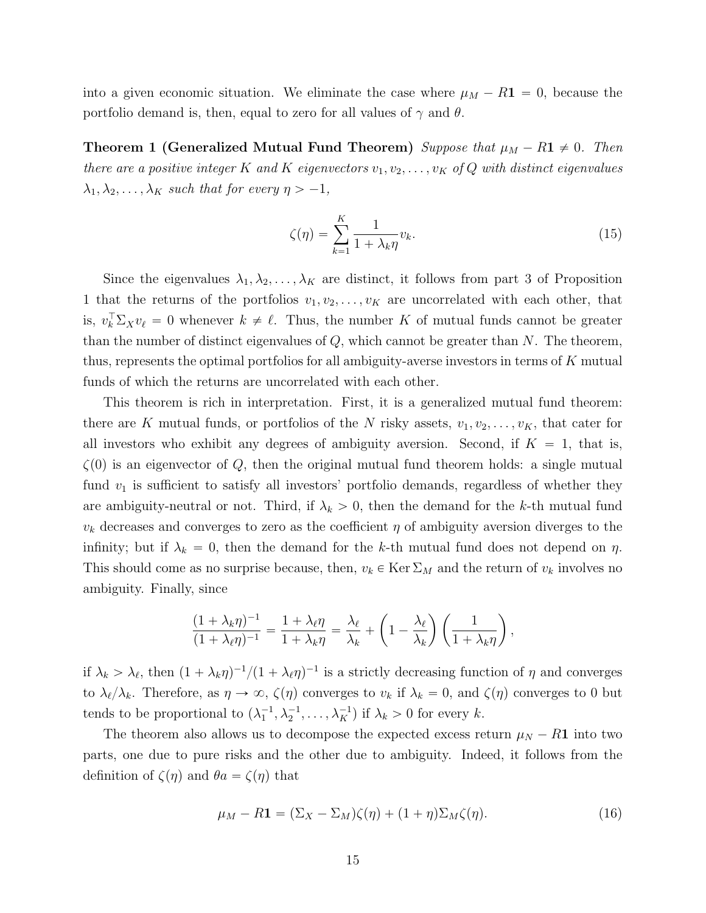into a given economic situation. We eliminate the case where $\mu_M - R\mathbf{1} = 0$, because the portfolio demand is, then, equal to zero for all values of $\gamma$ and $\theta$.

**Theorem 1 (Generalized Mutual Fund Theorem)** *Suppose that $\mu_M - R\mathbf{1} \neq 0$. Then there are a positive integer $K$ and $K$ eigenvectors $v_1, v_2, \ldots, v_K$ of $Q$ with distinct eigenvalues $\lambda_1, \lambda_2, \ldots, \lambda_K$ such that for every $\eta > -1$,*

$$\zeta(\eta) = \sum_{k=1}^{K} \frac{1}{1 + \lambda_k \eta} v_k. \tag{15}$$

Since the eigenvalues $\lambda_1, \lambda_2, \ldots, \lambda_K$ are distinct, it follows from part 3 of Proposition 1 that the returns of the portfolios $v_1, v_2, \ldots, v_K$ are uncorrelated with each other, that is, $v_k^\top \Sigma_X v_\ell = 0$ whenever $k \neq \ell$. Thus, the number $K$ of mutual funds cannot be greater than the number of distinct eigenvalues of $Q$, which cannot be greater than $N$. The theorem, thus, represents the optimal portfolios for all ambiguity-averse investors in terms of $K$ mutual funds of which the returns are uncorrelated with each other.

This theorem is rich in interpretation. First, it is a generalized mutual fund theorem: there are $K$ mutual funds, or portfolios of the $N$ risky assets, $v_1, v_2, \ldots, v_K$, that cater for all investors who exhibit any degrees of ambiguity aversion. Second, if $K = 1$, that is, $\zeta(0)$ is an eigenvector of $Q$, then the original mutual fund theorem holds: a single mutual fund $v_1$ is sufficient to satisfy all investors' portfolio demands, regardless of whether they are ambiguity-neutral or not. Third, if $\lambda_k > 0$, then the demand for the $k$-th mutual fund $v_k$ decreases and converges to zero as the coefficient $\eta$ of ambiguity aversion diverges to the infinity; but if $\lambda_k = 0$, then the demand for the $k$-th mutual fund does not depend on $\eta$. This should come as no surprise because, then, $v_k \in \operatorname{Ker} \Sigma_M$ and the return of $v_k$ involves no ambiguity. Finally, since

$$\frac{(1 + \lambda_k \eta)^{-1}}{(1 + \lambda_\ell \eta)^{-1}} = \frac{1 + \lambda_\ell \eta}{1 + \lambda_k \eta} = \frac{\lambda_\ell}{\lambda_k} + \left(1 - \frac{\lambda_\ell}{\lambda_k}\right)\left(\frac{1}{1 + \lambda_k \eta}\right),$$

if $\lambda_k > \lambda_\ell$, then $(1 + \lambda_k \eta)^{-1}/(1 + \lambda_\ell \eta)^{-1}$ is a strictly decreasing function of $\eta$ and converges to $\lambda_\ell/\lambda_k$. Therefore, as $\eta \to \infty$, $\zeta(\eta)$ converges to $v_k$ if $\lambda_k = 0$, and $\zeta(\eta)$ converges to 0 but tends to be proportional to $(\lambda_1^{-1}, \lambda_2^{-1}, \ldots, \lambda_K^{-1})$ if $\lambda_k > 0$ for every $k$.

The theorem also allows us to decompose the expected excess return $\mu_N - R\mathbf{1}$ into two parts, one due to pure risks and the other due to ambiguity. Indeed, it follows from the definition of $\zeta(\eta)$ and $\theta a = \zeta(\eta)$ that

$$\mu_M - R\mathbf{1} = (\Sigma_X - \Sigma_M)\zeta(\eta) + (1 + \eta)\Sigma_M \zeta(\eta). \tag{16}$$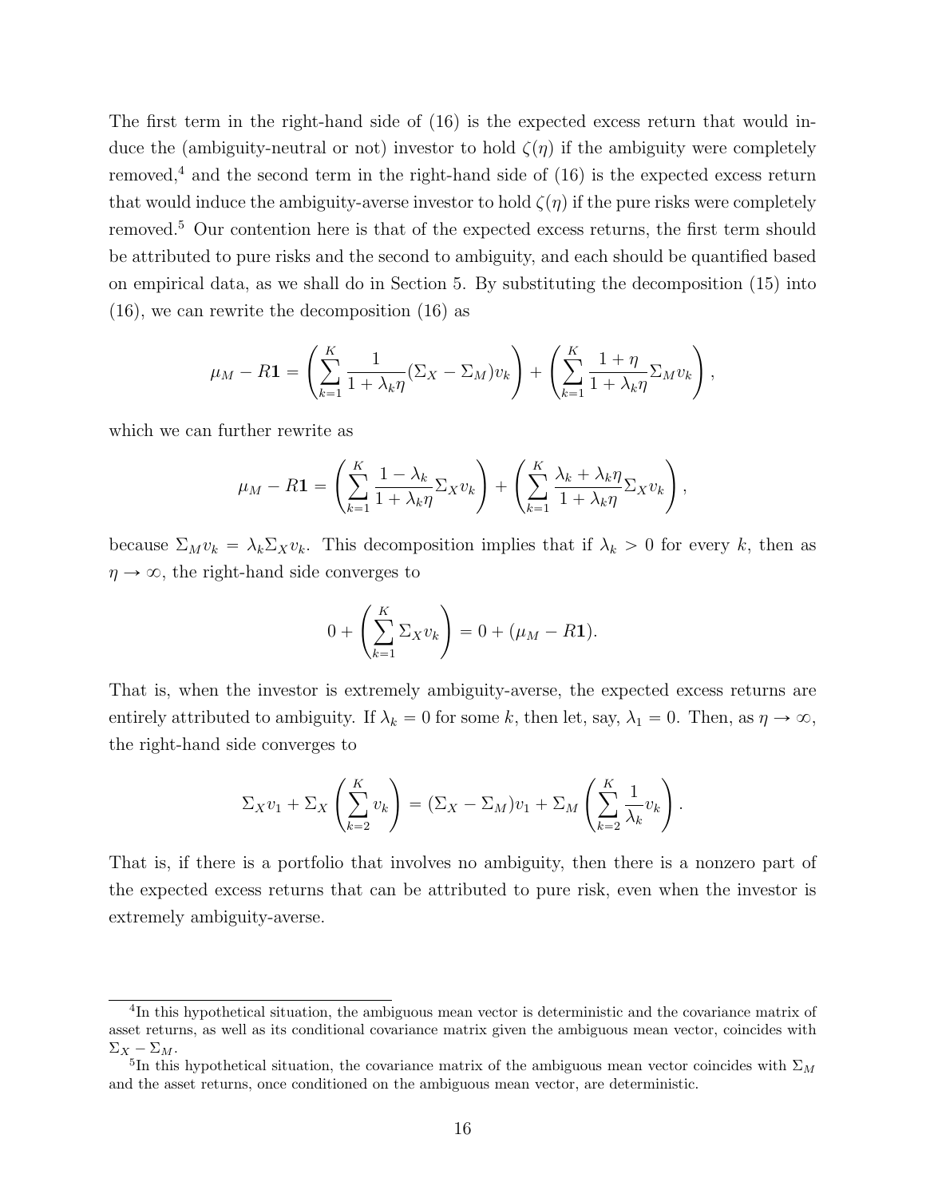The first term in the right-hand side of (16) is the expected excess return that would induce the (ambiguity-neutral or not) investor to hold $\zeta(\eta)$ if the ambiguity were completely removed,[4] and the second term in the right-hand side of (16) is the expected excess return that would induce the ambiguity-averse investor to hold $\zeta(\eta)$ if the pure risks were completely removed.[5] Our contention here is that of the expected excess returns, the first term should be attributed to pure risks and the second to ambiguity, and each should be quantified based on empirical data, as we shall do in Section 5. By substituting the decomposition (15) into (16), we can rewrite the decomposition (16) as

$$\mu_M - R\mathbf{1} = \left( \sum_{k=1}^{K} \frac{1}{1+\lambda_k \eta} (\Sigma_X - \Sigma_M) v_k \right) + \left( \sum_{k=1}^{K} \frac{1+\eta}{1+\lambda_k \eta} \Sigma_M v_k \right),$$

which we can further rewrite as

$$\mu_M - R\mathbf{1} = \left( \sum_{k=1}^{K} \frac{1-\lambda_k}{1+\lambda_k \eta} \Sigma_X v_k \right) + \left( \sum_{k=1}^{K} \frac{\lambda_k + \lambda_k \eta}{1+\lambda_k \eta} \Sigma_X v_k \right),$$

because $\Sigma_M v_k = \lambda_k \Sigma_X v_k$. This decomposition implies that if $\lambda_k > 0$ for every $k$, then as $\eta \to \infty$, the right-hand side converges to

$$0 + \left( \sum_{k=1}^{K} \Sigma_X v_k \right) = 0 + (\mu_M - R\mathbf{1}).$$

That is, when the investor is extremely ambiguity-averse, the expected excess returns are entirely attributed to ambiguity. If $\lambda_k = 0$ for some $k$, then let, say, $\lambda_1 = 0$. Then, as $\eta \to \infty$, the right-hand side converges to

$$\Sigma_X v_1 + \Sigma_X \left( \sum_{k=2}^{K} v_k \right) = (\Sigma_X - \Sigma_M) v_1 + \Sigma_M \left( \sum_{k=2}^{K} \frac{1}{\lambda_k} v_k \right).$$

That is, if there is a portfolio that involves no ambiguity, then there is a nonzero part of the expected excess returns that can be attributed to pure risk, even when the investor is extremely ambiguity-averse.

---

[4] In this hypothetical situation, the ambiguous mean vector is deterministic and the covariance matrix of asset returns, as well as its conditional covariance matrix given the ambiguous mean vector, coincides with $\Sigma_X - \Sigma_M$.

[5] In this hypothetical situation, the covariance matrix of the ambiguous mean vector coincides with $\Sigma_M$ and the asset returns, once conditioned on the ambiguous mean vector, are deterministic.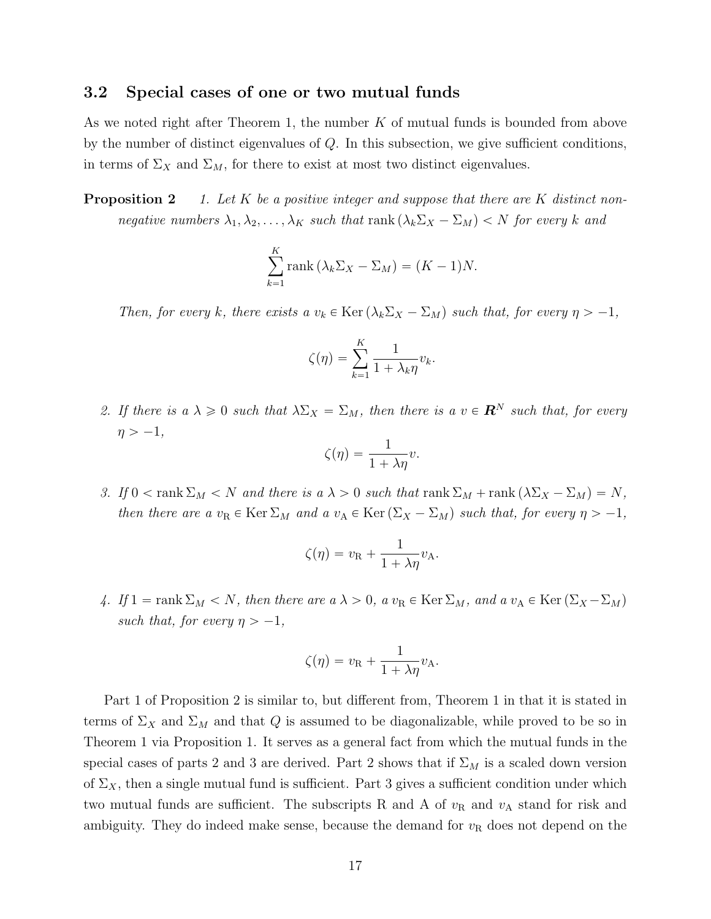### 3.2 Special cases of one or two mutual funds

As we noted right after Theorem 1, the number $K$ of mutual funds is bounded from above by the number of distinct eigenvalues of $Q$. In this subsection, we give sufficient conditions, in terms of $\Sigma_X$ and $\Sigma_M$, for there to exist at most two distinct eigenvalues.

**Proposition 2** *1. Let $K$ be a positive integer and suppose that there are $K$ distinct non-negative numbers $\lambda_1, \lambda_2, \ldots, \lambda_K$ such that $\operatorname{rank}(\lambda_k \Sigma_X - \Sigma_M) < N$ for every $k$ and*

$$\sum_{k=1}^{K} \operatorname{rank}(\lambda_k \Sigma_X - \Sigma_M) = (K-1)N.$$

*Then, for every $k$, there exists a $v_k \in \operatorname{Ker}(\lambda_k \Sigma_X - \Sigma_M)$ such that, for every $\eta > -1$,*

$$\zeta(\eta) = \sum_{k=1}^{K} \frac{1}{1+\lambda_k \eta} v_k.$$

*2. If there is a $\lambda \geqslant 0$ such that $\lambda \Sigma_X = \Sigma_M$, then there is a $v \in \boldsymbol{R}^N$ such that, for every $\eta > -1$,*

$$\zeta(\eta) = \frac{1}{1+\lambda\eta} v.$$

*3. If $0 < \operatorname{rank} \Sigma_M < N$ and there is a $\lambda > 0$ such that $\operatorname{rank} \Sigma_M + \operatorname{rank}(\lambda \Sigma_X - \Sigma_M) = N$, then there are a $v_{\mathrm{R}} \in \operatorname{Ker} \Sigma_M$ and a $v_{\mathrm{A}} \in \operatorname{Ker}(\Sigma_X - \Sigma_M)$ such that, for every $\eta > -1$,*

$$\zeta(\eta) = v_{\mathrm{R}} + \frac{1}{1+\lambda\eta} v_{\mathrm{A}}.$$

*4. If $1 = \operatorname{rank} \Sigma_M < N$, then there are a $\lambda > 0$, a $v_{\mathrm{R}} \in \operatorname{Ker} \Sigma_M$, and a $v_{\mathrm{A}} \in \operatorname{Ker}(\Sigma_X - \Sigma_M)$ such that, for every $\eta > -1$,*

$$\zeta(\eta) = v_{\mathrm{R}} + \frac{1}{1+\lambda\eta} v_{\mathrm{A}}.$$

Part 1 of Proposition 2 is similar to, but different from, Theorem 1 in that it is stated in terms of $\Sigma_X$ and $\Sigma_M$ and that $Q$ is assumed to be diagonalizable, while proved to be so in Theorem 1 via Proposition 1. It serves as a general fact from which the mutual funds in the special cases of parts 2 and 3 are derived. Part 2 shows that if $\Sigma_M$ is a scaled down version of $\Sigma_X$, then a single mutual fund is sufficient. Part 3 gives a sufficient condition under which two mutual funds are sufficient. The subscripts R and A of $v_{\mathrm{R}}$ and $v_{\mathrm{A}}$ stand for risk and ambiguity. They do indeed make sense, because the demand for $v_{\mathrm{R}}$ does not depend on the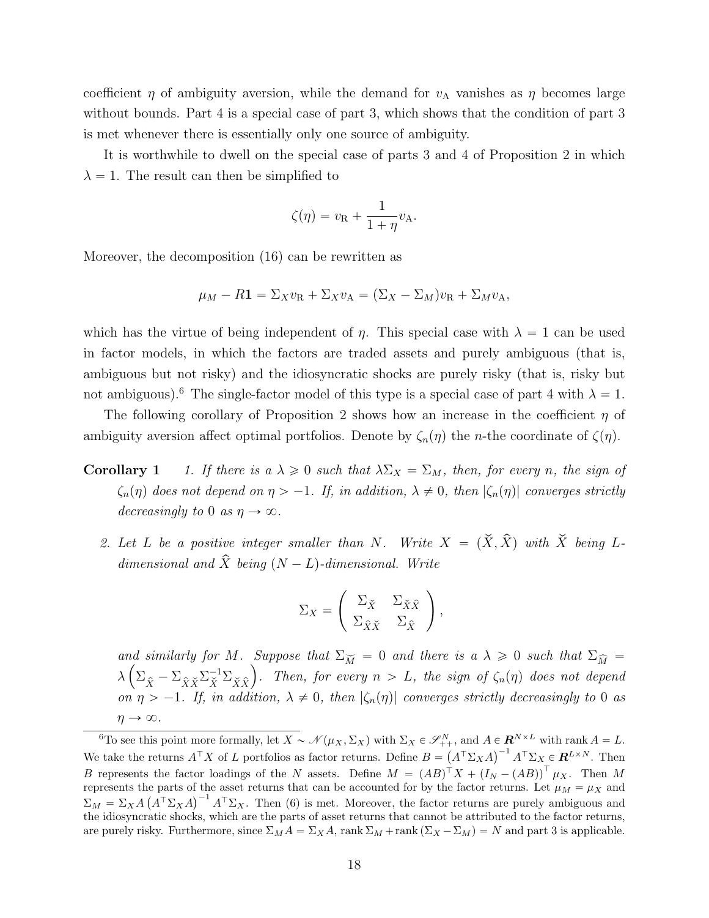coefficient $\eta$ of ambiguity aversion, while the demand for $v_{\mathrm{A}}$ vanishes as $\eta$ becomes large without bounds. Part 4 is a special case of part 3, which shows that the condition of part 3 is met whenever there is essentially only one source of ambiguity.

It is worthwhile to dwell on the special case of parts 3 and 4 of Proposition 2 in which $\lambda = 1$. The result can then be simplified to

$$\zeta(\eta) = v_{\mathrm{R}} + \frac{1}{1+\eta} v_{\mathrm{A}}.$$

Moreover, the decomposition (16) can be rewritten as

$$\mu_M - R\mathbf{1} = \Sigma_X v_{\mathrm{R}} + \Sigma_X v_{\mathrm{A}} = (\Sigma_X - \Sigma_M) v_{\mathrm{R}} + \Sigma_M v_{\mathrm{A}},$$

which has the virtue of being independent of $\eta$. This special case with $\lambda = 1$ can be used in factor models, in which the factors are traded assets and purely ambiguous (that is, ambiguous but not risky) and the idiosyncratic shocks are purely risky (that is, risky but not ambiguous).[6] The single-factor model of this type is a special case of part 4 with $\lambda = 1$.

The following corollary of Proposition 2 shows how an increase in the coefficient $\eta$ of ambiguity aversion affect optimal portfolios. Denote by $\zeta_n(\eta)$ the $n$-the coordinate of $\zeta(\eta)$.

**Corollary 1** *1. If there is a $\lambda \geqslant 0$ such that $\lambda \Sigma_X = \Sigma_M$, then, for every $n$, the sign of $\zeta_n(\eta)$ does not depend on $\eta > -1$. If, in addition, $\lambda \neq 0$, then $|\zeta_n(\eta)|$ converges strictly decreasingly to 0 as $\eta \to \infty$.*

*2. Let $L$ be a positive integer smaller than $N$. Write $X = (\check{X}, \widehat{X})$ with $\check{X}$ being $L$-dimensional and $\widehat{X}$ being $(N-L)$-dimensional. Write*

$$\Sigma_X = \begin{pmatrix} \Sigma_{\check{X}} & \Sigma_{\check{X}\widehat{X}} \\ \Sigma_{\widehat{X}\check{X}} & \Sigma_{\widehat{X}} \end{pmatrix},$$

*and similarly for $M$. Suppose that $\Sigma_{\check{M}} = 0$ and there is a $\lambda \geqslant 0$ such that $\Sigma_{\widehat{M}} = \lambda \left( \Sigma_{\widehat{X}} - \Sigma_{\widehat{X}\check{X}} \Sigma_{\check{X}}^{-1} \Sigma_{\check{X}\widehat{X}} \right)$. Then, for every $n > L$, the sign of $\zeta_n(\eta)$ does not depend on $\eta > -1$. If, in addition, $\lambda \neq 0$, then $|\zeta_n(\eta)|$ converges strictly decreasingly to 0 as $\eta \to \infty$.*

[6] To see this point more formally, let $X \sim \mathscr{N}(\mu_X, \Sigma_X)$ with $\Sigma_X \in \mathscr{S}^N_{++}$, and $A \in \boldsymbol{R}^{N \times L}$ with rank $A = L$. We take the returns $A^\top X$ of $L$ portfolios as factor returns. Define $B = \left(A^\top \Sigma_X A\right)^{-1} A^\top \Sigma_X \in \boldsymbol{R}^{L \times N}$. Then $B$ represents the factor loadings of the $N$ assets. Define $M = (AB)^\top X + (I_N - (AB))^\top \mu_X$. Then $M$ represents the parts of the asset returns that can be accounted for by the factor returns. Let $\mu_M = \mu_X$ and $\Sigma_M = \Sigma_X A \left(A^\top \Sigma_X A\right)^{-1} A^\top \Sigma_X$. Then (6) is met. Moreover, the factor returns are purely ambiguous and the idiosyncratic shocks, which are the parts of asset returns that cannot be attributed to the factor returns, are purely risky. Furthermore, since $\Sigma_M A = \Sigma_X A$, $\operatorname{rank} \Sigma_M + \operatorname{rank}(\Sigma_X - \Sigma_M) = N$ and part 3 is applicable.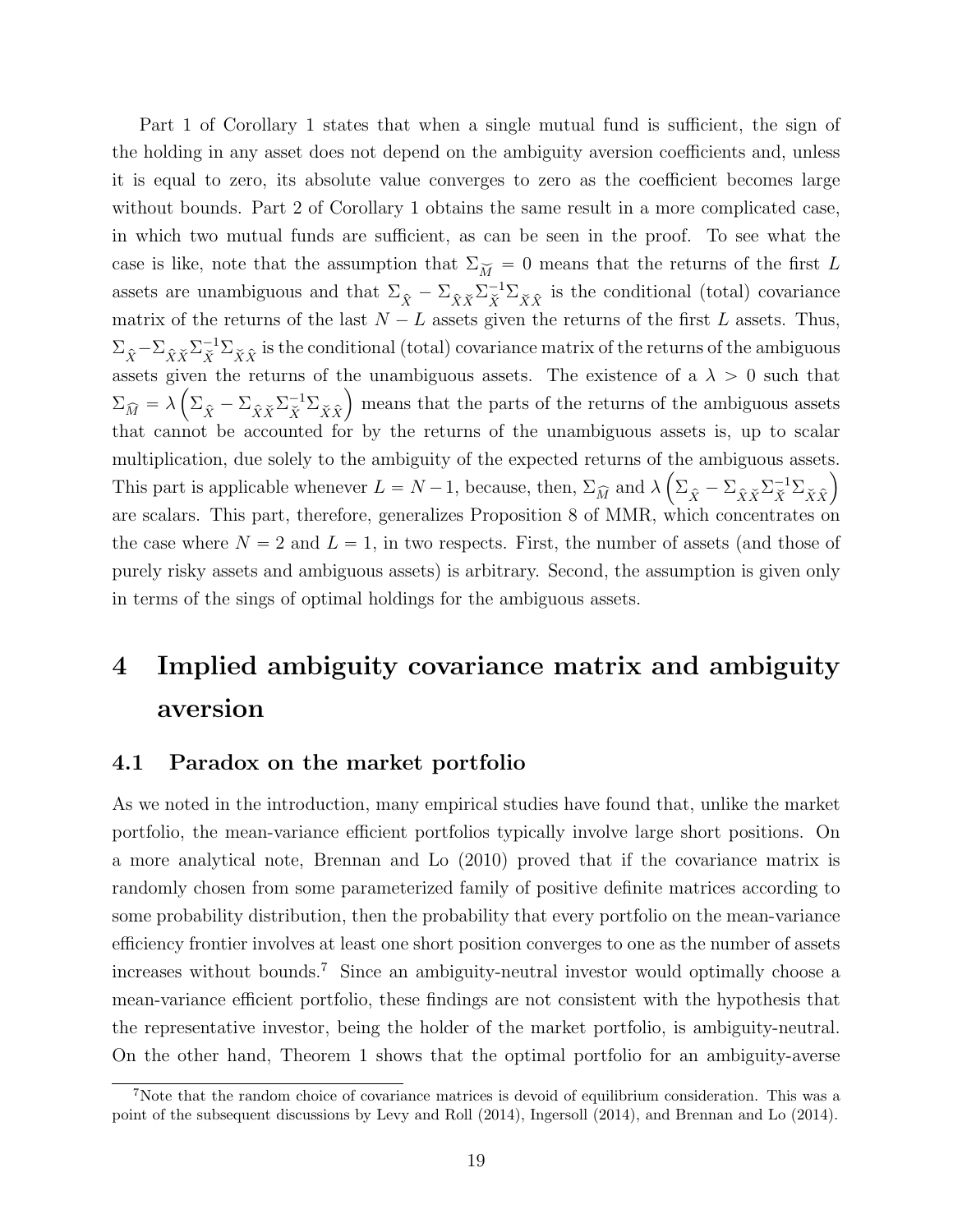Part 1 of Corollary 1 states that when a single mutual fund is sufficient, the sign of the holding in any asset does not depend on the ambiguity aversion coefficients and, unless it is equal to zero, its absolute value converges to zero as the coefficient becomes large without bounds. Part 2 of Corollary 1 obtains the same result in a more complicated case, in which two mutual funds are sufficient, as can be seen in the proof. To see what the case is like, note that the assumption that $\Sigma_{\breve{M}} = 0$ means that the returns of the first $L$ assets are unambiguous and that $\Sigma_{\widehat{X}} - \Sigma_{\widehat{X}\breve{X}}\Sigma_{\breve{X}}^{-1}\Sigma_{\breve{X}\widehat{X}}$ is the conditional (total) covariance matrix of the returns of the last $N - L$ assets given the returns of the first $L$ assets. Thus, $\Sigma_{\widehat{X}} - \Sigma_{\widehat{X}\breve{X}}\Sigma_{\breve{X}}^{-1}\Sigma_{\breve{X}\widehat{X}}$ is the conditional (total) covariance matrix of the returns of the ambiguous assets given the returns of the unambiguous assets. The existence of a $\lambda > 0$ such that $\Sigma_{\widehat{M}} = \lambda\left(\Sigma_{\widehat{X}} - \Sigma_{\widehat{X}\breve{X}}\Sigma_{\breve{X}}^{-1}\Sigma_{\breve{X}\widehat{X}}\right)$ means that the parts of the returns of the ambiguous assets that cannot be accounted for by the returns of the unambiguous assets is, up to scalar multiplication, due solely to the ambiguity of the expected returns of the ambiguous assets. This part is applicable whenever $L = N - 1$, because, then, $\Sigma_{\widehat{M}}$ and $\lambda\left(\Sigma_{\widehat{X}} - \Sigma_{\widehat{X}\breve{X}}\Sigma_{\breve{X}}^{-1}\Sigma_{\breve{X}\widehat{X}}\right)$ are scalars. This part, therefore, generalizes Proposition 8 of MMR, which concentrates on the case where $N = 2$ and $L = 1$, in two respects. First, the number of assets (and those of purely risky assets and ambiguous assets) is arbitrary. Second, the assumption is given only in terms of the sings of optimal holdings for the ambiguous assets.

# 4 Implied ambiguity covariance matrix and ambiguity aversion

## 4.1 Paradox on the market portfolio

As we noted in the introduction, many empirical studies have found that, unlike the market portfolio, the mean-variance efficient portfolios typically involve large short positions. On a more analytical note, Brennan and Lo (2010) proved that if the covariance matrix is randomly chosen from some parameterized family of positive definite matrices according to some probability distribution, then the probability that every portfolio on the mean-variance efficiency frontier involves at least one short position converges to one as the number of assets increases without bounds.[7] Since an ambiguity-neutral investor would optimally choose a mean-variance efficient portfolio, these findings are not consistent with the hypothesis that the representative investor, being the holder of the market portfolio, is ambiguity-neutral. On the other hand, Theorem 1 shows that the optimal portfolio for an ambiguity-averse

[7] Note that the random choice of covariance matrices is devoid of equilibrium consideration. This was a point of the subsequent discussions by Levy and Roll (2014), Ingersoll (2014), and Brennan and Lo (2014).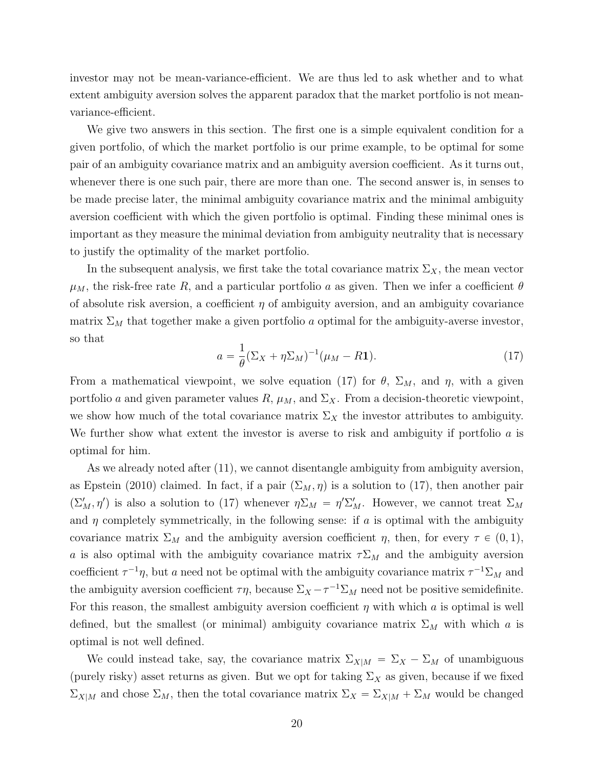investor may not be mean-variance-efficient. We are thus led to ask whether and to what extent ambiguity aversion solves the apparent paradox that the market portfolio is not mean-variance-efficient.

We give two answers in this section. The first one is a simple equivalent condition for a given portfolio, of which the market portfolio is our prime example, to be optimal for some pair of an ambiguity covariance matrix and an ambiguity aversion coefficient. As it turns out, whenever there is one such pair, there are more than one. The second answer is, in senses to be made precise later, the minimal ambiguity covariance matrix and the minimal ambiguity aversion coefficient with which the given portfolio is optimal. Finding these minimal ones is important as they measure the minimal deviation from ambiguity neutrality that is necessary to justify the optimality of the market portfolio.

In the subsequent analysis, we first take the total covariance matrix $\Sigma_X$, the mean vector $\mu_M$, the risk-free rate $R$, and a particular portfolio $a$ as given. Then we infer a coefficient $\theta$ of absolute risk aversion, a coefficient $\eta$ of ambiguity aversion, and an ambiguity covariance matrix $\Sigma_M$ that together make a given portfolio $a$ optimal for the ambiguity-averse investor, so that

$$a = \frac{1}{\theta}(\Sigma_X + \eta\Sigma_M)^{-1}(\mu_M - R\mathbf{1}). \tag{17}$$

From a mathematical viewpoint, we solve equation (17) for $\theta$, $\Sigma_M$, and $\eta$, with a given portfolio $a$ and given parameter values $R$, $\mu_M$, and $\Sigma_X$. From a decision-theoretic viewpoint, we show how much of the total covariance matrix $\Sigma_X$ the investor attributes to ambiguity. We further show what extent the investor is averse to risk and ambiguity if portfolio $a$ is optimal for him.

As we already noted after (11), we cannot disentangle ambiguity from ambiguity aversion, as Epstein (2010) claimed. In fact, if a pair $(\Sigma_M, \eta)$ is a solution to (17), then another pair $(\Sigma'_M, \eta')$ is also a solution to (17) whenever $\eta\Sigma_M = \eta'\Sigma'_M$. However, we cannot treat $\Sigma_M$ and $\eta$ completely symmetrically, in the following sense: if $a$ is optimal with the ambiguity covariance matrix $\Sigma_M$ and the ambiguity aversion coefficient $\eta$, then, for every $\tau \in (0, 1)$, $a$ is also optimal with the ambiguity covariance matrix $\tau\Sigma_M$ and the ambiguity aversion coefficient $\tau^{-1}\eta$, but $a$ need not be optimal with the ambiguity covariance matrix $\tau^{-1}\Sigma_M$ and the ambiguity aversion coefficient $\tau\eta$, because $\Sigma_X - \tau^{-1}\Sigma_M$ need not be positive semidefinite. For this reason, the smallest ambiguity aversion coefficient $\eta$ with which $a$ is optimal is well defined, but the smallest (or minimal) ambiguity covariance matrix $\Sigma_M$ with which $a$ is optimal is not well defined.

We could instead take, say, the covariance matrix $\Sigma_{X|M} = \Sigma_X - \Sigma_M$ of unambiguous (purely risky) asset returns as given. But we opt for taking $\Sigma_X$ as given, because if we fixed $\Sigma_{X|M}$ and chose $\Sigma_M$, then the total covariance matrix $\Sigma_X = \Sigma_{X|M} + \Sigma_M$ would be changed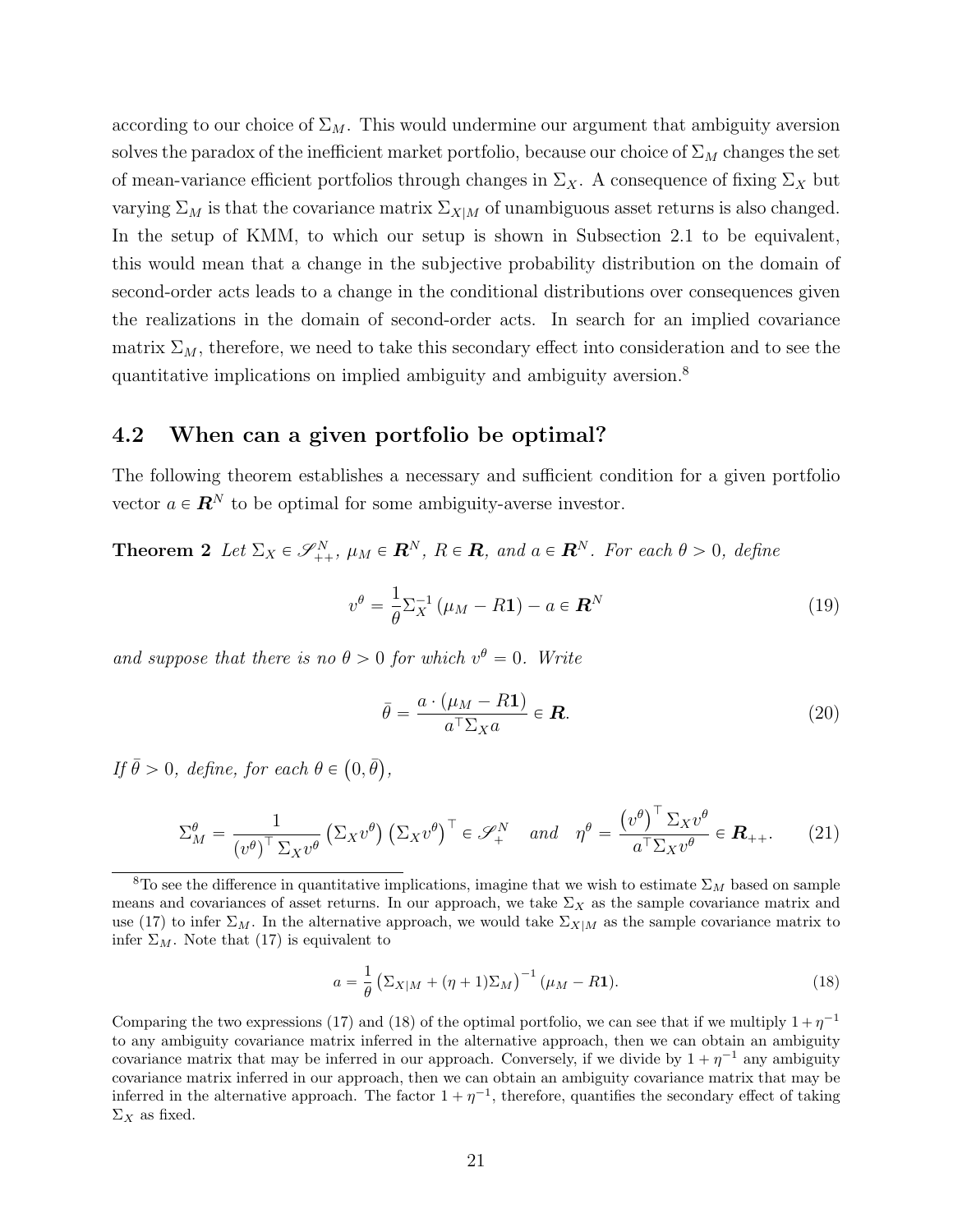according to our choice of $\Sigma_M$. This would undermine our argument that ambiguity aversion solves the paradox of the inefficient market portfolio, because our choice of $\Sigma_M$ changes the set of mean-variance efficient portfolios through changes in $\Sigma_X$. A consequence of fixing $\Sigma_X$ but varying $\Sigma_M$ is that the covariance matrix $\Sigma_{X|M}$ of unambiguous asset returns is also changed. In the setup of KMM, to which our setup is shown in Subsection 2.1 to be equivalent, this would mean that a change in the subjective probability distribution on the domain of second-order acts leads to a change in the conditional distributions over consequences given the realizations in the domain of second-order acts. In search for an implied covariance matrix $\Sigma_M$, therefore, we need to take this secondary effect into consideration and to see the quantitative implications on implied ambiguity and ambiguity aversion.[8]

## 4.2 When can a given portfolio be optimal?

The following theorem establishes a necessary and sufficient condition for a given portfolio vector $a \in \boldsymbol{R}^N$ to be optimal for some ambiguity-averse investor.

**Theorem 2** *Let $\Sigma_X \in \mathscr{S}^N_{++}$, $\mu_M \in \boldsymbol{R}^N$, $R \in \boldsymbol{R}$, and $a \in \boldsymbol{R}^N$. For each $\theta > 0$, define*

$$v^\theta = \frac{1}{\theta}\Sigma_X^{-1}(\mu_M - R\mathbf{1}) - a \in \boldsymbol{R}^N \tag{19}$$

*and suppose that there is no $\theta > 0$ for which $v^\theta = 0$. Write*

$$\bar{\theta} = \frac{a \cdot (\mu_M - R\mathbf{1})}{a^\top \Sigma_X a} \in \boldsymbol{R}. \tag{20}$$

*If $\bar{\theta} > 0$, define, for each $\theta \in (0, \bar{\theta})$,*

$$\Sigma_M^\theta = \frac{1}{(v^\theta)^\top \Sigma_X v^\theta}\left(\Sigma_X v^\theta\right)\left(\Sigma_X v^\theta\right)^\top \in \mathscr{S}^N_+ \quad \textit{and} \quad \eta^\theta = \frac{(v^\theta)^\top \Sigma_X v^\theta}{a^\top \Sigma_X v^\theta} \in \boldsymbol{R}_{++}. \tag{21}$$

[8] To see the difference in quantitative implications, imagine that we wish to estimate $\Sigma_M$ based on sample means and covariances of asset returns. In our approach, we take $\Sigma_X$ as the sample covariance matrix and use (17) to infer $\Sigma_M$. In the alternative approach, we would take $\Sigma_{X|M}$ as the sample covariance matrix to infer $\Sigma_M$. Note that (17) is equivalent to

$$a = \frac{1}{\theta}\left(\Sigma_{X|M} + (\eta + 1)\Sigma_M\right)^{-1}(\mu_M - R\mathbf{1}). \tag{18}$$

Comparing the two expressions (17) and (18) of the optimal portfolio, we can see that if we multiply $1 + \eta^{-1}$ to any ambiguity covariance matrix inferred in the alternative approach, then we can obtain an ambiguity covariance matrix that may be inferred in our approach. Conversely, if we divide by $1 + \eta^{-1}$ any ambiguity covariance matrix inferred in our approach, then we can obtain an ambiguity covariance matrix that may be inferred in the alternative approach. The factor $1 + \eta^{-1}$, therefore, quantifies the secondary effect of taking $\Sigma_X$ as fixed.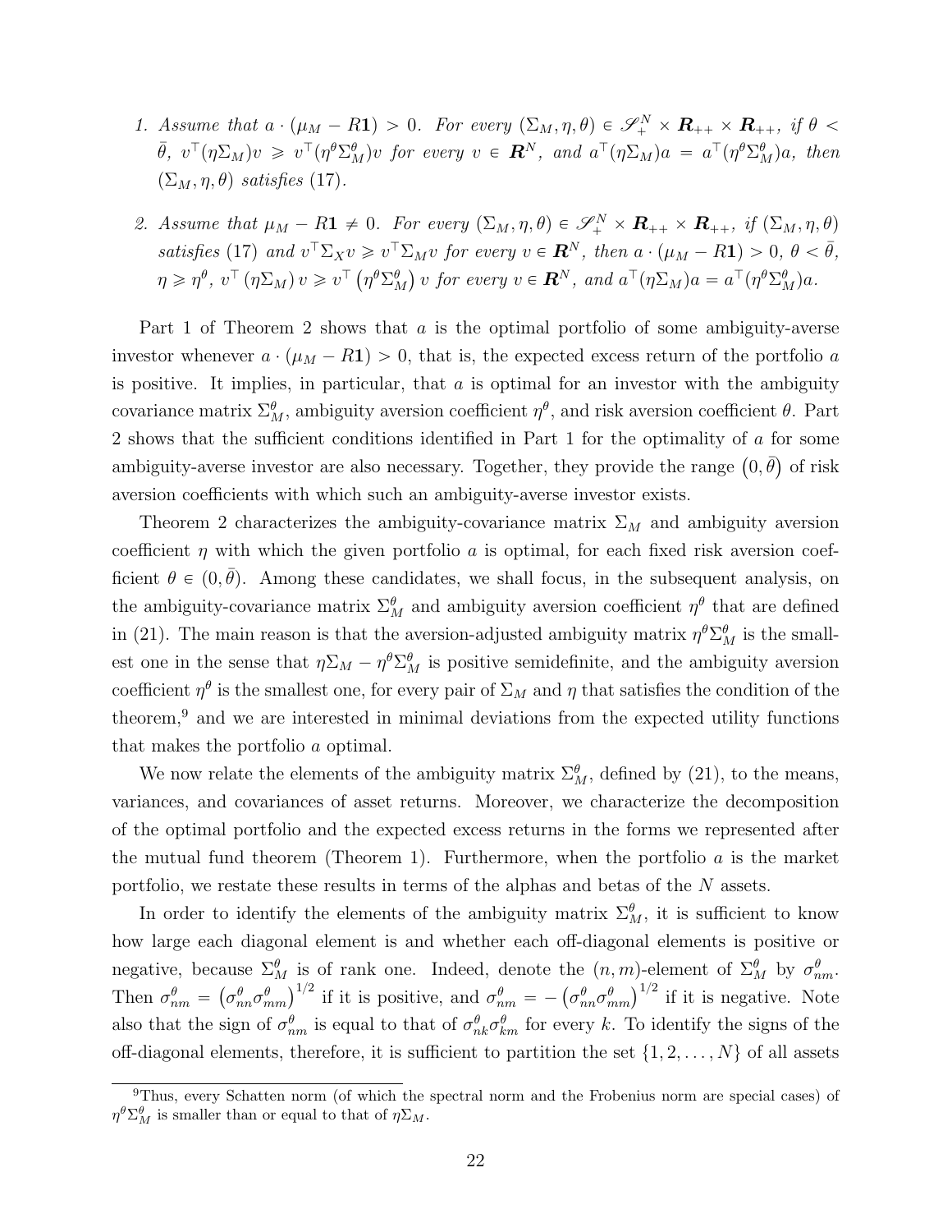1. *Assume that $a \cdot (\mu_M - R\mathbf{1}) > 0$. For every $(\Sigma_M, \eta, \theta) \in \mathscr{S}_+^N \times \boldsymbol{R}_{++} \times \boldsymbol{R}_{++}$, if $\theta < \bar{\theta}$, $v^\top(\eta\Sigma_M)v \geqslant v^\top(\eta^\theta\Sigma_M^\theta)v$ for every $v \in \boldsymbol{R}^N$, and $a^\top(\eta\Sigma_M)a = a^\top(\eta^\theta\Sigma_M^\theta)a$, then $(\Sigma_M, \eta, \theta)$ satisfies (17).*

2. *Assume that $\mu_M - R\mathbf{1} \neq 0$. For every $(\Sigma_M, \eta, \theta) \in \mathscr{S}_+^N \times \boldsymbol{R}_{++} \times \boldsymbol{R}_{++}$, if $(\Sigma_M, \eta, \theta)$ satisfies (17) and $v^\top\Sigma_X v \geqslant v^\top\Sigma_M v$ for every $v \in \boldsymbol{R}^N$, then $a \cdot (\mu_M - R\mathbf{1}) > 0$, $\theta < \bar{\theta}$, $\eta \geqslant \eta^\theta$, $v^\top(\eta\Sigma_M)v \geqslant v^\top\left(\eta^\theta\Sigma_M^\theta\right)v$ for every $v \in \boldsymbol{R}^N$, and $a^\top(\eta\Sigma_M)a = a^\top(\eta^\theta\Sigma_M^\theta)a$.*

Part 1 of Theorem 2 shows that $a$ is the optimal portfolio of some ambiguity-averse investor whenever $a \cdot (\mu_M - R\mathbf{1}) > 0$, that is, the expected excess return of the portfolio $a$ is positive. It implies, in particular, that $a$ is optimal for an investor with the ambiguity covariance matrix $\Sigma_M^\theta$, ambiguity aversion coefficient $\eta^\theta$, and risk aversion coefficient $\theta$. Part 2 shows that the sufficient conditions identified in Part 1 for the optimality of $a$ for some ambiguity-averse investor are also necessary. Together, they provide the range $\left(0, \bar{\theta}\right)$ of risk aversion coefficients with which such an ambiguity-averse investor exists.

Theorem 2 characterizes the ambiguity-covariance matrix $\Sigma_M$ and ambiguity aversion coefficient $\eta$ with which the given portfolio $a$ is optimal, for each fixed risk aversion coefficient $\theta \in (0, \bar{\theta})$. Among these candidates, we shall focus, in the subsequent analysis, on the ambiguity-covariance matrix $\Sigma_M^\theta$ and ambiguity aversion coefficient $\eta^\theta$ that are defined in (21). The main reason is that the aversion-adjusted ambiguity matrix $\eta^\theta\Sigma_M^\theta$ is the smallest one in the sense that $\eta\Sigma_M - \eta^\theta\Sigma_M^\theta$ is positive semidefinite, and the ambiguity aversion coefficient $\eta^\theta$ is the smallest one, for every pair of $\Sigma_M$ and $\eta$ that satisfies the condition of the theorem,[9] and we are interested in minimal deviations from the expected utility functions that makes the portfolio $a$ optimal.

We now relate the elements of the ambiguity matrix $\Sigma_M^\theta$, defined by (21), to the means, variances, and covariances of asset returns. Moreover, we characterize the decomposition of the optimal portfolio and the expected excess returns in the forms we represented after the mutual fund theorem (Theorem 1). Furthermore, when the portfolio $a$ is the market portfolio, we restate these results in terms of the alphas and betas of the $N$ assets.

In order to identify the elements of the ambiguity matrix $\Sigma_M^\theta$, it is sufficient to know how large each diagonal element is and whether each off-diagonal elements is positive or negative, because $\Sigma_M^\theta$ is of rank one. Indeed, denote the $(n, m)$-element of $\Sigma_M^\theta$ by $\sigma_{nm}^\theta$. Then $\sigma_{nm}^\theta = \left(\sigma_{nn}^\theta\sigma_{mm}^\theta\right)^{1/2}$ if it is positive, and $\sigma_{nm}^\theta = -\left(\sigma_{nn}^\theta\sigma_{mm}^\theta\right)^{1/2}$ if it is negative. Note also that the sign of $\sigma_{nm}^\theta$ is equal to that of $\sigma_{nk}^\theta\sigma_{km}^\theta$ for every $k$. To identify the signs of the off-diagonal elements, therefore, it is sufficient to partition the set $\{1, 2, \ldots, N\}$ of all assets

[9] Thus, every Schatten norm (of which the spectral norm and the Frobenius norm are special cases) of $\eta^\theta\Sigma_M^\theta$ is smaller than or equal to that of $\eta\Sigma_M$.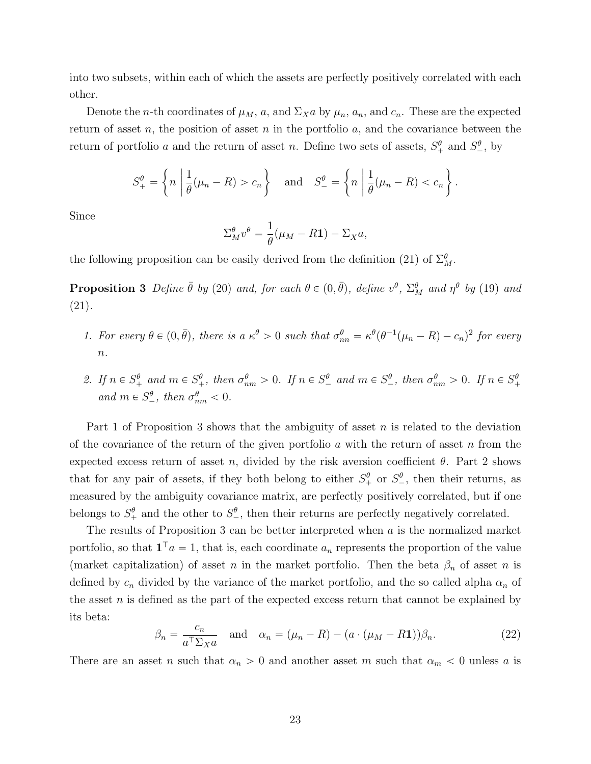into two subsets, within each of which the assets are perfectly positively correlated with each other.

Denote the $n$-th coordinates of $\mu_M$, $a$, and $\Sigma_X a$ by $\mu_n$, $a_n$, and $c_n$. These are the expected return of asset $n$, the position of asset $n$ in the portfolio $a$, and the covariance between the return of portfolio $a$ and the return of asset $n$. Define two sets of assets, $S_+^\theta$ and $S_-^\theta$, by

$$S_+^\theta = \left\{ n \;\middle|\; \frac{1}{\theta}(\mu_n - R) > c_n \right\} \quad \text{and} \quad S_-^\theta = \left\{ n \;\middle|\; \frac{1}{\theta}(\mu_n - R) < c_n \right\}.$$

Since

$$\Sigma_M^\theta v^\theta = \frac{1}{\theta}(\mu_M - R\mathbf{1}) - \Sigma_X a,$$

the following proposition can be easily derived from the definition (21) of $\Sigma_M^\theta$.

**Proposition 3** *Define $\bar{\theta}$ by (20) and, for each $\theta \in (0, \bar{\theta})$, define $v^\theta$, $\Sigma_M^\theta$ and $\eta^\theta$ by (19) and (21).*

1. *For every $\theta \in (0, \bar{\theta})$, there is a $\kappa^\theta > 0$ such that $\sigma_{nn}^\theta = \kappa^\theta(\theta^{-1}(\mu_n - R) - c_n)^2$ for every $n$.*

2. *If $n \in S_+^\theta$ and $m \in S_+^\theta$, then $\sigma_{nm}^\theta > 0$. If $n \in S_-^\theta$ and $m \in S_-^\theta$, then $\sigma_{nm}^\theta > 0$. If $n \in S_+^\theta$ and $m \in S_-^\theta$, then $\sigma_{nm}^\theta < 0$.*

Part 1 of Proposition 3 shows that the ambiguity of asset $n$ is related to the deviation of the covariance of the return of the given portfolio $a$ with the return of asset $n$ from the expected excess return of asset $n$, divided by the risk aversion coefficient $\theta$. Part 2 shows that for any pair of assets, if they both belong to either $S_+^\theta$ or $S_-^\theta$, then their returns, as measured by the ambiguity covariance matrix, are perfectly positively correlated, but if one belongs to $S_+^\theta$ and the other to $S_-^\theta$, then their returns are perfectly negatively correlated.

The results of Proposition 3 can be better interpreted when $a$ is the normalized market portfolio, so that $\mathbf{1}^\top a = 1$, that is, each coordinate $a_n$ represents the proportion of the value (market capitalization) of asset $n$ in the market portfolio. Then the beta $\beta_n$ of asset $n$ is defined by $c_n$ divided by the variance of the market portfolio, and the so called alpha $\alpha_n$ of the asset $n$ is defined as the part of the expected excess return that cannot be explained by its beta:

$$\beta_n = \frac{c_n}{a^\top \Sigma_X a} \quad \text{and} \quad \alpha_n = (\mu_n - R) - (a \cdot (\mu_M - R\mathbf{1}))\beta_n. \tag{22}$$

There are an asset $n$ such that $\alpha_n > 0$ and another asset $m$ such that $\alpha_m < 0$ unless $a$ is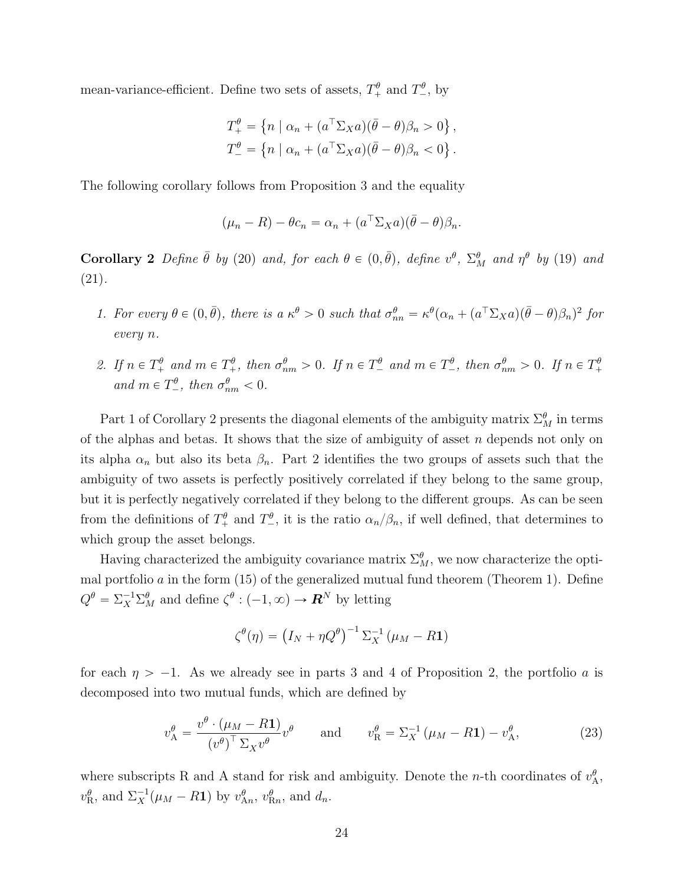mean-variance-efficient. Define two sets of assets, $T_+^\theta$ and $T_-^\theta$, by

$$T_+^\theta = \left\{ n \mid \alpha_n + (a^\top \Sigma_X a)(\bar{\theta} - \theta)\beta_n > 0 \right\},$$
$$T_-^\theta = \left\{ n \mid \alpha_n + (a^\top \Sigma_X a)(\bar{\theta} - \theta)\beta_n < 0 \right\}.$$

The following corollary follows from Proposition 3 and the equality

$$(\mu_n - R) - \theta c_n = \alpha_n + (a^\top \Sigma_X a)(\bar{\theta} - \theta)\beta_n.$$

**Corollary 2** *Define $\bar{\theta}$ by (20) and, for each $\theta \in (0, \bar{\theta})$, define $v^\theta$, $\Sigma_M^\theta$ and $\eta^\theta$ by (19) and (21).*

1. *For every $\theta \in (0, \bar{\theta})$, there is a $\kappa^\theta > 0$ such that $\sigma_{nn}^\theta = \kappa^\theta (\alpha_n + (a^\top \Sigma_X a)(\bar{\theta} - \theta)\beta_n)^2$ for every $n$.*
2. *If $n \in T_+^\theta$ and $m \in T_+^\theta$, then $\sigma_{nm}^\theta > 0$. If $n \in T_-^\theta$ and $m \in T_-^\theta$, then $\sigma_{nm}^\theta > 0$. If $n \in T_+^\theta$ and $m \in T_-^\theta$, then $\sigma_{nm}^\theta < 0$.*

Part 1 of Corollary 2 presents the diagonal elements of the ambiguity matrix $\Sigma_M^\theta$ in terms of the alphas and betas. It shows that the size of ambiguity of asset $n$ depends not only on its alpha $\alpha_n$ but also its beta $\beta_n$. Part 2 identifies the two groups of assets such that the ambiguity of two assets is perfectly positively correlated if they belong to the same group, but it is perfectly negatively correlated if they belong to the different groups. As can be seen from the definitions of $T_+^\theta$ and $T_-^\theta$, it is the ratio $\alpha_n/\beta_n$, if well defined, that determines to which group the asset belongs.

Having characterized the ambiguity covariance matrix $\Sigma_M^\theta$, we now characterize the optimal portfolio $a$ in the form (15) of the generalized mutual fund theorem (Theorem 1). Define $Q^\theta = \Sigma_X^{-1} \Sigma_M^\theta$ and define $\zeta^\theta : (-1, \infty) \to \boldsymbol{R}^N$ by letting

$$\zeta^\theta(\eta) = \left( I_N + \eta Q^\theta \right)^{-1} \Sigma_X^{-1} (\mu_M - R\mathbf{1})$$

for each $\eta > -1$. As we already see in parts 3 and 4 of Proposition 2, the portfolio $a$ is decomposed into two mutual funds, which are defined by

$$v_{\mathrm{A}}^\theta = \frac{v^\theta \cdot (\mu_M - R\mathbf{1})}{(v^\theta)^\top \Sigma_X v^\theta} v^\theta \qquad \text{and} \qquad v_{\mathrm{R}}^\theta = \Sigma_X^{-1} (\mu_M - R\mathbf{1}) - v_{\mathrm{A}}^\theta, \tag{23}$$

where subscripts R and A stand for risk and ambiguity. Denote the $n$-th coordinates of $v_{\mathrm{A}}^\theta$, $v_{\mathrm{R}}^\theta$, and $\Sigma_X^{-1}(\mu_M - R\mathbf{1})$ by $v_{\mathrm{A}n}^\theta$, $v_{\mathrm{R}n}^\theta$, and $d_n$.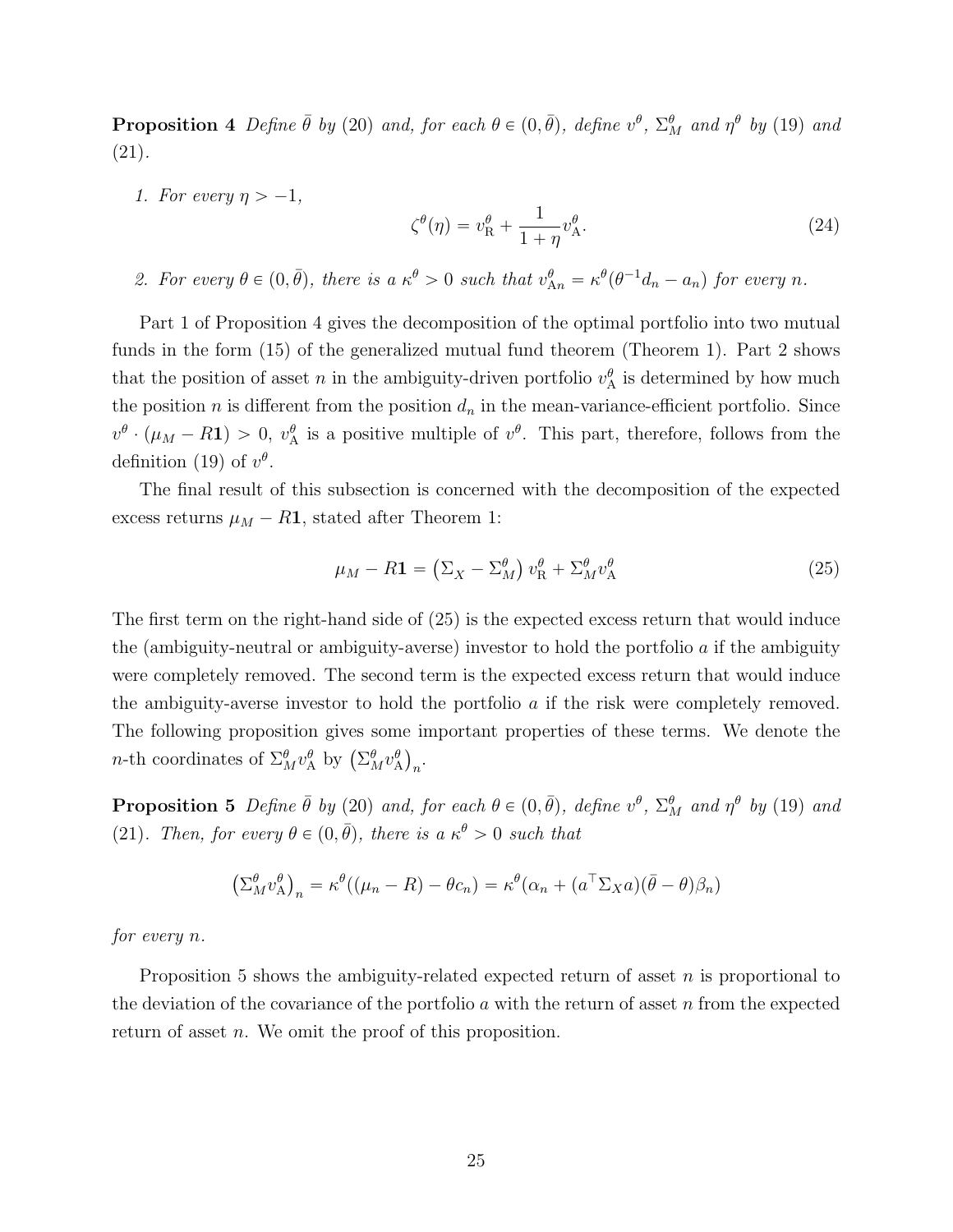**Proposition 4** *Define $\bar{\theta}$ by (20) and, for each $\theta \in (0, \bar{\theta})$, define $v^\theta$, $\Sigma_M^\theta$ and $\eta^\theta$ by (19) and (21).*

1. *For every $\eta > -1$,*
$$\zeta^\theta(\eta) = v_{\mathrm{R}}^\theta + \frac{1}{1+\eta} v_{\mathrm{A}}^\theta. \tag{24}$$

2. *For every $\theta \in (0, \bar{\theta})$, there is a $\kappa^\theta > 0$ such that $v_{\mathrm{A}n}^\theta = \kappa^\theta(\theta^{-1} d_n - a_n)$ for every $n$.*

Part 1 of Proposition 4 gives the decomposition of the optimal portfolio into two mutual funds in the form (15) of the generalized mutual fund theorem (Theorem 1). Part 2 shows that the position of asset $n$ in the ambiguity-driven portfolio $v_{\mathrm{A}}^\theta$ is determined by how much the position $n$ is different from the position $d_n$ in the mean-variance-efficient portfolio. Since $v^\theta \cdot (\mu_M - R\mathbf{1}) > 0$, $v_{\mathrm{A}}^\theta$ is a positive multiple of $v^\theta$. This part, therefore, follows from the definition (19) of $v^\theta$.

The final result of this subsection is concerned with the decomposition of the expected excess returns $\mu_M - R\mathbf{1}$, stated after Theorem 1:

$$\mu_M - R\mathbf{1} = \left(\Sigma_X - \Sigma_M^\theta\right) v_{\mathrm{R}}^\theta + \Sigma_M^\theta v_{\mathrm{A}}^\theta \tag{25}$$

The first term on the right-hand side of (25) is the expected excess return that would induce the (ambiguity-neutral or ambiguity-averse) investor to hold the portfolio $a$ if the ambiguity were completely removed. The second term is the expected excess return that would induce the ambiguity-averse investor to hold the portfolio $a$ if the risk were completely removed. The following proposition gives some important properties of these terms. We denote the $n$-th coordinates of $\Sigma_M^\theta v_{\mathrm{A}}^\theta$ by $\left(\Sigma_M^\theta v_{\mathrm{A}}^\theta\right)_n$.

**Proposition 5** *Define $\bar{\theta}$ by (20) and, for each $\theta \in (0, \bar{\theta})$, define $v^\theta$, $\Sigma_M^\theta$ and $\eta^\theta$ by (19) and (21). Then, for every $\theta \in (0, \bar{\theta})$, there is a $\kappa^\theta > 0$ such that*

$$\left(\Sigma_M^\theta v_{\mathrm{A}}^\theta\right)_n = \kappa^\theta((\mu_n - R) - \theta c_n) = \kappa^\theta(\alpha_n + (a^\top \Sigma_X a)(\bar{\theta} - \theta)\beta_n)$$

*for every $n$.*

Proposition 5 shows the ambiguity-related expected return of asset $n$ is proportional to the deviation of the covariance of the portfolio $a$ with the return of asset $n$ from the expected return of asset $n$. We omit the proof of this proposition.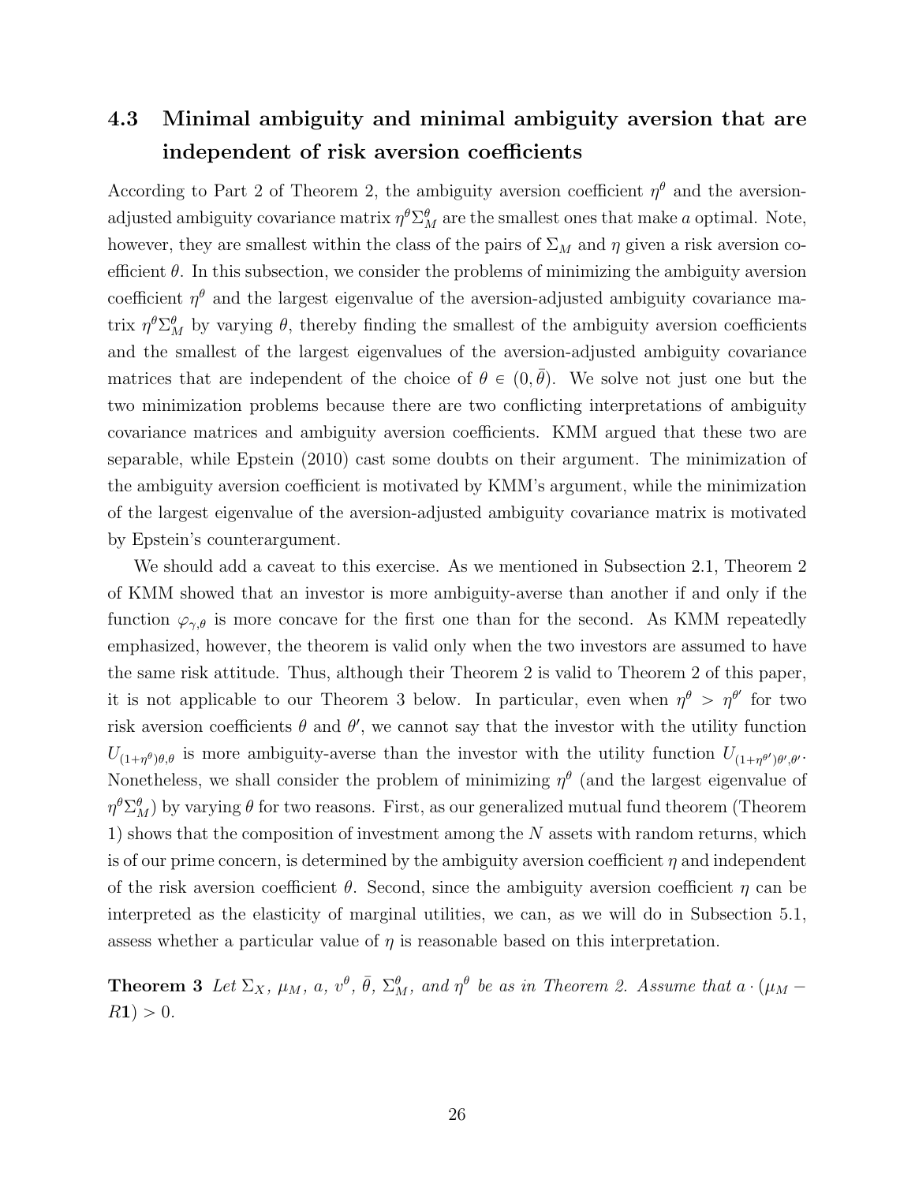### 4.3 Minimal ambiguity and minimal ambiguity aversion that are independent of risk aversion coefficients

According to Part 2 of Theorem 2, the ambiguity aversion coefficient $\eta^\theta$ and the aversion-adjusted ambiguity covariance matrix $\eta^\theta \Sigma_M^\theta$ are the smallest ones that make $a$ optimal. Note, however, they are smallest within the class of the pairs of $\Sigma_M$ and $\eta$ given a risk aversion coefficient $\theta$. In this subsection, we consider the problems of minimizing the ambiguity aversion coefficient $\eta^\theta$ and the largest eigenvalue of the aversion-adjusted ambiguity covariance matrix $\eta^\theta \Sigma_M^\theta$ by varying $\theta$, thereby finding the smallest of the ambiguity aversion coefficients and the smallest of the largest eigenvalues of the aversion-adjusted ambiguity covariance matrices that are independent of the choice of $\theta \in (0, \bar{\theta})$. We solve not just one but the two minimization problems because there are two conflicting interpretations of ambiguity covariance matrices and ambiguity aversion coefficients. KMM argued that these two are separable, while Epstein (2010) cast some doubts on their argument. The minimization of the ambiguity aversion coefficient is motivated by KMM's argument, while the minimization of the largest eigenvalue of the aversion-adjusted ambiguity covariance matrix is motivated by Epstein's counterargument.

We should add a caveat to this exercise. As we mentioned in Subsection 2.1, Theorem 2 of KMM showed that an investor is more ambiguity-averse than another if and only if the function $\varphi_{\gamma,\theta}$ is more concave for the first one than for the second. As KMM repeatedly emphasized, however, the theorem is valid only when the two investors are assumed to have the same risk attitude. Thus, although their Theorem 2 is valid to Theorem 2 of this paper, it is not applicable to our Theorem 3 below. In particular, even when $\eta^\theta > \eta^{\theta'}$ for two risk aversion coefficients $\theta$ and $\theta'$, we cannot say that the investor with the utility function $U_{(1+\eta^\theta)\theta,\theta}$ is more ambiguity-averse than the investor with the utility function $U_{(1+\eta^{\theta'})\theta',\theta'}$. Nonetheless, we shall consider the problem of minimizing $\eta^\theta$ (and the largest eigenvalue of $\eta^\theta \Sigma_M^\theta$) by varying $\theta$ for two reasons. First, as our generalized mutual fund theorem (Theorem 1) shows that the composition of investment among the $N$ assets with random returns, which is of our prime concern, is determined by the ambiguity aversion coefficient $\eta$ and independent of the risk aversion coefficient $\theta$. Second, since the ambiguity aversion coefficient $\eta$ can be interpreted as the elasticity of marginal utilities, we can, as we will do in Subsection 5.1, assess whether a particular value of $\eta$ is reasonable based on this interpretation.

**Theorem 3** *Let $\Sigma_X$, $\mu_M$, $a$, $v^\theta$, $\bar{\theta}$, $\Sigma_M^\theta$, and $\eta^\theta$ be as in Theorem 2. Assume that $a \cdot (\mu_M - R\mathbf{1}) > 0$.*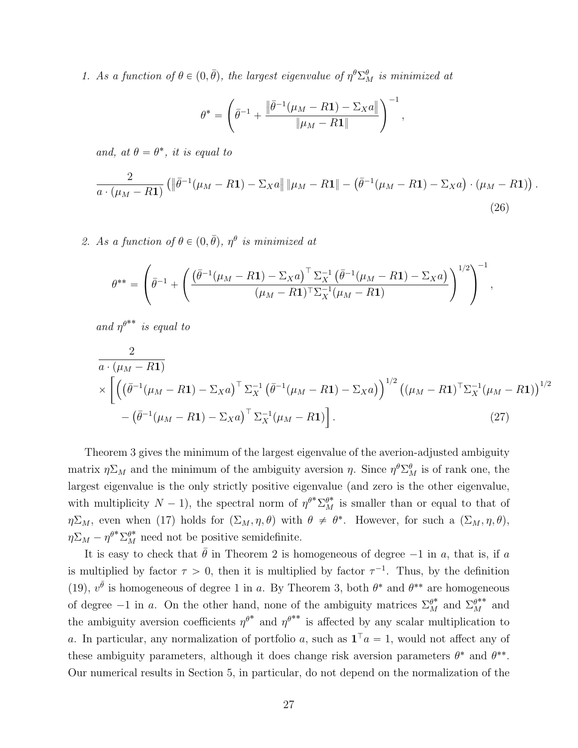1. *As a function of $\theta \in (0, \bar{\theta})$, the largest eigenvalue of $\eta^\theta \Sigma_M^\theta$ is minimized at*

$$\theta^* = \left( \bar{\theta}^{-1} + \frac{\left\| \bar{\theta}^{-1}(\mu_M - R\mathbf{1}) - \Sigma_X a \right\|}{\left\| \mu_M - R\mathbf{1} \right\|} \right)^{-1},$$

*and, at $\theta = \theta^*$, it is equal to*

$$\frac{2}{a \cdot (\mu_M - R\mathbf{1})} \left( \left\| \bar{\theta}^{-1}(\mu_M - R\mathbf{1}) - \Sigma_X a \right\| \left\| \mu_M - R\mathbf{1} \right\| - \left( \bar{\theta}^{-1}(\mu_M - R\mathbf{1}) - \Sigma_X a \right) \cdot (\mu_M - R\mathbf{1}) \right). \tag{26}$$

2. *As a function of $\theta \in (0, \bar{\theta})$, $\eta^\theta$ is minimized at*

$$\theta^{**} = \left( \bar{\theta}^{-1} + \left( \frac{\left( \bar{\theta}^{-1}(\mu_M - R\mathbf{1}) - \Sigma_X a \right)^\top \Sigma_X^{-1} \left( \bar{\theta}^{-1}(\mu_M - R\mathbf{1}) - \Sigma_X a \right)}{(\mu_M - R\mathbf{1})^\top \Sigma_X^{-1} (\mu_M - R\mathbf{1})} \right)^{1/2} \right)^{-1},$$

*and $\eta^{\theta^{**}}$ is equal to*

$$\begin{aligned} &\frac{2}{a \cdot (\mu_M - R\mathbf{1})} \\ &\times \Bigg[ \left( \left( \bar{\theta}^{-1}(\mu_M - R\mathbf{1}) - \Sigma_X a \right)^\top \Sigma_X^{-1} \left( \bar{\theta}^{-1}(\mu_M - R\mathbf{1}) - \Sigma_X a \right) \right)^{1/2} \left( (\mu_M - R\mathbf{1})^\top \Sigma_X^{-1} (\mu_M - R\mathbf{1}) \right)^{1/2} \\ &\quad - \left( \bar{\theta}^{-1}(\mu_M - R\mathbf{1}) - \Sigma_X a \right)^\top \Sigma_X^{-1} (\mu_M - R\mathbf{1}) \Bigg]. \end{aligned} \tag{27}$$

Theorem 3 gives the minimum of the largest eigenvalue of the averion-adjusted ambiguity matrix $\eta \Sigma_M$ and the minimum of the ambiguity aversion $\eta$. Since $\eta^\theta \Sigma_M^\theta$ is of rank one, the largest eigenvalue is the only strictly positive eigenvalue (and zero is the other eigenvalue, with multiplicity $N - 1$), the spectral norm of $\eta^{\theta^*} \Sigma_M^{\theta^*}$ is smaller than or equal to that of $\eta \Sigma_M$, even when (17) holds for $(\Sigma_M, \eta, \theta)$ with $\theta \neq \theta^*$. However, for such a $(\Sigma_M, \eta, \theta)$, $\eta \Sigma_M - \eta^{\theta^*} \Sigma_M^{\theta^*}$ need not be positive semidefinite.

It is easy to check that $\bar{\theta}$ in Theorem 2 is homogeneous of degree $-1$ in $a$, that is, if $a$ is multiplied by factor $\tau > 0$, then it is multiplied by factor $\tau^{-1}$. Thus, by the definition (19), $v^{\bar{\theta}}$ is homogeneous of degree 1 in $a$. By Theorem 3, both $\theta^*$ and $\theta^{**}$ are homogeneous of degree $-1$ in $a$. On the other hand, none of the ambiguity matrices $\Sigma_M^{\theta^*}$ and $\Sigma_M^{\theta^{**}}$ and the ambiguity aversion coefficients $\eta^{\theta^*}$ and $\eta^{\theta^{**}}$ is affected by any scalar multiplication to $a$. In particular, any normalization of portfolio $a$, such as $\mathbf{1}^\top a = 1$, would not affect any of these ambiguity parameters, although it does change risk aversion parameters $\theta^*$ and $\theta^{**}$. Our numerical results in Section 5, in particular, do not depend on the normalization of the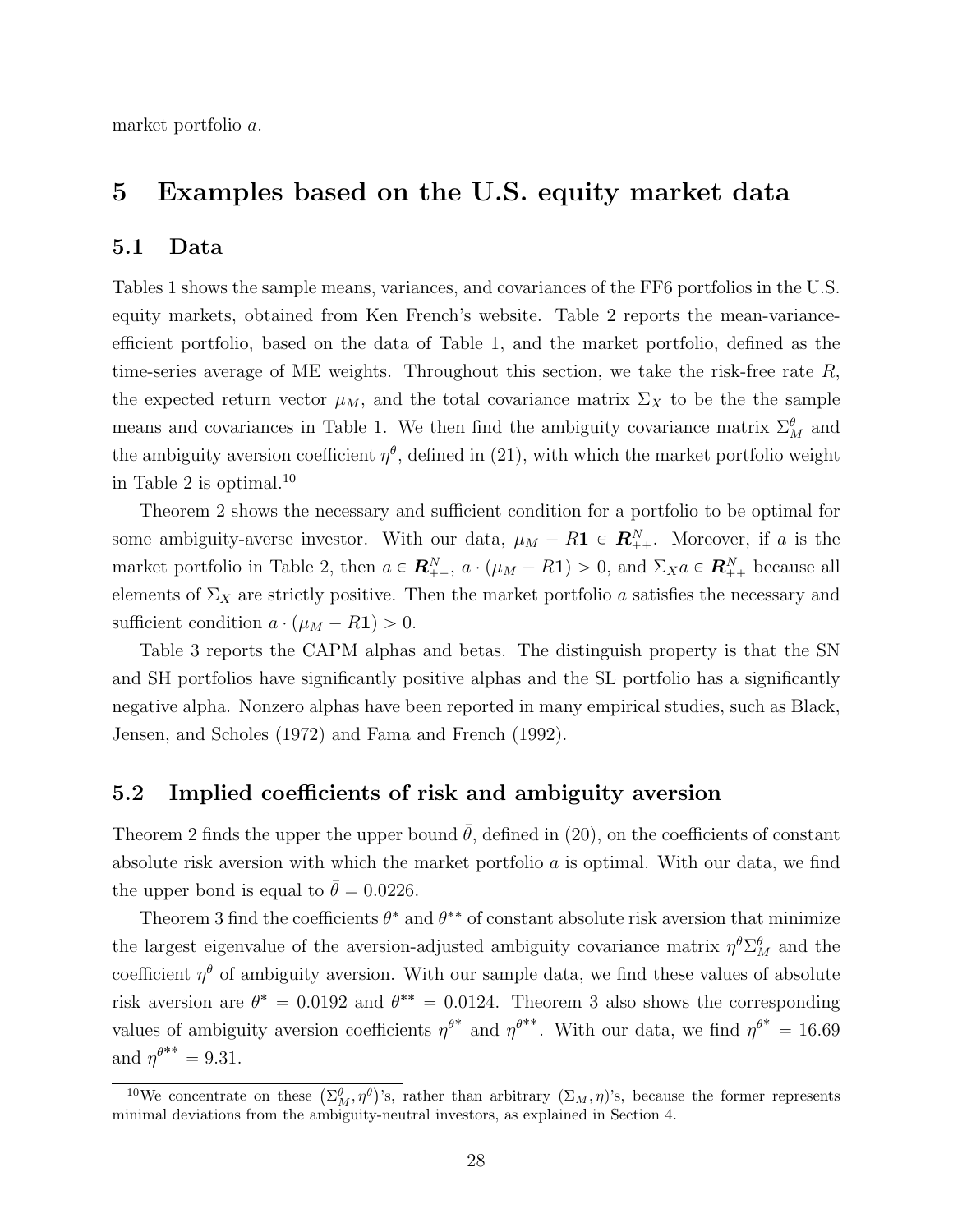market portfolio $a$.

# 5 Examples based on the U.S. equity market data

## 5.1 Data

Tables 1 shows the sample means, variances, and covariances of the FF6 portfolios in the U.S. equity markets, obtained from Ken French's website. Table 2 reports the mean-variance-efficient portfolio, based on the data of Table 1, and the market portfolio, defined as the time-series average of ME weights. Throughout this section, we take the risk-free rate $R$, the expected return vector $\mu_M$, and the total covariance matrix $\Sigma_X$ to be the the sample means and covariances in Table 1. We then find the ambiguity covariance matrix $\Sigma_M^\theta$ and the ambiguity aversion coefficient $\eta^\theta$, defined in (21), with which the market portfolio weight in Table 2 is optimal.[10]

Theorem 2 shows the necessary and sufficient condition for a portfolio to be optimal for some ambiguity-averse investor. With our data, $\mu_M - R\mathbf{1} \in \boldsymbol{R}_{++}^N$. Moreover, if $a$ is the market portfolio in Table 2, then $a \in \boldsymbol{R}_{++}^N$, $a \cdot (\mu_M - R\mathbf{1}) > 0$, and $\Sigma_X a \in \boldsymbol{R}_{++}^N$ because all elements of $\Sigma_X$ are strictly positive. Then the market portfolio $a$ satisfies the necessary and sufficient condition $a \cdot (\mu_M - R\mathbf{1}) > 0$.

Table 3 reports the CAPM alphas and betas. The distinguish property is that the SN and SH portfolios have significantly positive alphas and the SL portfolio has a significantly negative alpha. Nonzero alphas have been reported in many empirical studies, such as Black, Jensen, and Scholes (1972) and Fama and French (1992).

## 5.2 Implied coefficients of risk and ambiguity aversion

Theorem 2 finds the upper the upper bound $\bar{\theta}$, defined in (20), on the coefficients of constant absolute risk aversion with which the market portfolio $a$ is optimal. With our data, we find the upper bond is equal to $\bar{\theta} = 0.0226$.

Theorem 3 find the coefficients $\theta^*$ and $\theta^{**}$ of constant absolute risk aversion that minimize the largest eigenvalue of the aversion-adjusted ambiguity covariance matrix $\eta^\theta \Sigma_M^\theta$ and the coefficient $\eta^\theta$ of ambiguity aversion. With our sample data, we find these values of absolute risk aversion are $\theta^* = 0.0192$ and $\theta^{**} = 0.0124$. Theorem 3 also shows the corresponding values of ambiguity aversion coefficients $\eta^{\theta^*}$ and $\eta^{\theta^{**}}$. With our data, we find $\eta^{\theta^*} = 16.69$ and $\eta^{\theta^{**}} = 9.31$.

[10] We concentrate on these $(\Sigma_M^\theta, \eta^\theta)$'s, rather than arbitrary $(\Sigma_M, \eta)$'s, because the former represents minimal deviations from the ambiguity-neutral investors, as explained in Section 4.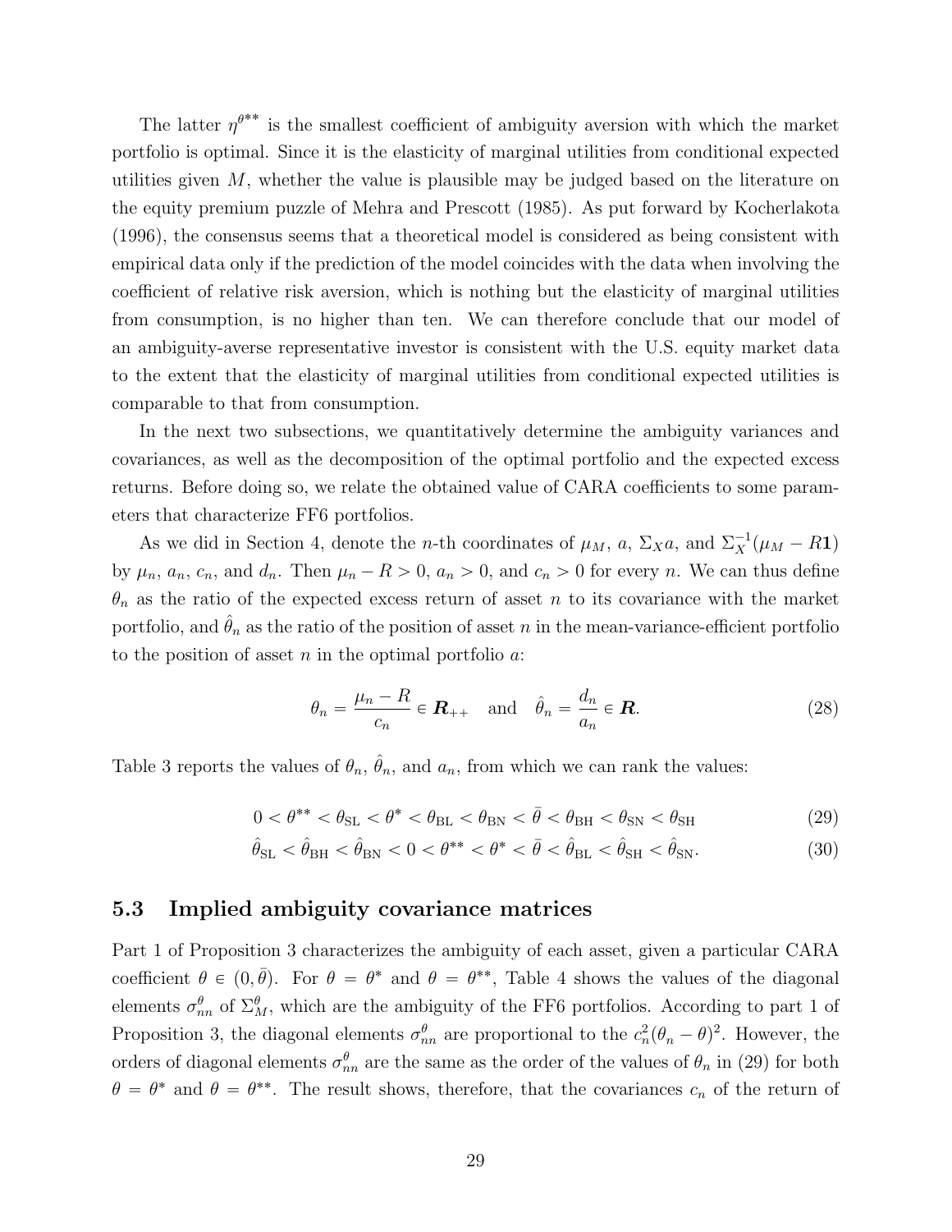The latter $\eta^{\theta^{**}}$ is the smallest coefficient of ambiguity aversion with which the market portfolio is optimal. Since it is the elasticity of marginal utilities from conditional expected utilities given $M$, whether the value is plausible may be judged based on the literature on the equity premium puzzle of Mehra and Prescott (1985). As put forward by Kocherlakota (1996), the consensus seems that a theoretical model is considered as being consistent with empirical data only if the prediction of the model coincides with the data when involving the coefficient of relative risk aversion, which is nothing but the elasticity of marginal utilities from consumption, is no higher than ten. We can therefore conclude that our model of an ambiguity-averse representative investor is consistent with the U.S. equity market data to the extent that the elasticity of marginal utilities from conditional expected utilities is comparable to that from consumption.

In the next two subsections, we quantitatively determine the ambiguity variances and covariances, as well as the decomposition of the optimal portfolio and the expected excess returns. Before doing so, we relate the obtained value of CARA coefficients to some parameters that characterize FF6 portfolios.

As we did in Section 4, denote the $n$-th coordinates of $\mu_M$, $a$, $\Sigma_X a$, and $\Sigma_X^{-1}(\mu_M - R\mathbf{1})$ by $\mu_n$, $a_n$, $c_n$, and $d_n$. Then $\mu_n - R > 0$, $a_n > 0$, and $c_n > 0$ for every $n$. We can thus define $\theta_n$ as the ratio of the expected excess return of asset $n$ to its covariance with the market portfolio, and $\hat{\theta}_n$ as the ratio of the position of asset $n$ in the mean-variance-efficient portfolio to the position of asset $n$ in the optimal portfolio $a$:

$$\theta_n = \frac{\mu_n - R}{c_n} \in \boldsymbol{R}_{++} \quad \text{and} \quad \hat{\theta}_n = \frac{d_n}{a_n} \in \boldsymbol{R}. \tag{28}$$

Table 3 reports the values of $\theta_n$, $\hat{\theta}_n$, and $a_n$, from which we can rank the values:

$$0 < \theta^{**} < \theta_{\text{SL}} < \theta^{*} < \theta_{\text{BL}} < \theta_{\text{BN}} < \bar{\theta} < \theta_{\text{BH}} < \theta_{\text{SN}} < \theta_{\text{SH}} \tag{29}$$

$$\hat{\theta}_{\text{SL}} < \hat{\theta}_{\text{BH}} < \hat{\theta}_{\text{BN}} < 0 < \theta^{**} < \theta^{*} < \bar{\theta} < \hat{\theta}_{\text{BL}} < \hat{\theta}_{\text{SH}} < \hat{\theta}_{\text{SN}}. \tag{30}$$

### 5.3 Implied ambiguity covariance matrices

Part 1 of Proposition 3 characterizes the ambiguity of each asset, given a particular CARA coefficient $\theta \in (0, \bar{\theta})$. For $\theta = \theta^{*}$ and $\theta = \theta^{**}$, Table 4 shows the values of the diagonal elements $\sigma_{nn}^{\theta}$ of $\Sigma_M^{\theta}$, which are the ambiguity of the FF6 portfolios. According to part 1 of Proposition 3, the diagonal elements $\sigma_{nn}^{\theta}$ are proportional to the $c_n^2(\theta_n - \theta)^2$. However, the orders of diagonal elements $\sigma_{nn}^{\theta}$ are the same as the order of the values of $\theta_n$ in (29) for both $\theta = \theta^{*}$ and $\theta = \theta^{**}$. The result shows, therefore, that the covariances $c_n$ of the return of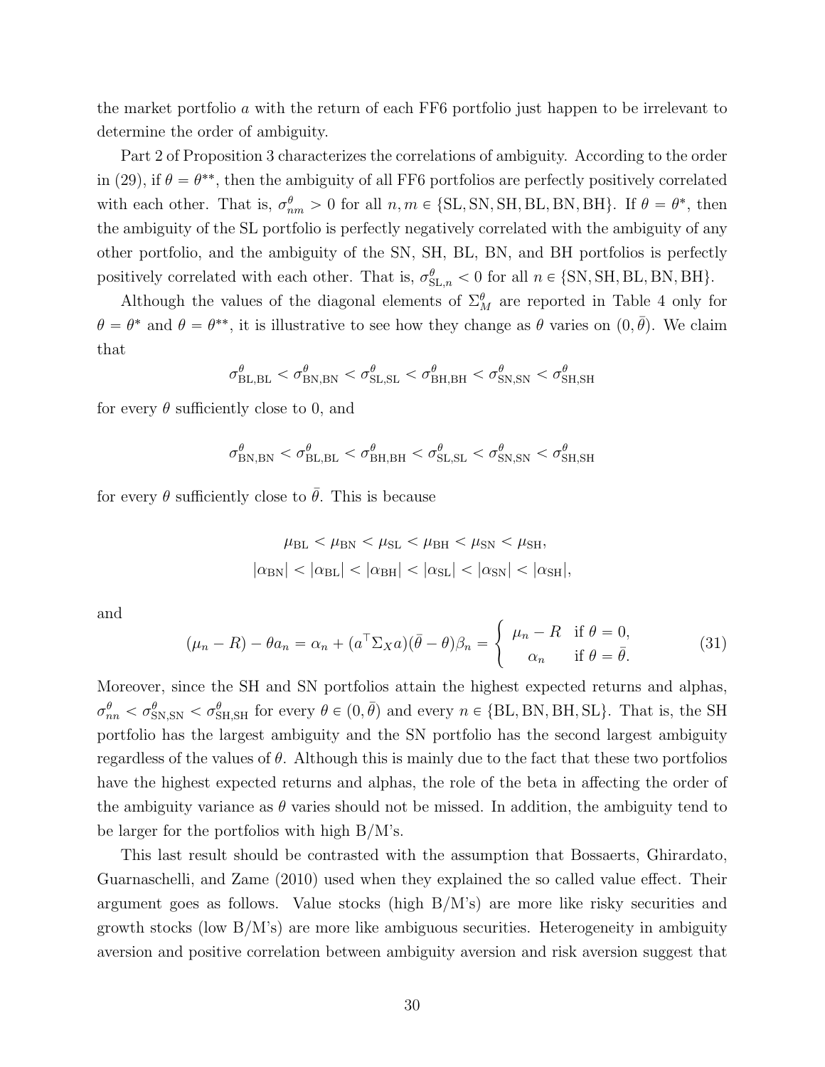the market portfolio $a$ with the return of each FF6 portfolio just happen to be irrelevant to determine the order of ambiguity.

Part 2 of Proposition 3 characterizes the correlations of ambiguity. According to the order in (29), if $\theta = \theta^{**}$, then the ambiguity of all FF6 portfolios are perfectly positively correlated with each other. That is, $\sigma^{\theta}_{nm} > 0$ for all $n, m \in \{\text{SL}, \text{SN}, \text{SH}, \text{BL}, \text{BN}, \text{BH}\}$. If $\theta = \theta^{*}$, then the ambiguity of the SL portfolio is perfectly negatively correlated with the ambiguity of any other portfolio, and the ambiguity of the SN, SH, BL, BN, and BH portfolios is perfectly positively correlated with each other. That is, $\sigma^{\theta}_{\text{SL},n} < 0$ for all $n \in \{\text{SN}, \text{SH}, \text{BL}, \text{BN}, \text{BH}\}$.

Although the values of the diagonal elements of $\Sigma^{\theta}_{M}$ are reported in Table 4 only for $\theta = \theta^{*}$ and $\theta = \theta^{**}$, it is illustrative to see how they change as $\theta$ varies on $(0, \bar{\theta})$. We claim that

$$\sigma^{\theta}_{\text{BL,BL}} < \sigma^{\theta}_{\text{BN,BN}} < \sigma^{\theta}_{\text{SL,SL}} < \sigma^{\theta}_{\text{BH,BH}} < \sigma^{\theta}_{\text{SN,SN}} < \sigma^{\theta}_{\text{SH,SH}}$$

for every $\theta$ sufficiently close to 0, and

$$\sigma^{\theta}_{\text{BN,BN}} < \sigma^{\theta}_{\text{BL,BL}} < \sigma^{\theta}_{\text{BH,BH}} < \sigma^{\theta}_{\text{SL,SL}} < \sigma^{\theta}_{\text{SN,SN}} < \sigma^{\theta}_{\text{SH,SH}}$$

for every $\theta$ sufficiently close to $\bar{\theta}$. This is because

$$\mu_{\text{BL}} < \mu_{\text{BN}} < \mu_{\text{SL}} < \mu_{\text{BH}} < \mu_{\text{SN}} < \mu_{\text{SH}},$$
$$|\alpha_{\text{BN}}| < |\alpha_{\text{BL}}| < |\alpha_{\text{BH}}| < |\alpha_{\text{SL}}| < |\alpha_{\text{SN}}| < |\alpha_{\text{SH}}|,$$

and

$$(\mu_n - R) - \theta a_n = \alpha_n + (a^{\top}\Sigma_X a)(\bar{\theta} - \theta)\beta_n = \begin{cases} \mu_n - R & \text{if } \theta = 0, \\ \alpha_n & \text{if } \theta = \bar{\theta}. \end{cases} \tag{31}$$

Moreover, since the SH and SN portfolios attain the highest expected returns and alphas, $\sigma^{\theta}_{nn} < \sigma^{\theta}_{\text{SN,SN}} < \sigma^{\theta}_{\text{SH,SH}}$ for every $\theta \in (0, \bar{\theta})$ and every $n \in \{\text{BL}, \text{BN}, \text{BH}, \text{SL}\}$. That is, the SH portfolio has the largest ambiguity and the SN portfolio has the second largest ambiguity regardless of the values of $\theta$. Although this is mainly due to the fact that these two portfolios have the highest expected returns and alphas, the role of the beta in affecting the order of the ambiguity variance as $\theta$ varies should not be missed. In addition, the ambiguity tend to be larger for the portfolios with high B/M's.

This last result should be contrasted with the assumption that Bossaerts, Ghirardato, Guarnaschelli, and Zame (2010) used when they explained the so called value effect. Their argument goes as follows. Value stocks (high B/M's) are more like risky securities and growth stocks (low B/M's) are more like ambiguous securities. Heterogeneity in ambiguity aversion and positive correlation between ambiguity aversion and risk aversion suggest that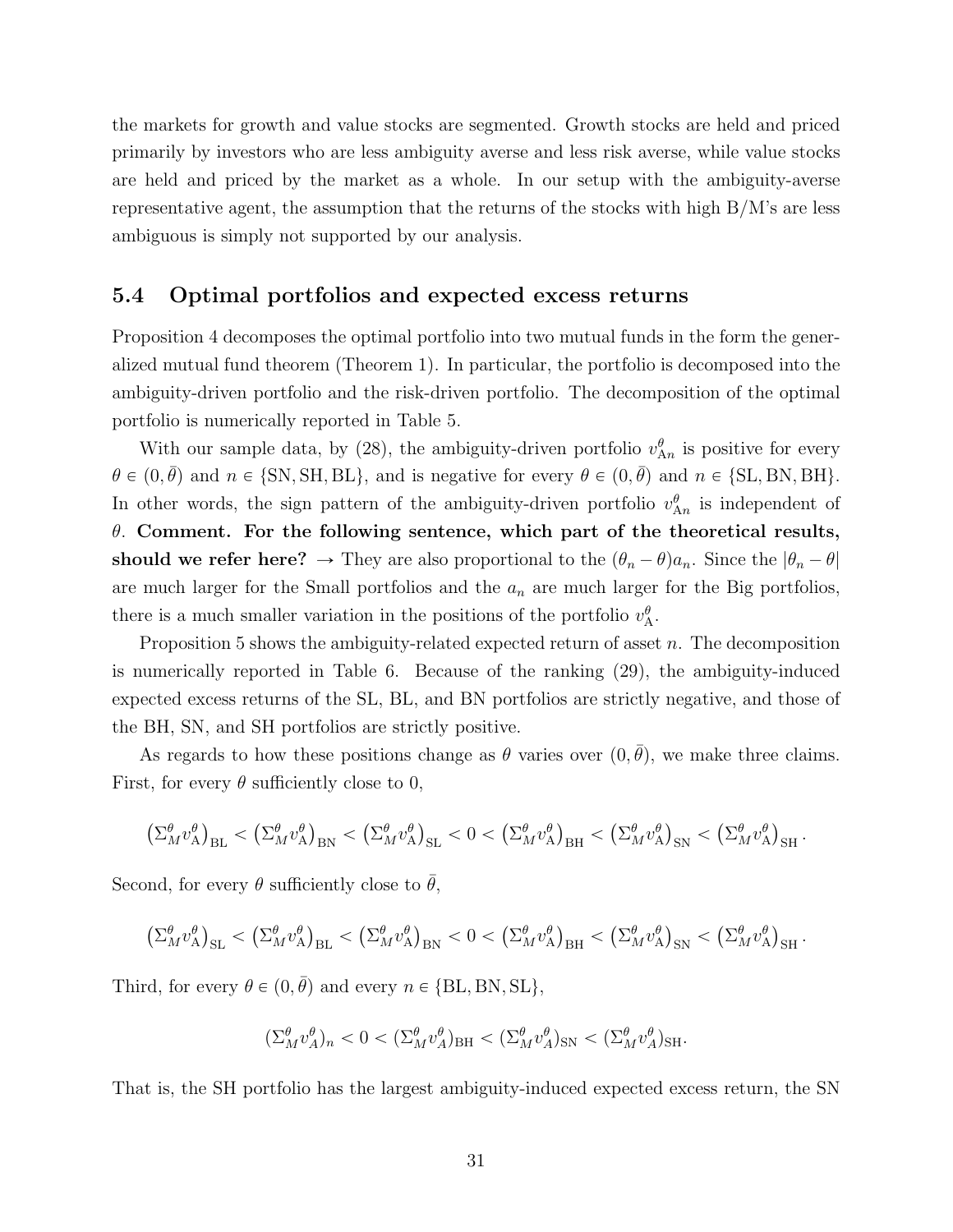the markets for growth and value stocks are segmented. Growth stocks are held and priced primarily by investors who are less ambiguity averse and less risk averse, while value stocks are held and priced by the market as a whole. In our setup with the ambiguity-averse representative agent, the assumption that the returns of the stocks with high B/M's are less ambiguous is simply not supported by our analysis.

## 5.4 Optimal portfolios and expected excess returns

Proposition 4 decomposes the optimal portfolio into two mutual funds in the form the generalized mutual fund theorem (Theorem 1). In particular, the portfolio is decomposed into the ambiguity-driven portfolio and the risk-driven portfolio. The decomposition of the optimal portfolio is numerically reported in Table 5.

With our sample data, by (28), the ambiguity-driven portfolio $v^{\theta}_{\mathrm{A}n}$ is positive for every $\theta \in (0, \bar{\theta})$ and $n \in \{\mathrm{SN}, \mathrm{SH}, \mathrm{BL}\}$, and is negative for every $\theta \in (0, \bar{\theta})$ and $n \in \{\mathrm{SL}, \mathrm{BN}, \mathrm{BH}\}$. In other words, the sign pattern of the ambiguity-driven portfolio $v^{\theta}_{\mathrm{A}n}$ is independent of $\theta$. **Comment. For the following sentence, which part of the theoretical results, should we refer here?** → They are also proportional to the $(\theta_n - \theta)a_n$. Since the $|\theta_n - \theta|$ are much larger for the Small portfolios and the $a_n$ are much larger for the Big portfolios, there is a much smaller variation in the positions of the portfolio $v^{\theta}_{\mathrm{A}}$.

Proposition 5 shows the ambiguity-related expected return of asset $n$. The decomposition is numerically reported in Table 6. Because of the ranking (29), the ambiguity-induced expected excess returns of the SL, BL, and BN portfolios are strictly negative, and those of the BH, SN, and SH portfolios are strictly positive.

As regards to how these positions change as $\theta$ varies over $(0, \bar{\theta})$, we make three claims. First, for every $\theta$ sufficiently close to 0,

$$\left(\Sigma^{\theta}_{M} v^{\theta}_{\mathrm{A}}\right)_{\mathrm{BL}} < \left(\Sigma^{\theta}_{M} v^{\theta}_{\mathrm{A}}\right)_{\mathrm{BN}} < \left(\Sigma^{\theta}_{M} v^{\theta}_{\mathrm{A}}\right)_{\mathrm{SL}} < 0 < \left(\Sigma^{\theta}_{M} v^{\theta}_{\mathrm{A}}\right)_{\mathrm{BH}} < \left(\Sigma^{\theta}_{M} v^{\theta}_{\mathrm{A}}\right)_{\mathrm{SN}} < \left(\Sigma^{\theta}_{M} v^{\theta}_{\mathrm{A}}\right)_{\mathrm{SH}}.$$

Second, for every $\theta$ sufficiently close to $\bar{\theta}$,

$$\left(\Sigma^{\theta}_{M} v^{\theta}_{\mathrm{A}}\right)_{\mathrm{SL}} < \left(\Sigma^{\theta}_{M} v^{\theta}_{\mathrm{A}}\right)_{\mathrm{BL}} < \left(\Sigma^{\theta}_{M} v^{\theta}_{\mathrm{A}}\right)_{\mathrm{BN}} < 0 < \left(\Sigma^{\theta}_{M} v^{\theta}_{\mathrm{A}}\right)_{\mathrm{BH}} < \left(\Sigma^{\theta}_{M} v^{\theta}_{\mathrm{A}}\right)_{\mathrm{SN}} < \left(\Sigma^{\theta}_{M} v^{\theta}_{\mathrm{A}}\right)_{\mathrm{SH}}.$$

Third, for every $\theta \in (0, \bar{\theta})$ and every $n \in \{\mathrm{BL}, \mathrm{BN}, \mathrm{SL}\}$,

$$(\Sigma^{\theta}_{M} v^{\theta}_{A})_n < 0 < (\Sigma^{\theta}_{M} v^{\theta}_{A})_{\mathrm{BH}} < (\Sigma^{\theta}_{M} v^{\theta}_{A})_{\mathrm{SN}} < (\Sigma^{\theta}_{M} v^{\theta}_{A})_{\mathrm{SH}}.$$

That is, the SH portfolio has the largest ambiguity-induced expected excess return, the SN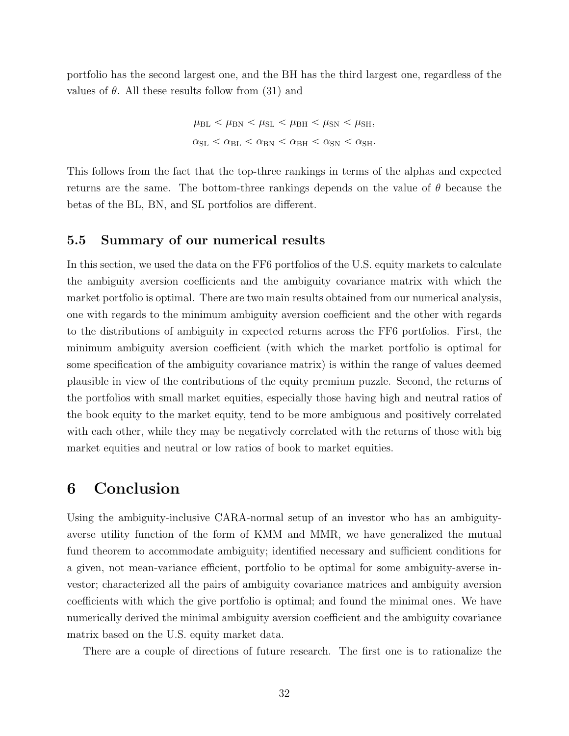portfolio has the second largest one, and the BH has the third largest one, regardless of the values of $\theta$. All these results follow from (31) and

$$
\begin{aligned}
&\mu_{\mathrm{BL}} < \mu_{\mathrm{BN}} < \mu_{\mathrm{SL}} < \mu_{\mathrm{BH}} < \mu_{\mathrm{SN}} < \mu_{\mathrm{SH}}, \\
&\alpha_{\mathrm{SL}} < \alpha_{\mathrm{BL}} < \alpha_{\mathrm{BN}} < \alpha_{\mathrm{BH}} < \alpha_{\mathrm{SN}} < \alpha_{\mathrm{SH}}.
\end{aligned}
$$

This follows from the fact that the top-three rankings in terms of the alphas and expected returns are the same. The bottom-three rankings depends on the value of $\theta$ because the betas of the BL, BN, and SL portfolios are different.

### 5.5 Summary of our numerical results

In this section, we used the data on the FF6 portfolios of the U.S. equity markets to calculate the ambiguity aversion coefficients and the ambiguity covariance matrix with which the market portfolio is optimal. There are two main results obtained from our numerical analysis, one with regards to the minimum ambiguity aversion coefficient and the other with regards to the distributions of ambiguity in expected returns across the FF6 portfolios. First, the minimum ambiguity aversion coefficient (with which the market portfolio is optimal for some specification of the ambiguity covariance matrix) is within the range of values deemed plausible in view of the contributions of the equity premium puzzle. Second, the returns of the portfolios with small market equities, especially those having high and neutral ratios of the book equity to the market equity, tend to be more ambiguous and positively correlated with each other, while they may be negatively correlated with the returns of those with big market equities and neutral or low ratios of book to market equities.

## 6 Conclusion

Using the ambiguity-inclusive CARA-normal setup of an investor who has an ambiguity-averse utility function of the form of KMM and MMR, we have generalized the mutual fund theorem to accommodate ambiguity; identified necessary and sufficient conditions for a given, not mean-variance efficient, portfolio to be optimal for some ambiguity-averse investor; characterized all the pairs of ambiguity covariance matrices and ambiguity aversion coefficients with which the give portfolio is optimal; and found the minimal ones. We have numerically derived the minimal ambiguity aversion coefficient and the ambiguity covariance matrix based on the U.S. equity market data.

There are a couple of directions of future research. The first one is to rationalize the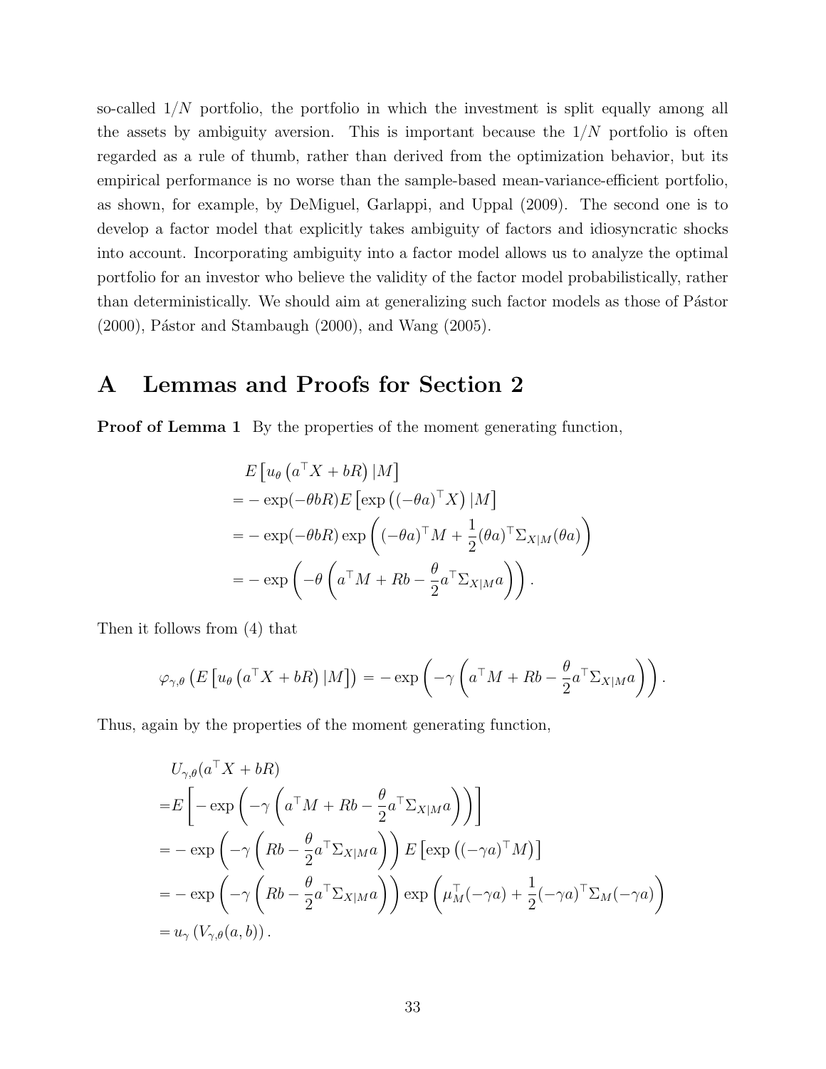so-called $1/N$ portfolio, the portfolio in which the investment is split equally among all the assets by ambiguity aversion. This is important because the $1/N$ portfolio is often regarded as a rule of thumb, rather than derived from the optimization behavior, but its empirical performance is no worse than the sample-based mean-variance-efficient portfolio, as shown, for example, by DeMiguel, Garlappi, and Uppal (2009). The second one is to develop a factor model that explicitly takes ambiguity of factors and idiosyncratic shocks into account. Incorporating ambiguity into a factor model allows us to analyze the optimal portfolio for an investor who believe the validity of the factor model probabilistically, rather than deterministically. We should aim at generalizing such factor models as those of Pástor (2000), Pástor and Stambaugh (2000), and Wang (2005).

# A Lemmas and Proofs for Section 2

**Proof of Lemma 1** By the properties of the moment generating function,

$$
\begin{aligned}
&E\left[u_\theta\left(a^\top X + bR\right)|M\right] \\
&= -\exp(-\theta bR)E\left[\exp\left((-\theta a)^\top X\right)|M\right] \\
&= -\exp(-\theta bR)\exp\left((-\theta a)^\top M + \frac{1}{2}(\theta a)^\top \Sigma_{X|M}(\theta a)\right) \\
&= -\exp\left(-\theta\left(a^\top M + Rb - \frac{\theta}{2}a^\top \Sigma_{X|M}a\right)\right).
\end{aligned}
$$

Then it follows from (4) that

$$
\varphi_{\gamma,\theta}\left(E\left[u_\theta\left(a^\top X + bR\right)|M\right]\right) = -\exp\left(-\gamma\left(a^\top M + Rb - \frac{\theta}{2}a^\top \Sigma_{X|M}a\right)\right).
$$

Thus, again by the properties of the moment generating function,

$$
\begin{aligned}
&U_{\gamma,\theta}(a^\top X + bR) \\
=&E\left[-\exp\left(-\gamma\left(a^\top M + Rb - \frac{\theta}{2}a^\top \Sigma_{X|M}a\right)\right)\right] \\
=&-\exp\left(-\gamma\left(Rb - \frac{\theta}{2}a^\top \Sigma_{X|M}a\right)\right)E\left[\exp\left((-\gamma a)^\top M\right)\right] \\
=&-\exp\left(-\gamma\left(Rb - \frac{\theta}{2}a^\top \Sigma_{X|M}a\right)\right)\exp\left(\mu_M^\top(-\gamma a) + \frac{1}{2}(-\gamma a)^\top \Sigma_M(-\gamma a)\right) \\
=&\,u_\gamma\left(V_{\gamma,\theta}(a,b)\right).
\end{aligned}
$$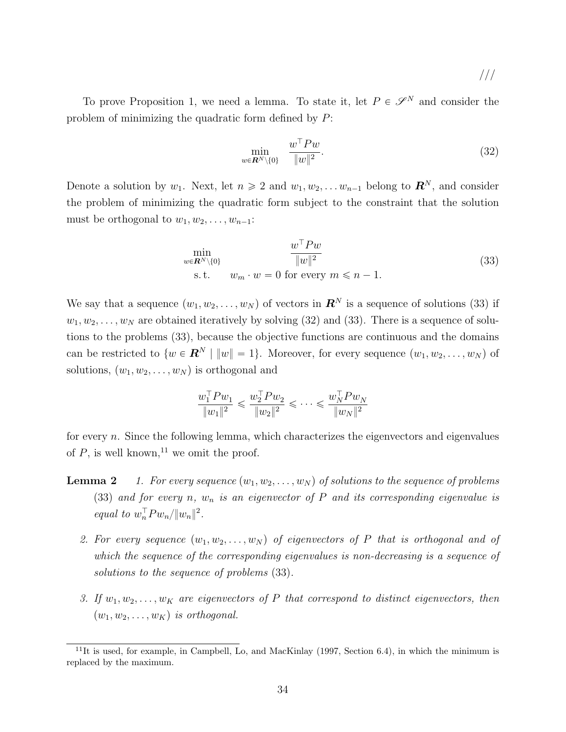///

To prove Proposition 1, we need a lemma. To state it, let $P \in \mathscr{S}^N$ and consider the problem of minimizing the quadratic form defined by $P$:

$$\min_{w \in \boldsymbol{R}^N \setminus \{0\}} \quad \frac{w^\top P w}{\|w\|^2}. \tag{32}$$

Denote a solution by $w_1$. Next, let $n \geqslant 2$ and $w_1, w_2, \dots w_{n-1}$ belong to $\boldsymbol{R}^N$, and consider the problem of minimizing the quadratic form subject to the constraint that the solution must be orthogonal to $w_1, w_2, \dots, w_{n-1}$:

$$\begin{aligned} \min_{w \in \boldsymbol{R}^N \setminus \{0\}} & \quad \frac{w^\top P w}{\|w\|^2} \\ \text{s.t.} & \quad w_m \cdot w = 0 \text{ for every } m \leqslant n-1. \end{aligned} \tag{33}$$

We say that a sequence $(w_1, w_2, \dots, w_N)$ of vectors in $\boldsymbol{R}^N$ is a sequence of solutions (33) if $w_1, w_2, \dots, w_N$ are obtained iteratively by solving (32) and (33). There is a sequence of solutions to the problems (33), because the objective functions are continuous and the domains can be restricted to $\{w \in \boldsymbol{R}^N \mid \|w\| = 1\}$. Moreover, for every sequence $(w_1, w_2, \dots, w_N)$ of solutions, $(w_1, w_2, \dots, w_N)$ is orthogonal and

$$\frac{w_1^\top P w_1}{\|w_1\|^2} \leqslant \frac{w_2^\top P w_2}{\|w_2\|^2} \leqslant \cdots \leqslant \frac{w_N^\top P w_N}{\|w_N\|^2}$$

for every $n$. Since the following lemma, which characterizes the eigenvectors and eigenvalues of $P$, is well known,[11] we omit the proof.

**Lemma 2** *1. For every sequence $(w_1, w_2, \dots, w_N)$ of solutions to the sequence of problems (33) and for every $n$, $w_n$ is an eigenvector of $P$ and its corresponding eigenvalue is equal to $w_n^\top P w_n / \|w_n\|^2$.*

*2. For every sequence $(w_1, w_2, \dots, w_N)$ of eigenvectors of $P$ that is orthogonal and of which the sequence of the corresponding eigenvalues is non-decreasing is a sequence of solutions to the sequence of problems (33).*

*3. If $w_1, w_2, \dots, w_K$ are eigenvectors of $P$ that correspond to distinct eigenvectors, then $(w_1, w_2, \dots, w_K)$ is orthogonal.*

[11] It is used, for example, in Campbell, Lo, and MacKinlay (1997, Section 6.4), in which the minimum is replaced by the maximum.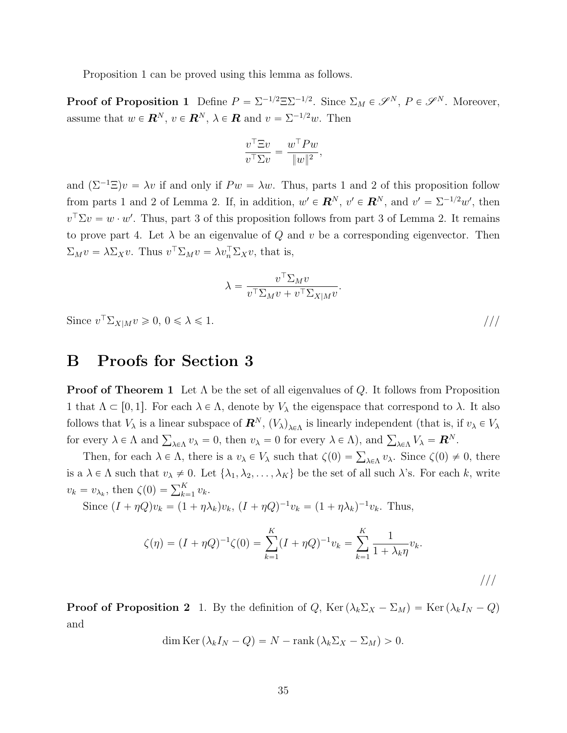Proposition 1 can be proved using this lemma as follows.

**Proof of Proposition 1** Define $P = \Sigma^{-1/2}\Xi\Sigma^{-1/2}$. Since $\Sigma_M \in \mathscr{S}^N$, $P \in \mathscr{S}^N$. Moreover, assume that $w \in \boldsymbol{R}^N$, $v \in \boldsymbol{R}^N$, $\lambda \in \boldsymbol{R}$ and $v = \Sigma^{-1/2}w$. Then

$$\frac{v^\top \Xi v}{v^\top \Sigma v} = \frac{w^\top P w}{\|w\|^2},$$

and $(\Sigma^{-1}\Xi)v = \lambda v$ if and only if $Pw = \lambda w$. Thus, parts 1 and 2 of this proposition follow from parts 1 and 2 of Lemma 2. If, in addition, $w' \in \boldsymbol{R}^N$, $v' \in \boldsymbol{R}^N$, and $v' = \Sigma^{-1/2}w'$, then $v^\top \Sigma v = w \cdot w'$. Thus, part 3 of this proposition follows from part 3 of Lemma 2. It remains to prove part 4. Let $\lambda$ be an eigenvalue of $Q$ and $v$ be a corresponding eigenvector. Then $\Sigma_M v = \lambda \Sigma_X v$. Thus $v^\top \Sigma_M v = \lambda v_n^\top \Sigma_X v$, that is,

$$\lambda = \frac{v^\top \Sigma_M v}{v^\top \Sigma_M v + v^\top \Sigma_{X|M} v}.$$

Since $v^\top \Sigma_{X|M} v \geqslant 0$, $0 \leqslant \lambda \leqslant 1$. ///

# B Proofs for Section 3

**Proof of Theorem 1** Let $\Lambda$ be the set of all eigenvalues of $Q$. It follows from Proposition 1 that $\Lambda \subset [0, 1]$. For each $\lambda \in \Lambda$, denote by $V_\lambda$ the eigenspace that correspond to $\lambda$. It also follows that $V_\lambda$ is a linear subspace of $\boldsymbol{R}^N$, $(V_\lambda)_{\lambda \in \Lambda}$ is linearly independent (that is, if $v_\lambda \in V_\lambda$ for every $\lambda \in \Lambda$ and $\sum_{\lambda \in \Lambda} v_\lambda = 0$, then $v_\lambda = 0$ for every $\lambda \in \Lambda$), and $\sum_{\lambda \in \Lambda} V_\lambda = \boldsymbol{R}^N$.

Then, for each $\lambda \in \Lambda$, there is a $v_\lambda \in V_\lambda$ such that $\zeta(0) = \sum_{\lambda \in \Lambda} v_\lambda$. Since $\zeta(0) \neq 0$, there is a $\lambda \in \Lambda$ such that $v_\lambda \neq 0$. Let $\{\lambda_1, \lambda_2, \ldots, \lambda_K\}$ be the set of all such $\lambda$'s. For each $k$, write $v_k = v_{\lambda_k}$, then $\zeta(0) = \sum_{k=1}^K v_k$.

Since $(I + \eta Q)v_k = (1 + \eta\lambda_k)v_k$, $(I + \eta Q)^{-1}v_k = (1 + \eta\lambda_k)^{-1}v_k$. Thus,

$$\zeta(\eta) = (I + \eta Q)^{-1}\zeta(0) = \sum_{k=1}^K (I + \eta Q)^{-1} v_k = \sum_{k=1}^K \frac{1}{1 + \lambda_k \eta} v_k.$$

///

**Proof of Proposition 2** 1. By the definition of $Q$, $\operatorname{Ker}(\lambda_k \Sigma_X - \Sigma_M) = \operatorname{Ker}(\lambda_k I_N - Q)$ and

$$\dim \operatorname{Ker}(\lambda_k I_N - Q) = N - \operatorname{rank}(\lambda_k \Sigma_X - \Sigma_M) > 0.$$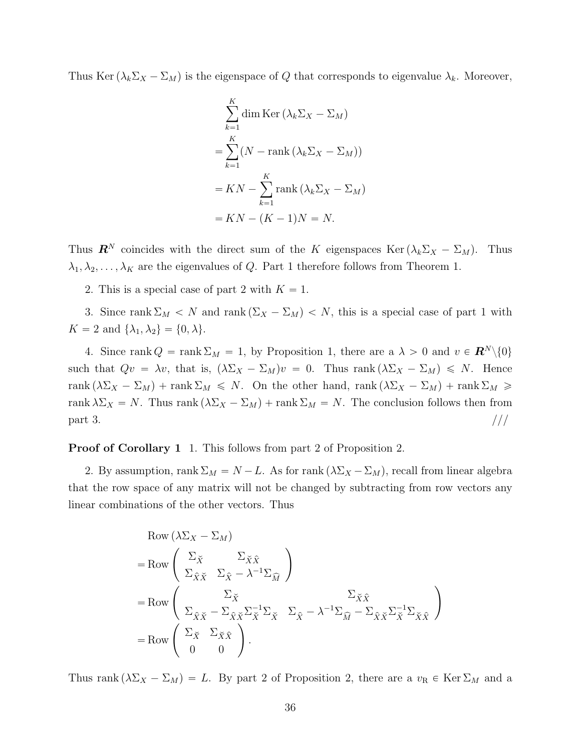Thus $\mathrm{Ker}\,(\lambda_k \Sigma_X - \Sigma_M)$ is the eigenspace of $Q$ that corresponds to eigenvalue $\lambda_k$. Moreover,

$$
\begin{aligned}
&\sum_{k=1}^{K} \dim \mathrm{Ker}\,(\lambda_k \Sigma_X - \Sigma_M) \\
&= \sum_{k=1}^{K} (N - \mathrm{rank}\,(\lambda_k \Sigma_X - \Sigma_M)) \\
&= KN - \sum_{k=1}^{K} \mathrm{rank}\,(\lambda_k \Sigma_X - \Sigma_M) \\
&= KN - (K-1)N = N.
\end{aligned}
$$

Thus $\boldsymbol{R}^N$ coincides with the direct sum of the $K$ eigenspaces $\mathrm{Ker}\,(\lambda_k \Sigma_X - \Sigma_M)$. Thus $\lambda_1, \lambda_2, \ldots, \lambda_K$ are the eigenvalues of $Q$. Part 1 therefore follows from Theorem 1.

2. This is a special case of part 2 with $K = 1$.

3. Since $\mathrm{rank}\,\Sigma_M < N$ and $\mathrm{rank}\,(\Sigma_X - \Sigma_M) < N$, this is a special case of part 1 with $K = 2$ and $\{\lambda_1, \lambda_2\} = \{0, \lambda\}$.

4. Since $\mathrm{rank}\,Q = \mathrm{rank}\,\Sigma_M = 1$, by Proposition 1, there are a $\lambda > 0$ and $v \in \boldsymbol{R}^N \backslash \{0\}$ such that $Qv = \lambda v$, that is, $(\lambda \Sigma_X - \Sigma_M)v = 0$. Thus $\mathrm{rank}\,(\lambda \Sigma_X - \Sigma_M) \leqslant N$. Hence $\mathrm{rank}\,(\lambda \Sigma_X - \Sigma_M) + \mathrm{rank}\,\Sigma_M \leqslant N$. On the other hand, $\mathrm{rank}\,(\lambda \Sigma_X - \Sigma_M) + \mathrm{rank}\,\Sigma_M \geqslant \mathrm{rank}\,\lambda \Sigma_X = N$. Thus $\mathrm{rank}\,(\lambda \Sigma_X - \Sigma_M) + \mathrm{rank}\,\Sigma_M = N$. The conclusion follows then from part 3. ///

**Proof of Corollary 1** 1. This follows from part 2 of Proposition 2.

2. By assumption, $\mathrm{rank}\,\Sigma_M = N - L$. As for $\mathrm{rank}\,(\lambda \Sigma_X - \Sigma_M)$, recall from linear algebra that the row space of any matrix will not be changed by subtracting from row vectors any linear combinations of the other vectors. Thus

$$
\begin{aligned}
&\mathrm{Row}\,(\lambda \Sigma_X - \Sigma_M) \\
&= \mathrm{Row} \begin{pmatrix} \Sigma_{\check{X}} & \Sigma_{\check{X}\hat{X}} \\ \Sigma_{\hat{X}\check{X}} & \Sigma_{\hat{X}} - \lambda^{-1}\Sigma_{\widehat{M}} \end{pmatrix} \\
&= \mathrm{Row} \begin{pmatrix} \Sigma_{\check{X}} & \Sigma_{\check{X}\hat{X}} \\ \Sigma_{\hat{X}\check{X}} - \Sigma_{\hat{X}\check{X}}\Sigma_{\check{X}}^{-1}\Sigma_{\check{X}} & \Sigma_{\hat{X}} - \lambda^{-1}\Sigma_{\widehat{M}} - \Sigma_{\hat{X}\check{X}}\Sigma_{\check{X}}^{-1}\Sigma_{\check{X}\hat{X}} \end{pmatrix} \\
&= \mathrm{Row} \begin{pmatrix} \Sigma_{\check{X}} & \Sigma_{\check{X}\hat{X}} \\ 0 & 0 \end{pmatrix}.
\end{aligned}
$$

Thus $\mathrm{rank}\,(\lambda \Sigma_X - \Sigma_M) = L$. By part 2 of Proposition 2, there are a $v_{\mathrm{R}} \in \mathrm{Ker}\,\Sigma_M$ and a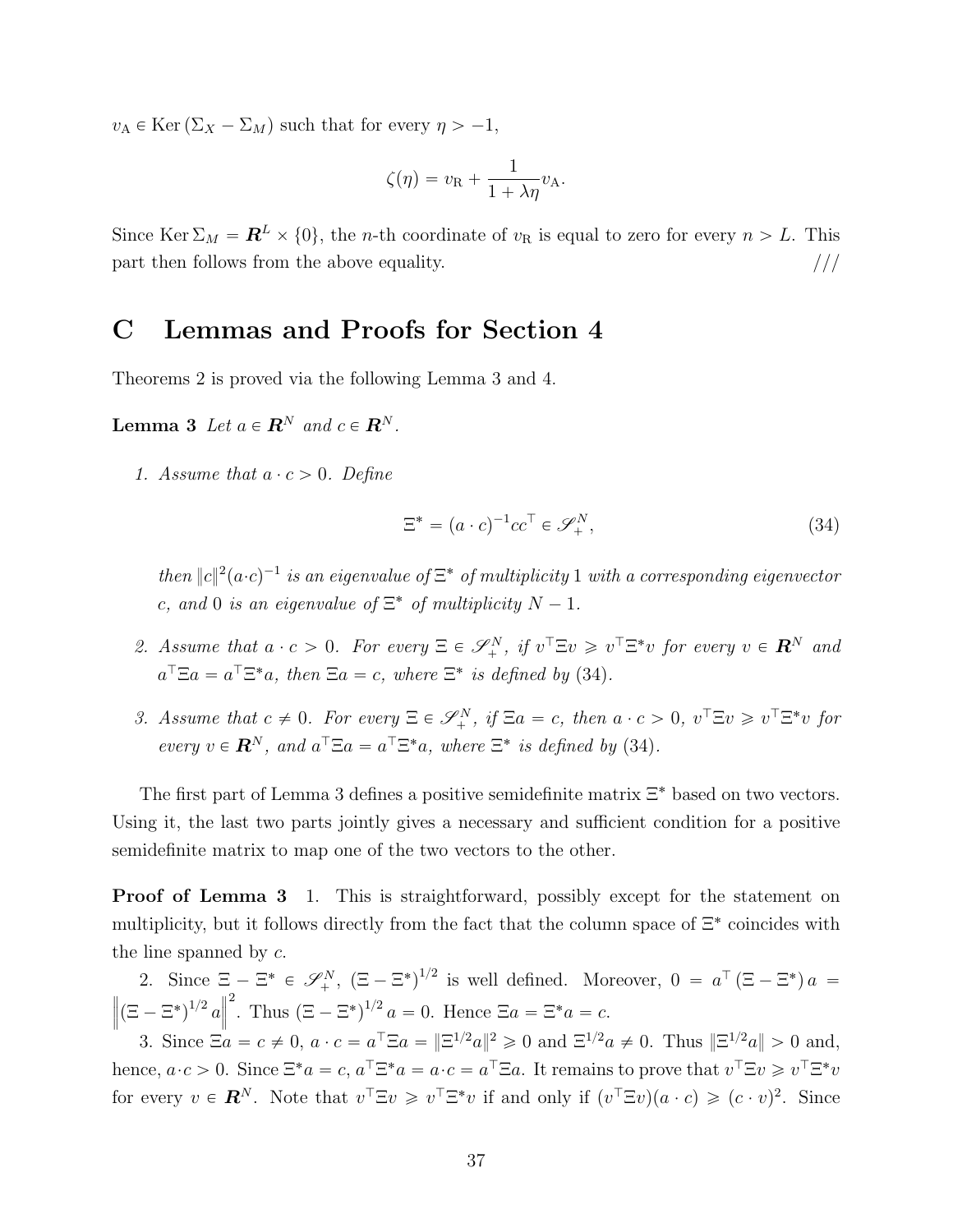$v_{\mathrm{A}} \in \operatorname{Ker}(\Sigma_X - \Sigma_M)$ such that for every $\eta > -1$,

$$\zeta(\eta) = v_{\mathrm{R}} + \frac{1}{1 + \lambda\eta} v_{\mathrm{A}}.$$

Since $\operatorname{Ker}\Sigma_M = \boldsymbol{R}^L \times \{0\}$, the $n$-th coordinate of $v_{\mathrm{R}}$ is equal to zero for every $n > L$. This part then follows from the above equality. ///

# C Lemmas and Proofs for Section 4

Theorems 2 is proved via the following Lemma 3 and 4.

**Lemma 3** *Let $a \in \boldsymbol{R}^N$ and $c \in \boldsymbol{R}^N$.*

1. *Assume that $a \cdot c > 0$. Define*

$$\Xi^* = (a \cdot c)^{-1} cc^\top \in \mathscr{S}_+^N, \tag{34}$$

*then $\|c\|^2 (a \cdot c)^{-1}$ is an eigenvalue of $\Xi^*$ of multiplicity 1 with a corresponding eigenvector $c$, and 0 is an eigenvalue of $\Xi^*$ of multiplicity $N-1$.*

2. *Assume that $a \cdot c > 0$. For every $\Xi \in \mathscr{S}_+^N$, if $v^\top \Xi v \geqslant v^\top \Xi^* v$ for every $v \in \boldsymbol{R}^N$ and $a^\top \Xi a = a^\top \Xi^* a$, then $\Xi a = c$, where $\Xi^*$ is defined by (34).*

3. *Assume that $c \neq 0$. For every $\Xi \in \mathscr{S}_+^N$, if $\Xi a = c$, then $a \cdot c > 0$, $v^\top \Xi v \geqslant v^\top \Xi^* v$ for every $v \in \boldsymbol{R}^N$, and $a^\top \Xi a = a^\top \Xi^* a$, where $\Xi^*$ is defined by (34).*

The first part of Lemma 3 defines a positive semidefinite matrix $\Xi^*$ based on two vectors. Using it, the last two parts jointly gives a necessary and sufficient condition for a positive semidefinite matrix to map one of the two vectors to the other.

**Proof of Lemma 3** 1. This is straightforward, possibly except for the statement on multiplicity, but it follows directly from the fact that the column space of $\Xi^*$ coincides with the line spanned by $c$.

2. Since $\Xi - \Xi^* \in \mathscr{S}_+^N$, $(\Xi - \Xi^*)^{1/2}$ is well defined. Moreover, $0 = a^\top (\Xi - \Xi^*) a = \left\| (\Xi - \Xi^*)^{1/2} a \right\|^2$. Thus $(\Xi - \Xi^*)^{1/2} a = 0$. Hence $\Xi a = \Xi^* a = c$.

3. Since $\Xi a = c \neq 0$, $a \cdot c = a^\top \Xi a = \|\Xi^{1/2} a\|^2 \geqslant 0$ and $\Xi^{1/2} a \neq 0$. Thus $\|\Xi^{1/2} a\| > 0$ and, hence, $a \cdot c > 0$. Since $\Xi^* a = c$, $a^\top \Xi^* a = a \cdot c = a^\top \Xi a$. It remains to prove that $v^\top \Xi v \geqslant v^\top \Xi^* v$ for every $v \in \boldsymbol{R}^N$. Note that $v^\top \Xi v \geqslant v^\top \Xi^* v$ if and only if $(v^\top \Xi v)(a \cdot c) \geqslant (c \cdot v)^2$. Since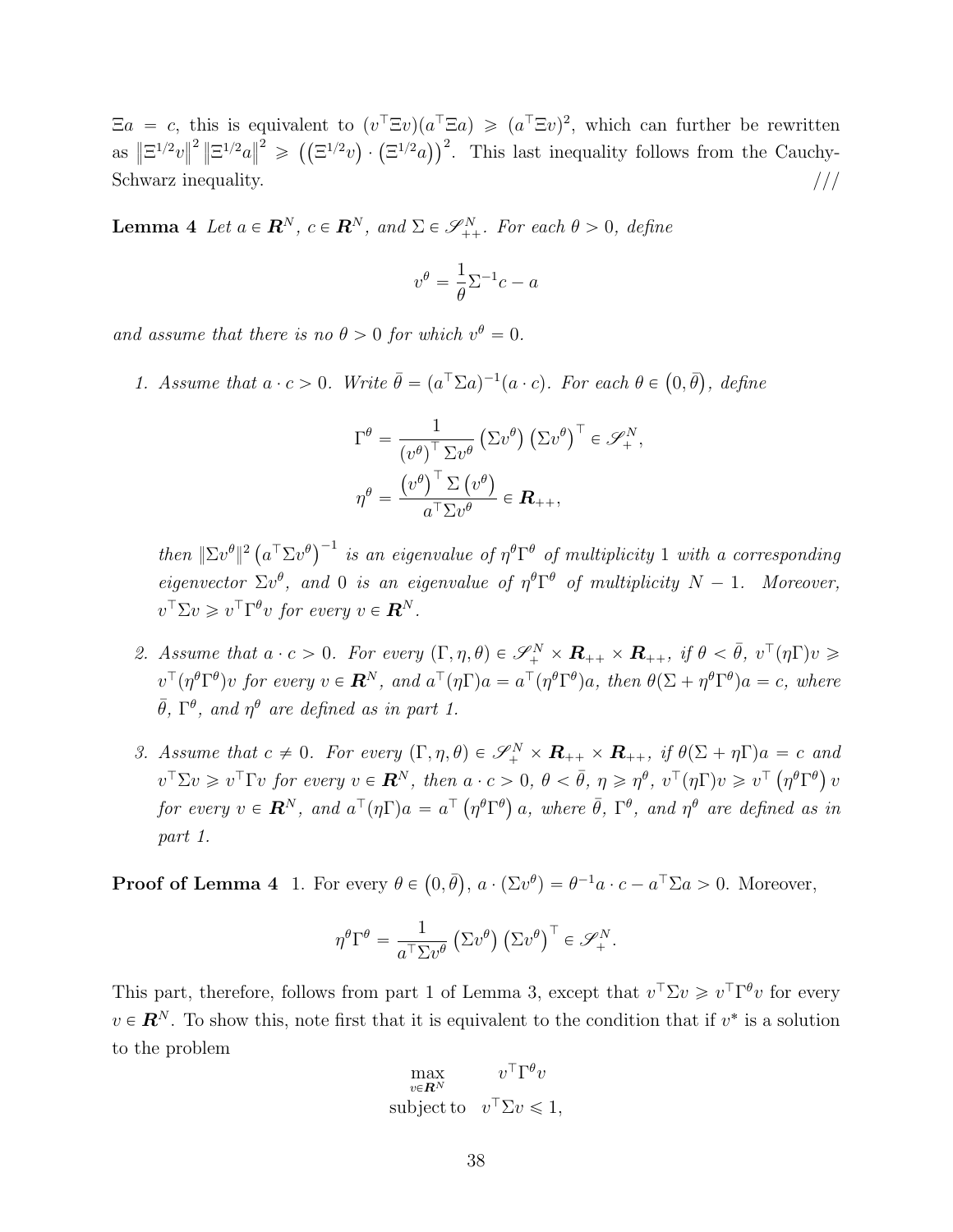$\Xi a = c$, this is equivalent to $(v^\top \Xi v)(a^\top \Xi a) \geqslant (a^\top \Xi v)^2$, which can further be rewritten as $\left\|\Xi^{1/2} v\right\|^2 \left\|\Xi^{1/2} a\right\|^2 \geqslant \left(\left(\Xi^{1/2} v\right) \cdot \left(\Xi^{1/2} a\right)\right)^2$. This last inequality follows from the Cauchy-Schwarz inequality. ///

**Lemma 4** *Let $a \in \boldsymbol{R}^N$, $c \in \boldsymbol{R}^N$, and $\Sigma \in \mathscr{S}_{++}^N$. For each $\theta > 0$, define*

$$v^\theta = \frac{1}{\theta}\Sigma^{-1} c - a$$

*and assume that there is no $\theta > 0$ for which $v^\theta = 0$.*

1. *Assume that $a \cdot c > 0$. Write $\bar{\theta} = (a^\top \Sigma a)^{-1}(a \cdot c)$. For each $\theta \in (0, \bar{\theta})$, define*

$$\Gamma^\theta = \frac{1}{\left(v^\theta\right)^\top \Sigma v^\theta} \left(\Sigma v^\theta\right)\left(\Sigma v^\theta\right)^\top \in \mathscr{S}_+^N,$$

$$\eta^\theta = \frac{\left(v^\theta\right)^\top \Sigma \left(v^\theta\right)}{a^\top \Sigma v^\theta} \in \boldsymbol{R}_{++},$$

   *then $\|\Sigma v^\theta\|^2 \left(a^\top \Sigma v^\theta\right)^{-1}$ is an eigenvalue of $\eta^\theta \Gamma^\theta$ of multiplicity $1$ with a corresponding eigenvector $\Sigma v^\theta$, and $0$ is an eigenvalue of $\eta^\theta \Gamma^\theta$ of multiplicity $N - 1$. Moreover, $v^\top \Sigma v \geqslant v^\top \Gamma^\theta v$ for every $v \in \boldsymbol{R}^N$.*

2. *Assume that $a \cdot c > 0$. For every $(\Gamma, \eta, \theta) \in \mathscr{S}_+^N \times \boldsymbol{R}_{++} \times \boldsymbol{R}_{++}$, if $\theta < \bar{\theta}$, $v^\top (\eta \Gamma) v \geqslant v^\top (\eta^\theta \Gamma^\theta) v$ for every $v \in \boldsymbol{R}^N$, and $a^\top (\eta \Gamma) a = a^\top (\eta^\theta \Gamma^\theta) a$, then $\theta(\Sigma + \eta^\theta \Gamma^\theta) a = c$, where $\bar{\theta}$, $\Gamma^\theta$, and $\eta^\theta$ are defined as in part 1.*

3. *Assume that $c \neq 0$. For every $(\Gamma, \eta, \theta) \in \mathscr{S}_+^N \times \boldsymbol{R}_{++} \times \boldsymbol{R}_{++}$, if $\theta(\Sigma + \eta \Gamma) a = c$ and $v^\top \Sigma v \geqslant v^\top \Gamma v$ for every $v \in \boldsymbol{R}^N$, then $a \cdot c > 0$, $\theta < \bar{\theta}$, $\eta \geqslant \eta^\theta$, $v^\top (\eta \Gamma) v \geqslant v^\top \left(\eta^\theta \Gamma^\theta\right) v$ for every $v \in \boldsymbol{R}^N$, and $a^\top (\eta \Gamma) a = a^\top \left(\eta^\theta \Gamma^\theta\right) a$, where $\bar{\theta}$, $\Gamma^\theta$, and $\eta^\theta$ are defined as in part 1.*

**Proof of Lemma 4** 1. For every $\theta \in (0, \bar{\theta})$, $a \cdot (\Sigma v^\theta) = \theta^{-1} a \cdot c - a^\top \Sigma a > 0$. Moreover,

$$\eta^\theta \Gamma^\theta = \frac{1}{a^\top \Sigma v^\theta} \left(\Sigma v^\theta\right)\left(\Sigma v^\theta\right)^\top \in \mathscr{S}_+^N.$$

This part, therefore, follows from part 1 of Lemma 3, except that $v^\top \Sigma v \geqslant v^\top \Gamma^\theta v$ for every $v \in \boldsymbol{R}^N$. To show this, note first that it is equivalent to the condition that if $v^*$ is a solution to the problem

$$\begin{aligned} \max_{v \in \boldsymbol{R}^N} \quad & v^\top \Gamma^\theta v \\ \text{subject to} \quad & v^\top \Sigma v \leqslant 1, \end{aligned}$$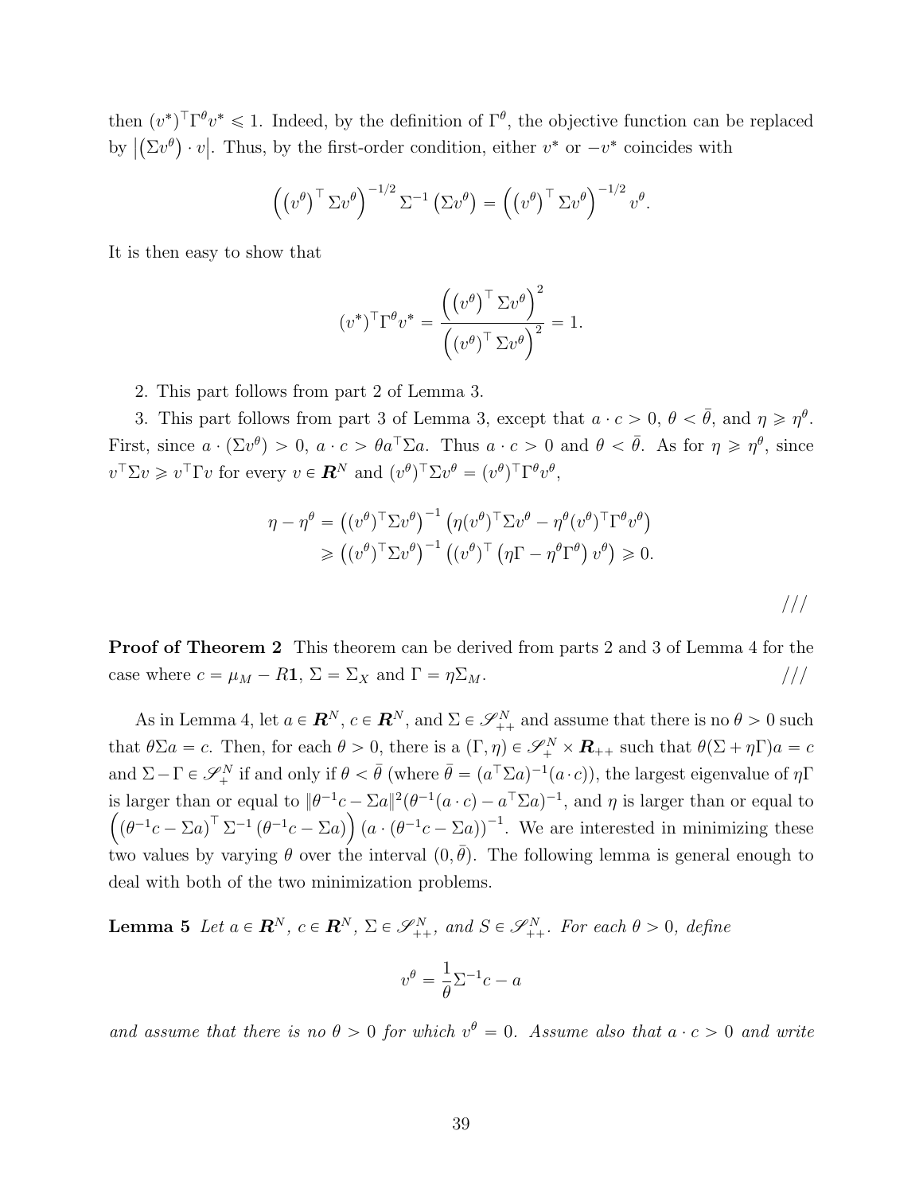then $(v^*)^\top \Gamma^\theta v^* \leqslant 1$. Indeed, by the definition of $\Gamma^\theta$, the objective function can be replaced by $\left|\left(\Sigma v^\theta\right) \cdot v\right|$. Thus, by the first-order condition, either $v^*$ or $-v^*$ coincides with

$$\left(\left(v^\theta\right)^\top \Sigma v^\theta\right)^{-1/2} \Sigma^{-1}\left(\Sigma v^\theta\right) = \left(\left(v^\theta\right)^\top \Sigma v^\theta\right)^{-1/2} v^\theta.$$

It is then easy to show that

$$(v^*)^\top \Gamma^\theta v^* = \frac{\left(\left(v^\theta\right)^\top \Sigma v^\theta\right)^2}{\left(\left(v^\theta\right)^\top \Sigma v^\theta\right)^2} = 1.$$

2. This part follows from part 2 of Lemma 3.

3. This part follows from part 3 of Lemma 3, except that $a \cdot c > 0$, $\theta < \bar{\theta}$, and $\eta \geqslant \eta^\theta$. First, since $a \cdot (\Sigma v^\theta) > 0$, $a \cdot c > \theta a^\top \Sigma a$. Thus $a \cdot c > 0$ and $\theta < \bar{\theta}$. As for $\eta \geqslant \eta^\theta$, since $v^\top \Sigma v \geqslant v^\top \Gamma v$ for every $v \in \boldsymbol{R}^N$ and $(v^\theta)^\top \Sigma v^\theta = (v^\theta)^\top \Gamma^\theta v^\theta$,

$$\begin{aligned}
\eta - \eta^\theta &= \left((v^\theta)^\top \Sigma v^\theta\right)^{-1}\left(\eta (v^\theta)^\top \Sigma v^\theta - \eta^\theta (v^\theta)^\top \Gamma^\theta v^\theta\right) \\
&\geqslant \left((v^\theta)^\top \Sigma v^\theta\right)^{-1}\left((v^\theta)^\top \left(\eta \Gamma - \eta^\theta \Gamma^\theta\right) v^\theta\right) \geqslant 0.
\end{aligned}$$

///

**Proof of Theorem 2** This theorem can be derived from parts 2 and 3 of Lemma 4 for the case where $c = \mu_M - R\mathbf{1}$, $\Sigma = \Sigma_X$ and $\Gamma = \eta \Sigma_M$. ///

As in Lemma 4, let $a \in \boldsymbol{R}^N$, $c \in \boldsymbol{R}^N$, and $\Sigma \in \mathscr{S}^N_{++}$ and assume that there is no $\theta > 0$ such that $\theta \Sigma a = c$. Then, for each $\theta > 0$, there is a $(\Gamma, \eta) \in \mathscr{S}^N_{+} \times \boldsymbol{R}_{++}$ such that $\theta(\Sigma + \eta \Gamma) a = c$ and $\Sigma - \Gamma \in \mathscr{S}^N_{+}$ if and only if $\theta < \bar{\theta}$ (where $\bar{\theta} = (a^\top \Sigma a)^{-1}(a \cdot c)$), the largest eigenvalue of $\eta\Gamma$ is larger than or equal to $\|\theta^{-1} c - \Sigma a\|^2 (\theta^{-1}(a \cdot c) - a^\top \Sigma a)^{-1}$, and $\eta$ is larger than or equal to $\left(\left(\theta^{-1} c - \Sigma a\right)^\top \Sigma^{-1}\left(\theta^{-1} c - \Sigma a\right)\right)\left(a \cdot \left(\theta^{-1} c - \Sigma a\right)\right)^{-1}$. We are interested in minimizing these two values by varying $\theta$ over the interval $(0, \bar{\theta})$. The following lemma is general enough to deal with both of the two minimization problems.

**Lemma 5** *Let $a \in \boldsymbol{R}^N$, $c \in \boldsymbol{R}^N$, $\Sigma \in \mathscr{S}^N_{++}$, and $S \in \mathscr{S}^N_{++}$. For each $\theta > 0$, define*

$$v^\theta = \frac{1}{\theta}\Sigma^{-1} c - a$$

*and assume that there is no $\theta > 0$ for which $v^\theta = 0$. Assume also that $a \cdot c > 0$ and write*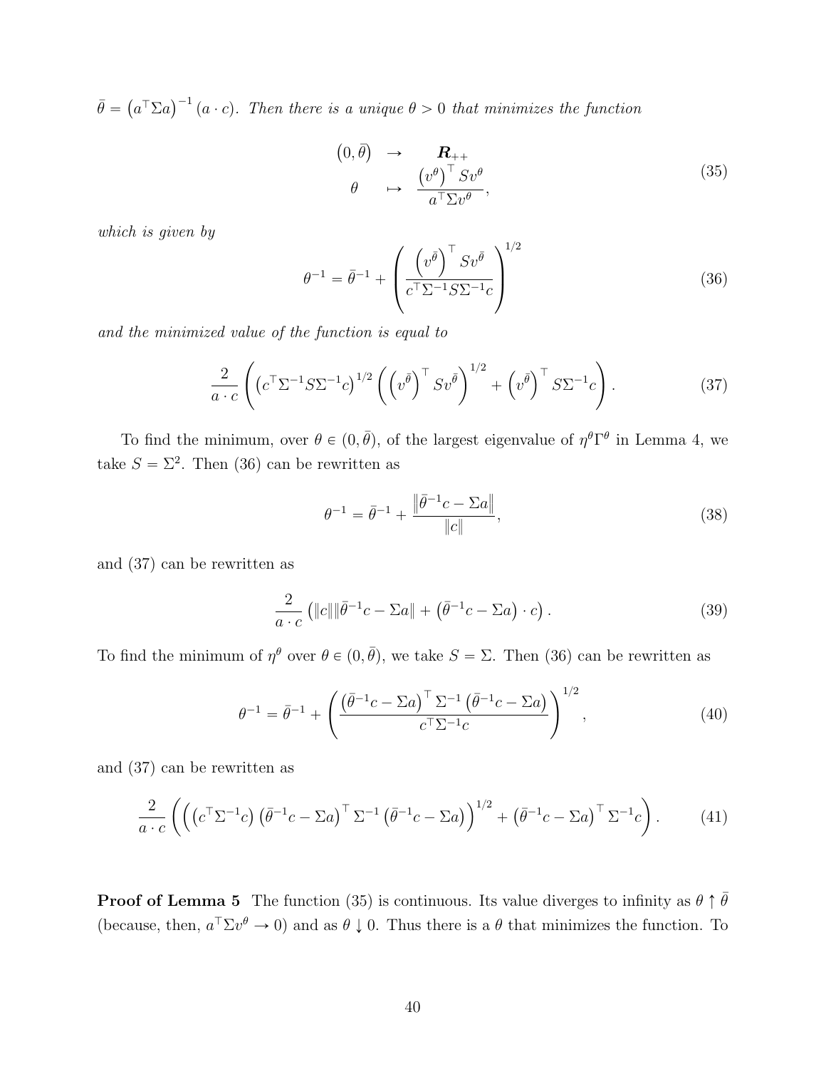$\bar{\theta} = \left(a^\top \Sigma a\right)^{-1}(a \cdot c)$. *Then there is a unique* $\theta > 0$ *that minimizes the function*

$$
\begin{array}{ccc}
\left(0, \bar{\theta}\right) & \to & \boldsymbol{R}_{++} \\
\theta & \mapsto & \dfrac{\left(v^\theta\right)^\top S v^\theta}{a^\top \Sigma v^\theta},
\end{array}
\tag{35}
$$

*which is given by*

$$
\theta^{-1} = \bar{\theta}^{-1} + \left( \frac{\left(v^{\bar{\theta}}\right)^\top S v^{\bar{\theta}}}{c^\top \Sigma^{-1} S \Sigma^{-1} c} \right)^{1/2}
\tag{36}
$$

*and the minimized value of the function is equal to*

$$
\frac{2}{a \cdot c} \left( \left(c^\top \Sigma^{-1} S \Sigma^{-1} c\right)^{1/2} \left( \left(v^{\bar{\theta}}\right)^\top S v^{\bar{\theta}} \right)^{1/2} + \left(v^{\bar{\theta}}\right)^\top S \Sigma^{-1} c \right).
\tag{37}
$$

To find the minimum, over $\theta \in (0, \bar{\theta})$, of the largest eigenvalue of $\eta^\theta \Gamma^\theta$ in Lemma 4, we take $S = \Sigma^2$. Then (36) can be rewritten as

$$
\theta^{-1} = \bar{\theta}^{-1} + \frac{\left\|\bar{\theta}^{-1} c - \Sigma a\right\|}{\|c\|},
\tag{38}
$$

and (37) can be rewritten as

$$
\frac{2}{a \cdot c} \left( \|c\| \left\|\bar{\theta}^{-1} c - \Sigma a\right\| + \left(\bar{\theta}^{-1} c - \Sigma a\right) \cdot c \right).
\tag{39}
$$

To find the minimum of $\eta^\theta$ over $\theta \in (0, \bar{\theta})$, we take $S = \Sigma$. Then (36) can be rewritten as

$$
\theta^{-1} = \bar{\theta}^{-1} + \left( \frac{\left(\bar{\theta}^{-1} c - \Sigma a\right)^\top \Sigma^{-1} \left(\bar{\theta}^{-1} c - \Sigma a\right)}{c^\top \Sigma^{-1} c} \right)^{1/2},
\tag{40}
$$

and (37) can be rewritten as

$$
\frac{2}{a \cdot c} \left( \left( \left(c^\top \Sigma^{-1} c\right) \left(\bar{\theta}^{-1} c - \Sigma a\right)^\top \Sigma^{-1} \left(\bar{\theta}^{-1} c - \Sigma a\right) \right)^{1/2} + \left(\bar{\theta}^{-1} c - \Sigma a\right)^\top \Sigma^{-1} c \right).
\tag{41}
$$

**Proof of Lemma 5** The function (35) is continuous. Its value diverges to infinity as $\theta \uparrow \bar{\theta}$ (because, then, $a^\top \Sigma v^\theta \to 0$) and as $\theta \downarrow 0$. Thus there is a $\theta$ that minimizes the function. To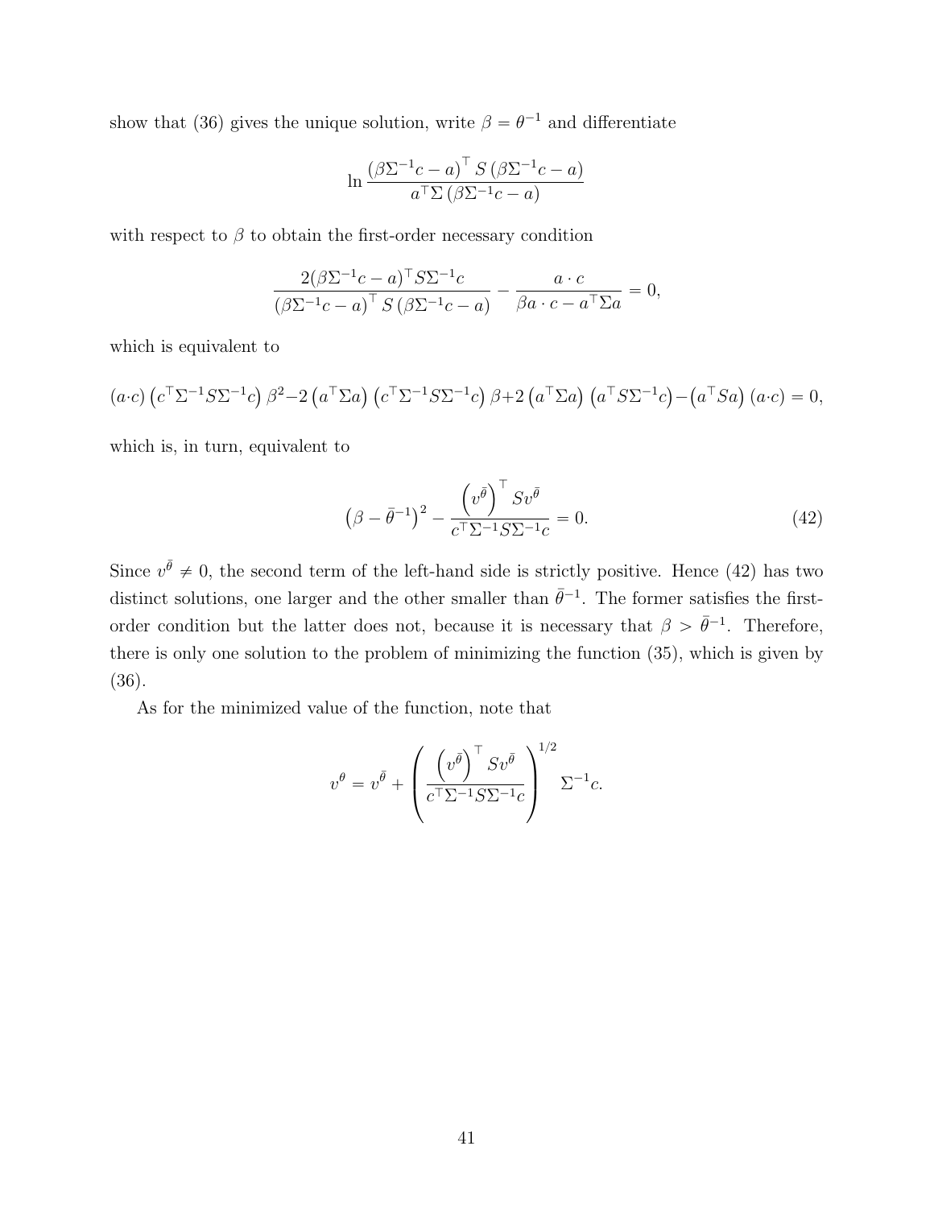show that (36) gives the unique solution, write $\beta = \theta^{-1}$ and differentiate

$$\ln \frac{\left(\beta \Sigma^{-1} c - a\right)^\top S \left(\beta \Sigma^{-1} c - a\right)}{a^\top \Sigma \left(\beta \Sigma^{-1} c - a\right)}$$

with respect to $\beta$ to obtain the first-order necessary condition

$$\frac{2(\beta \Sigma^{-1} c - a)^\top S \Sigma^{-1} c}{\left(\beta \Sigma^{-1} c - a\right)^\top S \left(\beta \Sigma^{-1} c - a\right)} - \frac{a \cdot c}{\beta a \cdot c - a^\top \Sigma a} = 0,$$

which is equivalent to

$$(a \cdot c) \left(c^\top \Sigma^{-1} S \Sigma^{-1} c\right) \beta^2 - 2 \left(a^\top \Sigma a\right) \left(c^\top \Sigma^{-1} S \Sigma^{-1} c\right) \beta + 2 \left(a^\top \Sigma a\right) \left(a^\top S \Sigma^{-1} c\right) - \left(a^\top S a\right) (a \cdot c) = 0,$$

which is, in turn, equivalent to

$$\left(\beta - \bar{\theta}^{-1}\right)^2 - \frac{\left(v^{\bar{\theta}}\right)^\top S v^{\bar{\theta}}}{c^\top \Sigma^{-1} S \Sigma^{-1} c} = 0. \tag{42}$$

Since $v^{\bar{\theta}} \neq 0$, the second term of the left-hand side is strictly positive. Hence (42) has two distinct solutions, one larger and the other smaller than $\bar{\theta}^{-1}$. The former satisfies the first-order condition but the latter does not, because it is necessary that $\beta > \bar{\theta}^{-1}$. Therefore, there is only one solution to the problem of minimizing the function (35), which is given by (36).

As for the minimized value of the function, note that

$$v^{\theta} = v^{\bar{\theta}} + \left( \frac{\left(v^{\bar{\theta}}\right)^\top S v^{\bar{\theta}}}{c^\top \Sigma^{-1} S \Sigma^{-1} c} \right)^{1/2} \Sigma^{-1} c.$$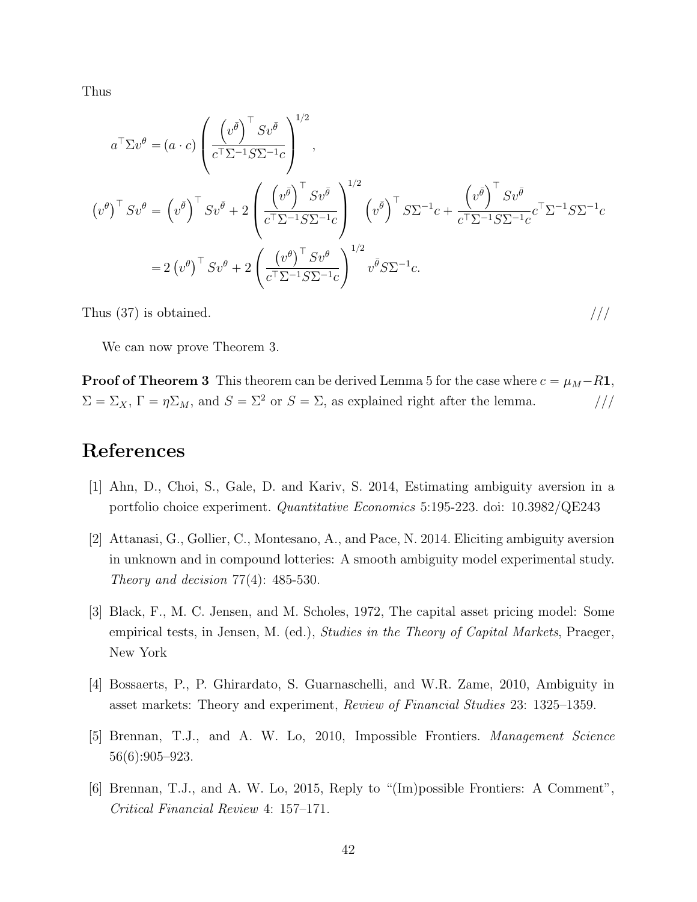Thus

$$
a^{\top}\Sigma v^{\theta} = (a \cdot c)\left(\frac{\left(v^{\bar{\theta}}\right)^{\top} S v^{\bar{\theta}}}{c^{\top}\Sigma^{-1}S\Sigma^{-1}c}\right)^{1/2},
$$

$$
\begin{aligned}
\left(v^{\theta}\right)^{\top} S v^{\theta} &= \left(v^{\bar{\theta}}\right)^{\top} S v^{\bar{\theta}} + 2\left(\frac{\left(v^{\bar{\theta}}\right)^{\top} S v^{\bar{\theta}}}{c^{\top}\Sigma^{-1}S\Sigma^{-1}c}\right)^{1/2} \left(v^{\bar{\theta}}\right)^{\top} S\Sigma^{-1}c + \frac{\left(v^{\bar{\theta}}\right)^{\top} S v^{\bar{\theta}}}{c^{\top}\Sigma^{-1}S\Sigma^{-1}c} c^{\top}\Sigma^{-1}S\Sigma^{-1}c \\
&= 2\left(v^{\theta}\right)^{\top} S v^{\theta} + 2\left(\frac{\left(v^{\theta}\right)^{\top} S v^{\theta}}{c^{\top}\Sigma^{-1}S\Sigma^{-1}c}\right)^{1/2} v^{\bar{\theta}} S\Sigma^{-1}c.
\end{aligned}
$$

Thus (37) is obtained. ///

We can now prove Theorem 3.

**Proof of Theorem 3** This theorem can be derived Lemma 5 for the case where $c = \mu_M - R\mathbf{1}$, $\Sigma = \Sigma_X$, $\Gamma = \eta\Sigma_M$, and $S = \Sigma^2$ or $S = \Sigma$, as explained right after the lemma. ///

# References

[1] Ahn, D., Choi, S., Gale, D. and Kariv, S. 2014, Estimating ambiguity aversion in a portfolio choice experiment. *Quantitative Economics* 5:195-223. doi: 10.3982/QE243

[2] Attanasi, G., Gollier, C., Montesano, A., and Pace, N. 2014. Eliciting ambiguity aversion in unknown and in compound lotteries: A smooth ambiguity model experimental study. *Theory and decision* 77(4): 485-530.

[3] Black, F., M. C. Jensen, and M. Scholes, 1972, The capital asset pricing model: Some empirical tests, in Jensen, M. (ed.), *Studies in the Theory of Capital Markets*, Praeger, New York

[4] Bossaerts, P., P. Ghirardato, S. Guarnaschelli, and W.R. Zame, 2010, Ambiguity in asset markets: Theory and experiment, *Review of Financial Studies* 23: 1325–1359.

[5] Brennan, T.J., and A. W. Lo, 2010, Impossible Frontiers. *Management Science* 56(6):905–923.

[6] Brennan, T.J., and A. W. Lo, 2015, Reply to "(Im)possible Frontiers: A Comment", *Critical Financial Review* 4: 157–171.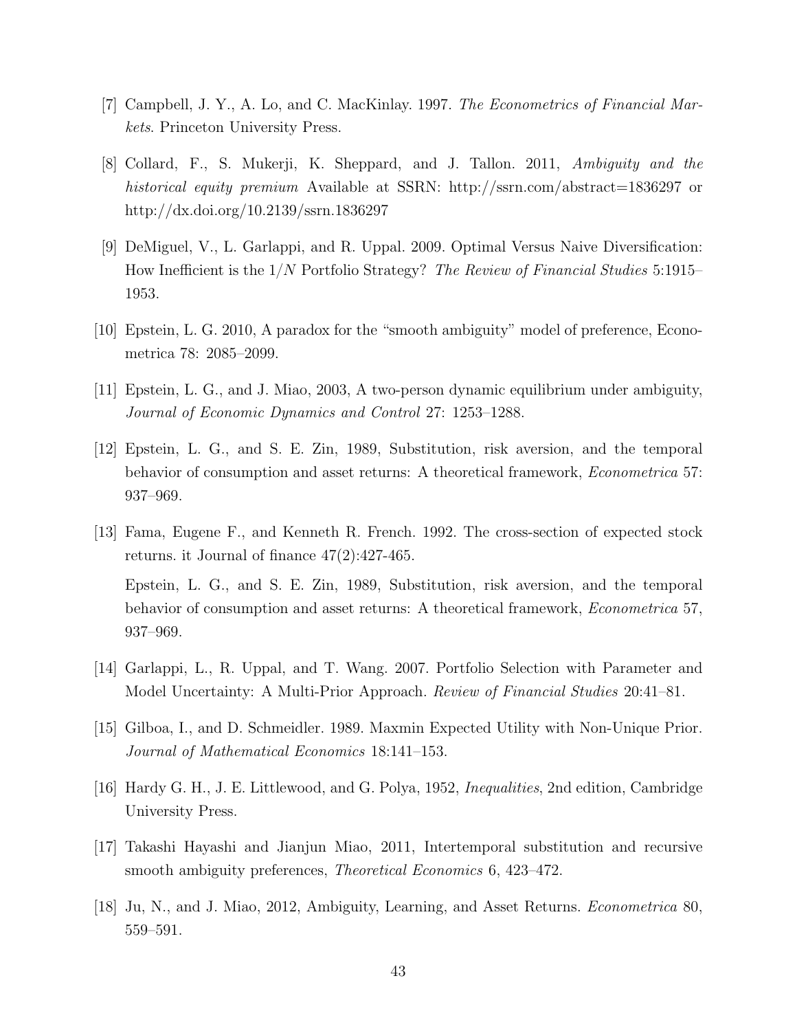[7] Campbell, J. Y., A. Lo, and C. MacKinlay. 1997. *The Econometrics of Financial Markets*. Princeton University Press.

[8] Collard, F., S. Mukerji, K. Sheppard, and J. Tallon. 2011, *Ambiguity and the historical equity premium* Available at SSRN: http://ssrn.com/abstract=1836297 or http://dx.doi.org/10.2139/ssrn.1836297

[9] DeMiguel, V., L. Garlappi, and R. Uppal. 2009. Optimal Versus Naive Diversification: How Inefficient is the $1/N$ Portfolio Strategy? *The Review of Financial Studies* 5:1915–1953.

[10] Epstein, L. G. 2010, A paradox for the "smooth ambiguity" model of preference, Econometrica 78: 2085–2099.

[11] Epstein, L. G., and J. Miao, 2003, A two-person dynamic equilibrium under ambiguity, *Journal of Economic Dynamics and Control* 27: 1253–1288.

[12] Epstein, L. G., and S. E. Zin, 1989, Substitution, risk aversion, and the temporal behavior of consumption and asset returns: A theoretical framework, *Econometrica* 57: 937–969.

[13] Fama, Eugene F., and Kenneth R. French. 1992. The cross-section of expected stock returns. it Journal of finance 47(2):427-465.

Epstein, L. G., and S. E. Zin, 1989, Substitution, risk aversion, and the temporal behavior of consumption and asset returns: A theoretical framework, *Econometrica* 57, 937–969.

[14] Garlappi, L., R. Uppal, and T. Wang. 2007. Portfolio Selection with Parameter and Model Uncertainty: A Multi-Prior Approach. *Review of Financial Studies* 20:41–81.

[15] Gilboa, I., and D. Schmeidler. 1989. Maxmin Expected Utility with Non-Unique Prior. *Journal of Mathematical Economics* 18:141–153.

[16] Hardy G. H., J. E. Littlewood, and G. Polya, 1952, *Inequalities*, 2nd edition, Cambridge University Press.

[17] Takashi Hayashi and Jianjun Miao, 2011, Intertemporal substitution and recursive smooth ambiguity preferences, *Theoretical Economics* 6, 423–472.

[18] Ju, N., and J. Miao, 2012, Ambiguity, Learning, and Asset Returns. *Econometrica* 80, 559–591.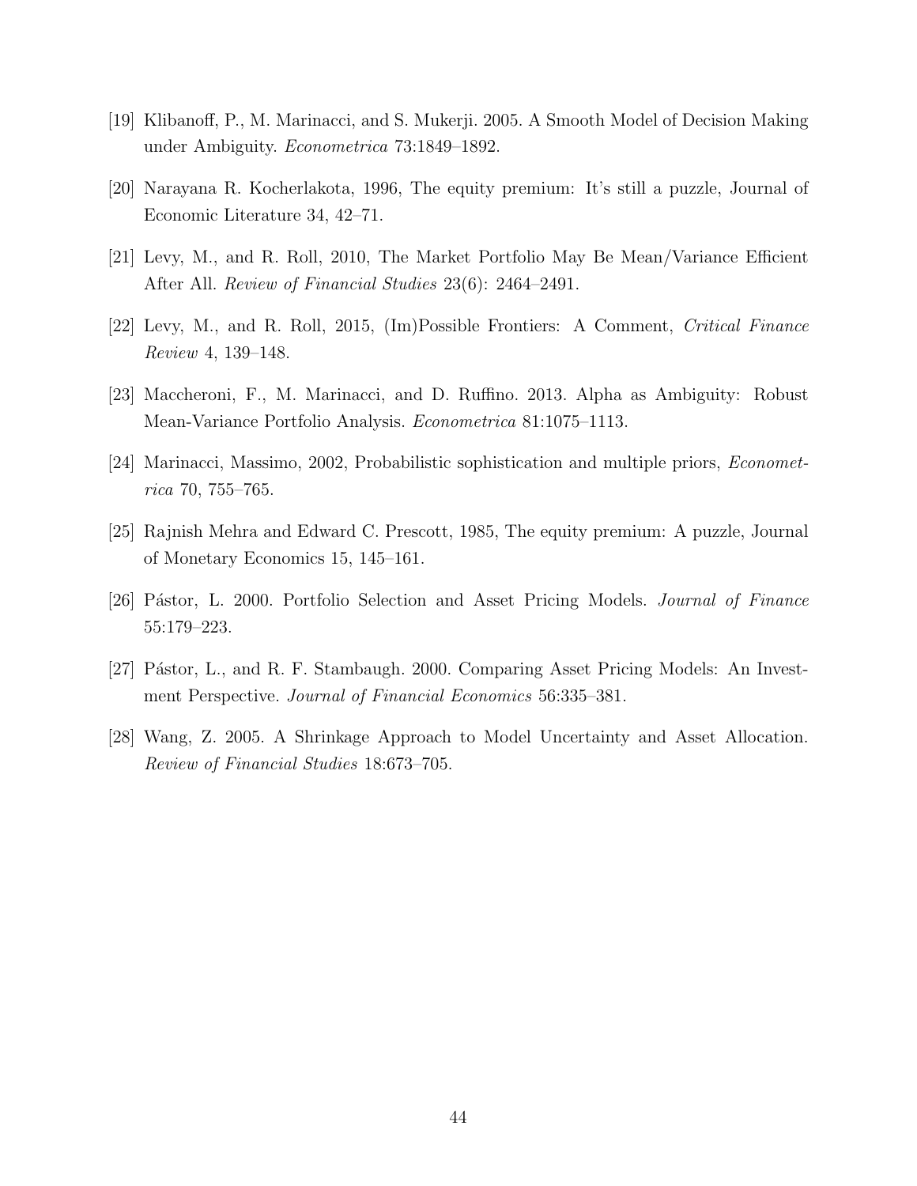[19] Klibanoff, P., M. Marinacci, and S. Mukerji. 2005. A Smooth Model of Decision Making under Ambiguity. *Econometrica* 73:1849–1892.

[20] Narayana R. Kocherlakota, 1996, The equity premium: It's still a puzzle, Journal of Economic Literature 34, 42–71.

[21] Levy, M., and R. Roll, 2010, The Market Portfolio May Be Mean/Variance Efficient After All. *Review of Financial Studies* 23(6): 2464–2491.

[22] Levy, M., and R. Roll, 2015, (Im)Possible Frontiers: A Comment, *Critical Finance Review* 4, 139–148.

[23] Maccheroni, F., M. Marinacci, and D. Ruffino. 2013. Alpha as Ambiguity: Robust Mean-Variance Portfolio Analysis. *Econometrica* 81:1075–1113.

[24] Marinacci, Massimo, 2002, Probabilistic sophistication and multiple priors, *Econometrica* 70, 755–765.

[25] Rajnish Mehra and Edward C. Prescott, 1985, The equity premium: A puzzle, Journal of Monetary Economics 15, 145–161.

[26] Pástor, L. 2000. Portfolio Selection and Asset Pricing Models. *Journal of Finance* 55:179–223.

[27] Pástor, L., and R. F. Stambaugh. 2000. Comparing Asset Pricing Models: An Investment Perspective. *Journal of Financial Economics* 56:335–381.

[28] Wang, Z. 2005. A Shrinkage Approach to Model Uncertainty and Asset Allocation. *Review of Financial Studies* 18:673–705.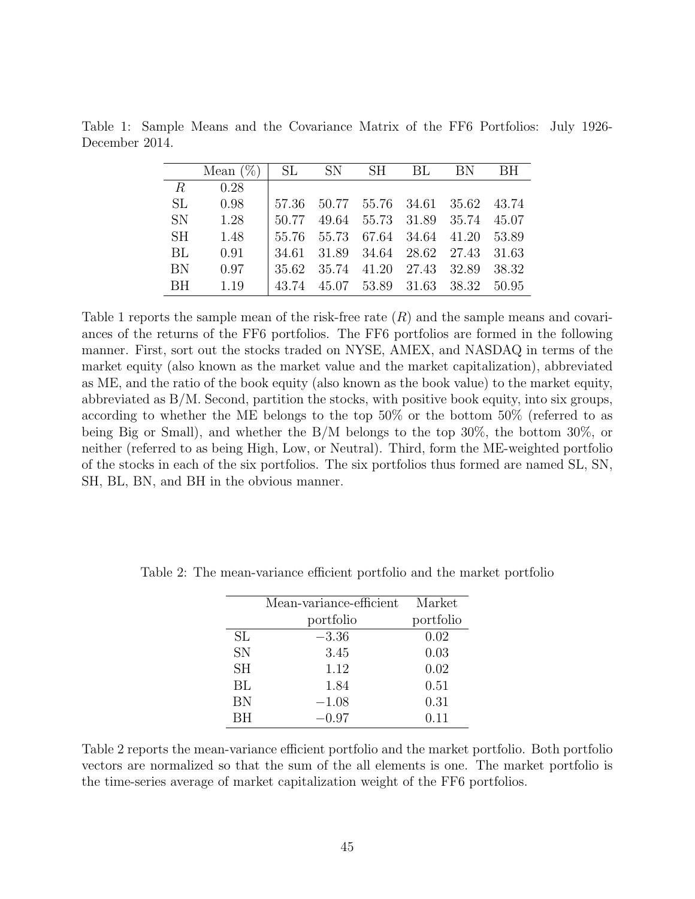Table 1: Sample Means and the Covariance Matrix of the FF6 Portfolios: July 1926-December 2014.

|  | Mean (%) | SL | SN | SH | BL | BN | BH |
|---|---|---|---|---|---|---|---|
| $R$ | 0.28 |  |  |  |  |  |  |
| SL | 0.98 | 57.36 | 50.77 | 55.76 | 34.61 | 35.62 | 43.74 |
| SN | 1.28 | 50.77 | 49.64 | 55.73 | 31.89 | 35.74 | 45.07 |
| SH | 1.48 | 55.76 | 55.73 | 67.64 | 34.64 | 41.20 | 53.89 |
| BL | 0.91 | 34.61 | 31.89 | 34.64 | 28.62 | 27.43 | 31.63 |
| BN | 0.97 | 35.62 | 35.74 | 41.20 | 27.43 | 32.89 | 38.32 |
| BH | 1.19 | 43.74 | 45.07 | 53.89 | 31.63 | 38.32 | 50.95 |

Table 1 reports the sample mean of the risk-free rate ($R$) and the sample means and covariances of the returns of the FF6 portfolios. The FF6 portfolios are formed in the following manner. First, sort out the stocks traded on NYSE, AMEX, and NASDAQ in terms of the market equity (also known as the market value and the market capitalization), abbreviated as ME, and the ratio of the book equity (also known as the book value) to the market equity, abbreviated as B/M. Second, partition the stocks, with positive book equity, into six groups, according to whether the ME belongs to the top 50% or the bottom 50% (referred to as being Big or Small), and whether the B/M belongs to the top 30%, the bottom 30%, or neither (referred to as being High, Low, or Neutral). Third, form the ME-weighted portfolio of the stocks in each of the six portfolios. The six portfolios thus formed are named SL, SN, SH, BL, BN, and BH in the obvious manner.

Table 2: The mean-variance efficient portfolio and the market portfolio

|  | Mean-variance-efficient portfolio | Market portfolio |
|---|---|---|
| SL | −3.36 | 0.02 |
| SN | 3.45 | 0.03 |
| SH | 1.12 | 0.02 |
| BL | 1.84 | 0.51 |
| BN | −1.08 | 0.31 |
| BH | −0.97 | 0.11 |

Table 2 reports the mean-variance efficient portfolio and the market portfolio. Both portfolio vectors are normalized so that the sum of the all elements is one. The market portfolio is the time-series average of market capitalization weight of the FF6 portfolios.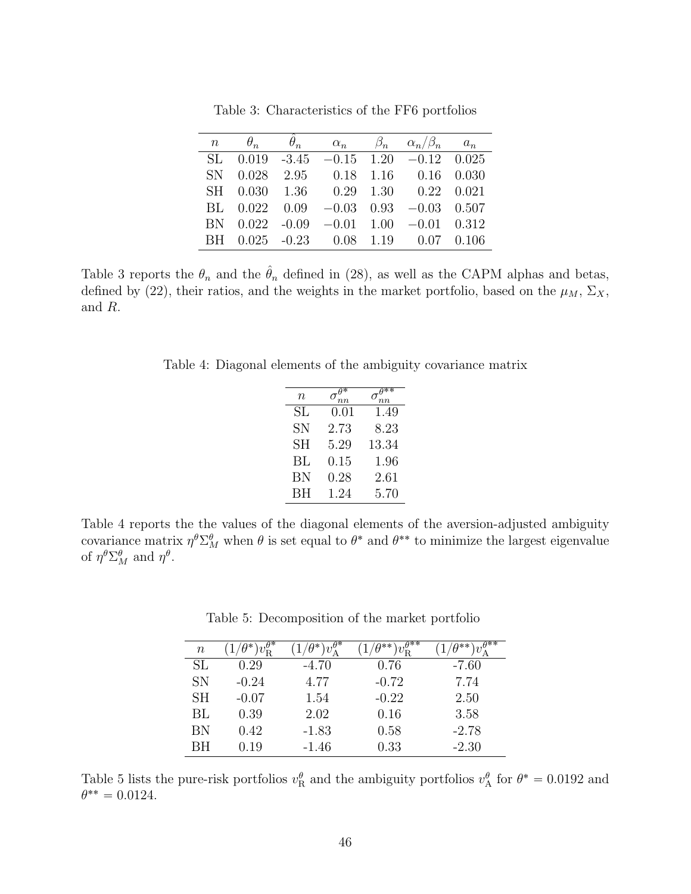Table 3: Characteristics of the FF6 portfolios

| $n$ | $\theta_n$ | $\hat{\theta}_n$ | $\alpha_n$ | $\beta_n$ | $\alpha_n/\beta_n$ | $a_n$ |
|---|---|---|---|---|---|---|
| SL | 0.019 | -3.45 | $-0.15$ | 1.20 | $-0.12$ | 0.025 |
| SN | 0.028 | 2.95 | 0.18 | 1.16 | 0.16 | 0.030 |
| SH | 0.030 | 1.36 | 0.29 | 1.30 | 0.22 | 0.021 |
| BL | 0.022 | 0.09 | $-0.03$ | 0.93 | $-0.03$ | 0.507 |
| BN | 0.022 | -0.09 | $-0.01$ | 1.00 | $-0.01$ | 0.312 |
| BH | 0.025 | -0.23 | 0.08 | 1.19 | 0.07 | 0.106 |

Table 3 reports the $\theta_n$ and the $\hat{\theta}_n$ defined in (28), as well as the CAPM alphas and betas, defined by (22), their ratios, and the weights in the market portfolio, based on the $\mu_M$, $\Sigma_X$, and $R$.

Table 4: Diagonal elements of the ambiguity covariance matrix

| $n$ | $\sigma_{nn}^{\theta^*}$ | $\sigma_{nn}^{\theta^{**}}$ |
|---|---|---|
| SL | 0.01 | 1.49 |
| SN | 2.73 | 8.23 |
| SH | 5.29 | 13.34 |
| BL | 0.15 | 1.96 |
| BN | 0.28 | 2.61 |
| BH | 1.24 | 5.70 |

Table 4 reports the the values of the diagonal elements of the aversion-adjusted ambiguity covariance matrix $\eta^\theta \Sigma_M^\theta$ when $\theta$ is set equal to $\theta^*$ and $\theta^{**}$ to minimize the largest eigenvalue of $\eta^\theta \Sigma_M^\theta$ and $\eta^\theta$.

Table 5: Decomposition of the market portfolio

| $n$ | $(1/\theta^*)v_{\text{R}}^{\theta^*}$ | $(1/\theta^*)v_{\text{A}}^{\theta^*}$ | $(1/\theta^{**})v_{\text{R}}^{\theta^{**}}$ | $(1/\theta^{**})v_{\text{A}}^{\theta^{**}}$ |
|---|---|---|---|---|
| SL | 0.29 | -4.70 | 0.76 | -7.60 |
| SN | -0.24 | 4.77 | -0.72 | 7.74 |
| SH | -0.07 | 1.54 | -0.22 | 2.50 |
| BL | 0.39 | 2.02 | 0.16 | 3.58 |
| BN | 0.42 | -1.83 | 0.58 | -2.78 |
| BH | 0.19 | -1.46 | 0.33 | -2.30 |

Table 5 lists the pure-risk portfolios $v_{\text{R}}^\theta$ and the ambiguity portfolios $v_{\text{A}}^\theta$ for $\theta^* = 0.0192$ and $\theta^{**} = 0.0124$.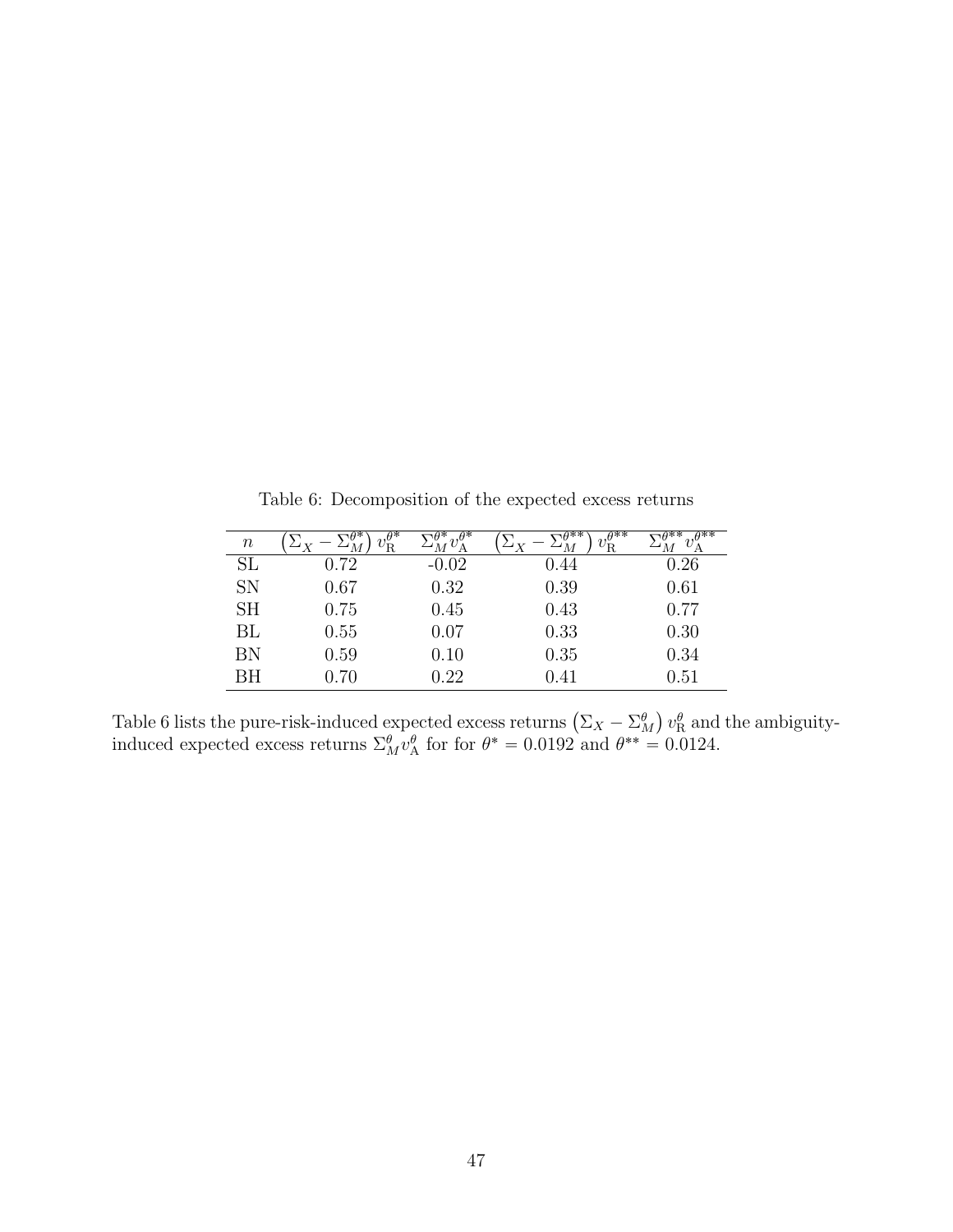Table 6: Decomposition of the expected excess returns

| $n$ | $\left(\Sigma_X - \Sigma_M^{\theta*}\right) v_{\mathrm{R}}^{\theta*}$ | $\Sigma_M^{\theta*} v_{\mathrm{A}}^{\theta*}$ | $\left(\Sigma_X - \Sigma_M^{\theta**}\right) v_{\mathrm{R}}^{\theta**}$ | $\Sigma_M^{\theta**} v_{\mathrm{A}}^{\theta**}$ |
|---|---|---|---|---|
| SL | 0.72 | -0.02 | 0.44 | 0.26 |
| SN | 0.67 | 0.32 | 0.39 | 0.61 |
| SH | 0.75 | 0.45 | 0.43 | 0.77 |
| BL | 0.55 | 0.07 | 0.33 | 0.30 |
| BN | 0.59 | 0.10 | 0.35 | 0.34 |
| BH | 0.70 | 0.22 | 0.41 | 0.51 |

Table 6 lists the pure-risk-induced expected excess returns $\left(\Sigma_X - \Sigma_M^{\theta}\right) v_{\mathrm{R}}^{\theta}$ and the ambiguity-induced expected excess returns $\Sigma_M^{\theta} v_{\mathrm{A}}^{\theta}$ for for $\theta^* = 0.0192$ and $\theta^{**} = 0.0124$.